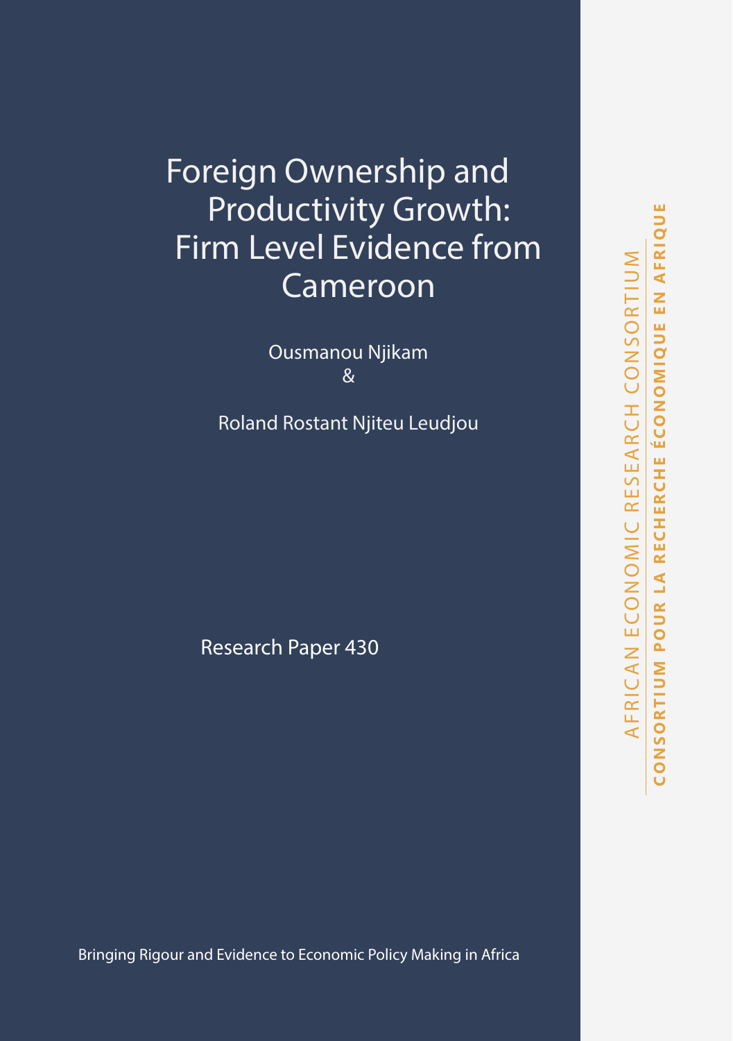# Foreign Ownership and Productivity Growth: Firm Level Evidence from Cameroon

Ousmanou Njikam
&

Roland Rostant Njiteu Leudjou

Research Paper 430

Bringing Rigour and Evidence to Economic Policy Making in Africa

AFRICAN ECONOMIC RESEARCH CONSORTIUM

**CONSORTIUM POUR LA RECHERCHE ÉCONOMIQUE EN AFRIQUE**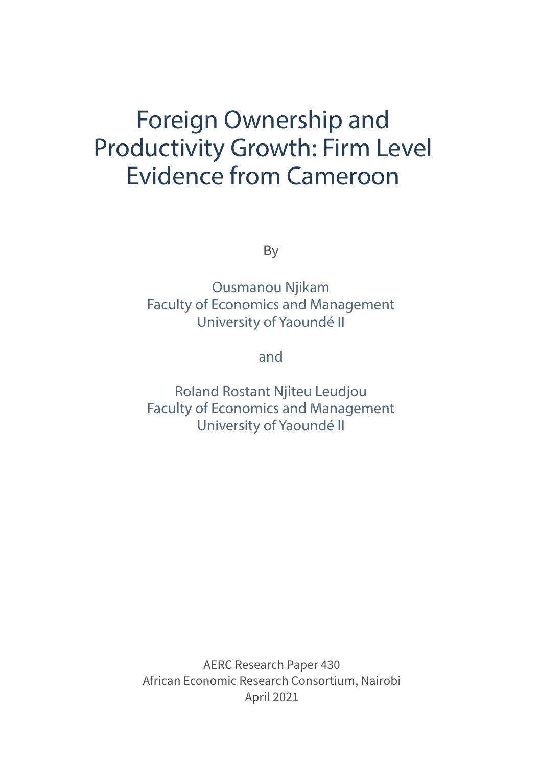# Foreign Ownership and Productivity Growth: Firm Level Evidence from Cameroon

By

Ousmanou Njikam
Faculty of Economics and Management
University of Yaoundé II

and

Roland Rostant Njiteu Leudjou
Faculty of Economics and Management
University of Yaoundé II

AERC Research Paper 430
African Economic Research Consortium, Nairobi
April 2021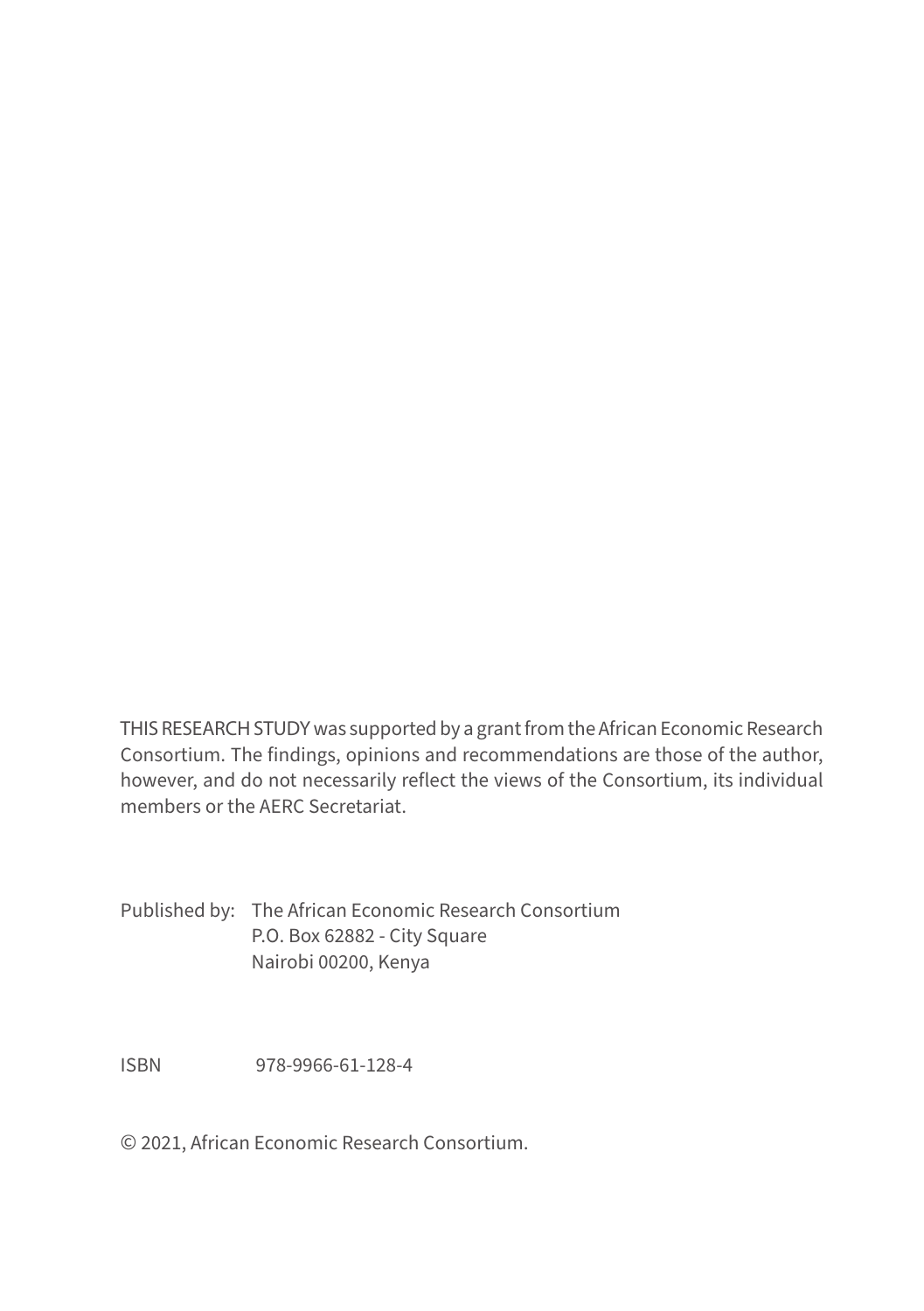THIS RESEARCH STUDY was supported by a grant from the African Economic Research Consortium. The findings, opinions and recommendations are those of the author, however, and do not necessarily reflect the views of the Consortium, its individual members or the AERC Secretariat.

Published by: The African Economic Research Consortium
P.O. Box 62882 - City Square
Nairobi 00200, Kenya

ISBN 978-9966-61-128-4

© 2021, African Economic Research Consortium.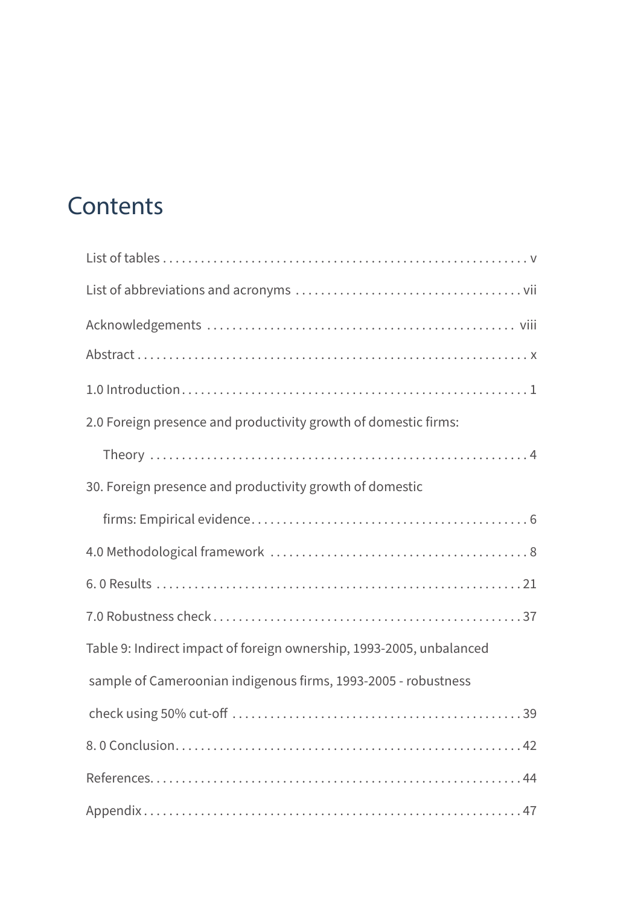# Contents

List of tables . . . . . . . . . . . . . . . . . . . . . . . . . . . . . . . . . . . . . . . . . . . . . . . . . . . . . . . . . v

List of abbreviations and acronyms . . . . . . . . . . . . . . . . . . . . . . . . . . . . . . . . . . . vii

Acknowledgements . . . . . . . . . . . . . . . . . . . . . . . . . . . . . . . . . . . . . . . . . . . . . . . viii

Abstract . . . . . . . . . . . . . . . . . . . . . . . . . . . . . . . . . . . . . . . . . . . . . . . . . . . . . . . . . . . . x

1.0 Introduction . . . . . . . . . . . . . . . . . . . . . . . . . . . . . . . . . . . . . . . . . . . . . . . . . . . . . 1

2.0 Foreign presence and productivity growth of domestic firms:

Theory . . . . . . . . . . . . . . . . . . . . . . . . . . . . . . . . . . . . . . . . . . . . . . . . . . . . . . . . . . . 4

30. Foreign presence and productivity growth of domestic

firms: Empirical evidence . . . . . . . . . . . . . . . . . . . . . . . . . . . . . . . . . . . . . . . . . . . . 6

4.0 Methodological framework . . . . . . . . . . . . . . . . . . . . . . . . . . . . . . . . . . . . . . . . . 8

6. 0 Results . . . . . . . . . . . . . . . . . . . . . . . . . . . . . . . . . . . . . . . . . . . . . . . . . . . . . . . . . 21

7.0 Robustness check . . . . . . . . . . . . . . . . . . . . . . . . . . . . . . . . . . . . . . . . . . . . . . . . . 37

Table 9: Indirect impact of foreign ownership, 1993-2005, unbalanced

sample of Cameroonian indigenous firms, 1993-2005 - robustness

check using 50% cut-off . . . . . . . . . . . . . . . . . . . . . . . . . . . . . . . . . . . . . . . . . . . . . . 39

8. 0 Conclusion . . . . . . . . . . . . . . . . . . . . . . . . . . . . . . . . . . . . . . . . . . . . . . . . . . . . . . 42

References . . . . . . . . . . . . . . . . . . . . . . . . . . . . . . . . . . . . . . . . . . . . . . . . . . . . . . . . . 44

Appendix . . . . . . . . . . . . . . . . . . . . . . . . . . . . . . . . . . . . . . . . . . . . . . . . . . . . . . . . . . 47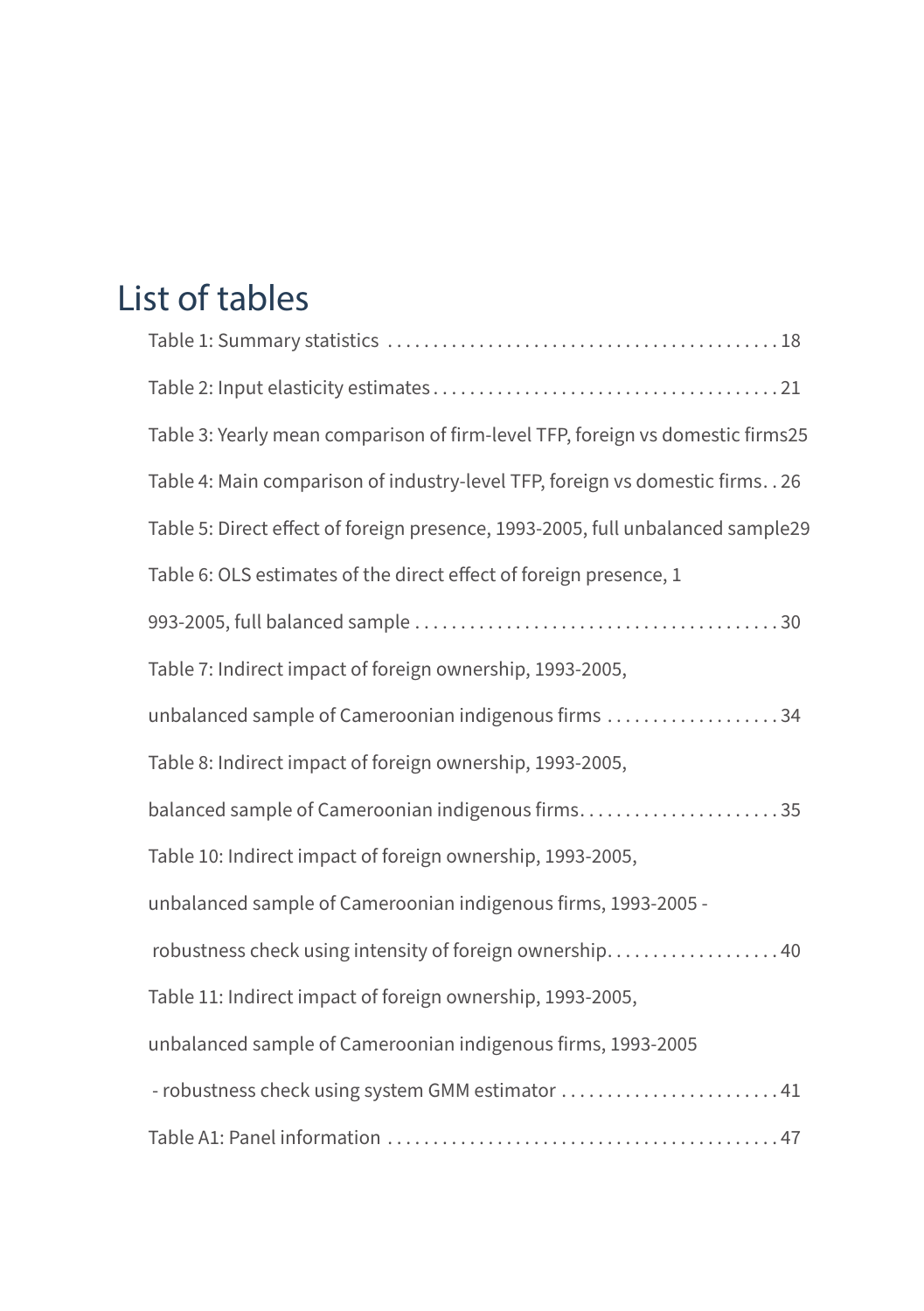## List of tables

Table 1: Summary statistics ........................................... 18

Table 2: Input elasticity estimates ...................................... 21

Table 3: Yearly mean comparison of firm-level TFP, foreign vs domestic firms 25

Table 4: Main comparison of industry-level TFP, foreign vs domestic firms . . 26

Table 5: Direct effect of foreign presence, 1993-2005, full unbalanced sample 29

Table 6: OLS estimates of the direct effect of foreign presence, 1

993-2005, full balanced sample ........................................ 30

Table 7: Indirect impact of foreign ownership, 1993-2005,

unbalanced sample of Cameroonian indigenous firms ................... 34

Table 8: Indirect impact of foreign ownership, 1993-2005,

balanced sample of Cameroonian indigenous firms. ...................... 35

Table 10: Indirect impact of foreign ownership, 1993-2005,

unbalanced sample of Cameroonian indigenous firms, 1993-2005 -

robustness check using intensity of foreign ownership. .................. 40

Table 11: Indirect impact of foreign ownership, 1993-2005,

unbalanced sample of Cameroonian indigenous firms, 1993-2005

- robustness check using system GMM estimator ........................ 41

Table A1: Panel information ........................................... 47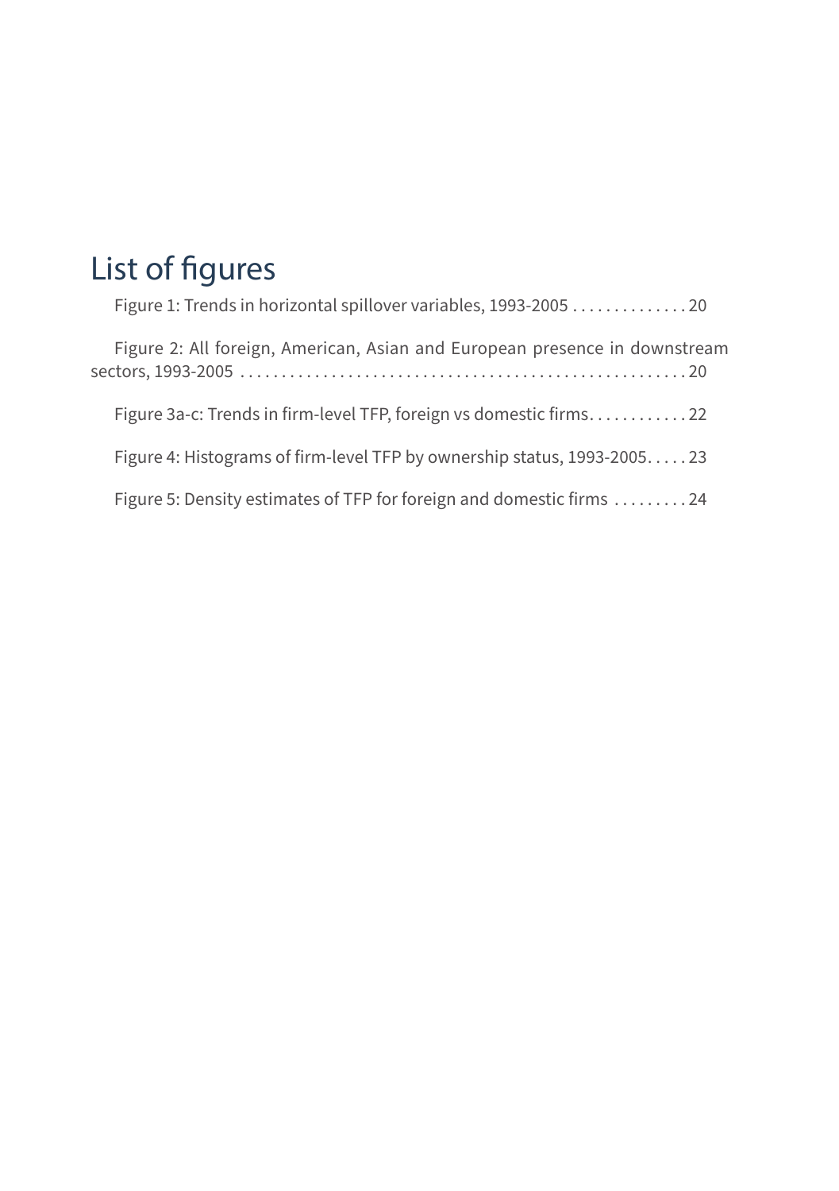# List of figures

Figure 1: Trends in horizontal spillover variables, 1993-2005 . . . . . . . . . . . . . . 20

Figure 2: All foreign, American, Asian and European presence in downstream sectors, 1993-2005 . . . . . . . . . . . . . . . . . . . . . . . . . . . . . . . . . . . . . . . . . . . . . . . . . . . . . 20

Figure 3a-c: Trends in firm-level TFP, foreign vs domestic firms. . . . . . . . . . . . 22

Figure 4: Histograms of firm-level TFP by ownership status, 1993-2005. . . . . 23

Figure 5: Density estimates of TFP for foreign and domestic firms . . . . . . . . . 24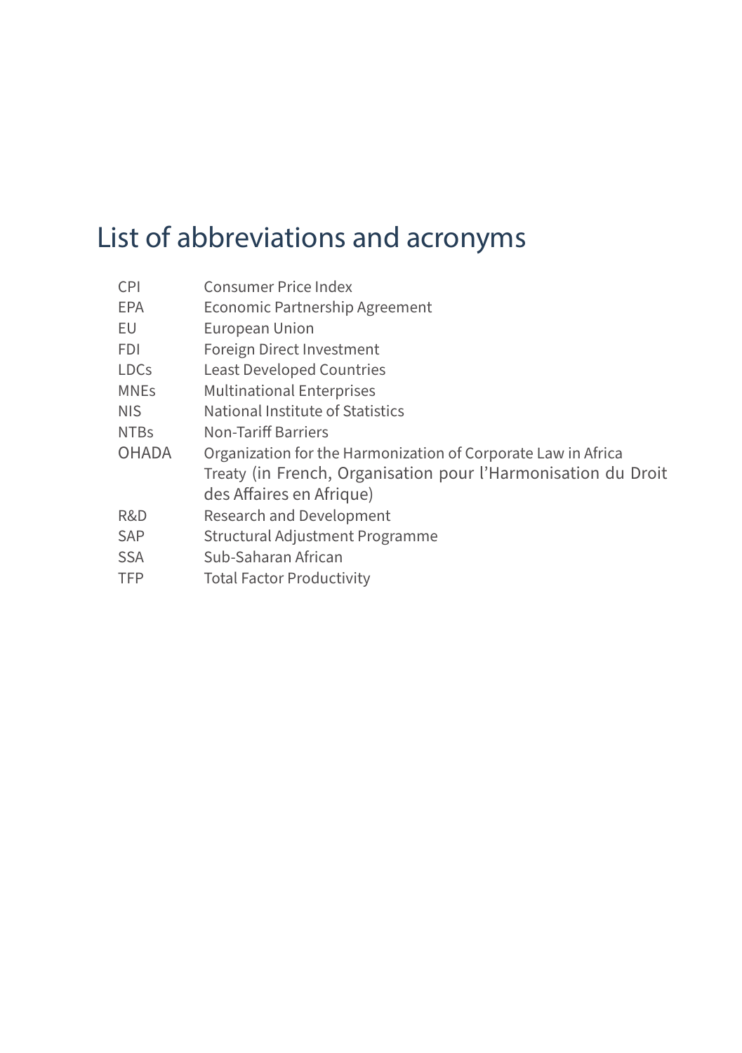# List of abbreviations and acronyms

| | |
|---|---|
| CPI | Consumer Price Index |
| EPA | Economic Partnership Agreement |
| EU | European Union |
| FDI | Foreign Direct Investment |
| LDCs | Least Developed Countries |
| MNEs | Multinational Enterprises |
| NIS | National Institute of Statistics |
| NTBs | Non-Tariff Barriers |
| OHADA | Organization for the Harmonization of Corporate Law in Africa Treaty (in French, Organisation pour l'Harmonisation du Droit des Affaires en Afrique) |
| R&D | Research and Development |
| SAP | Structural Adjustment Programme |
| SSA | Sub-Saharan African |
| TFP | Total Factor Productivity |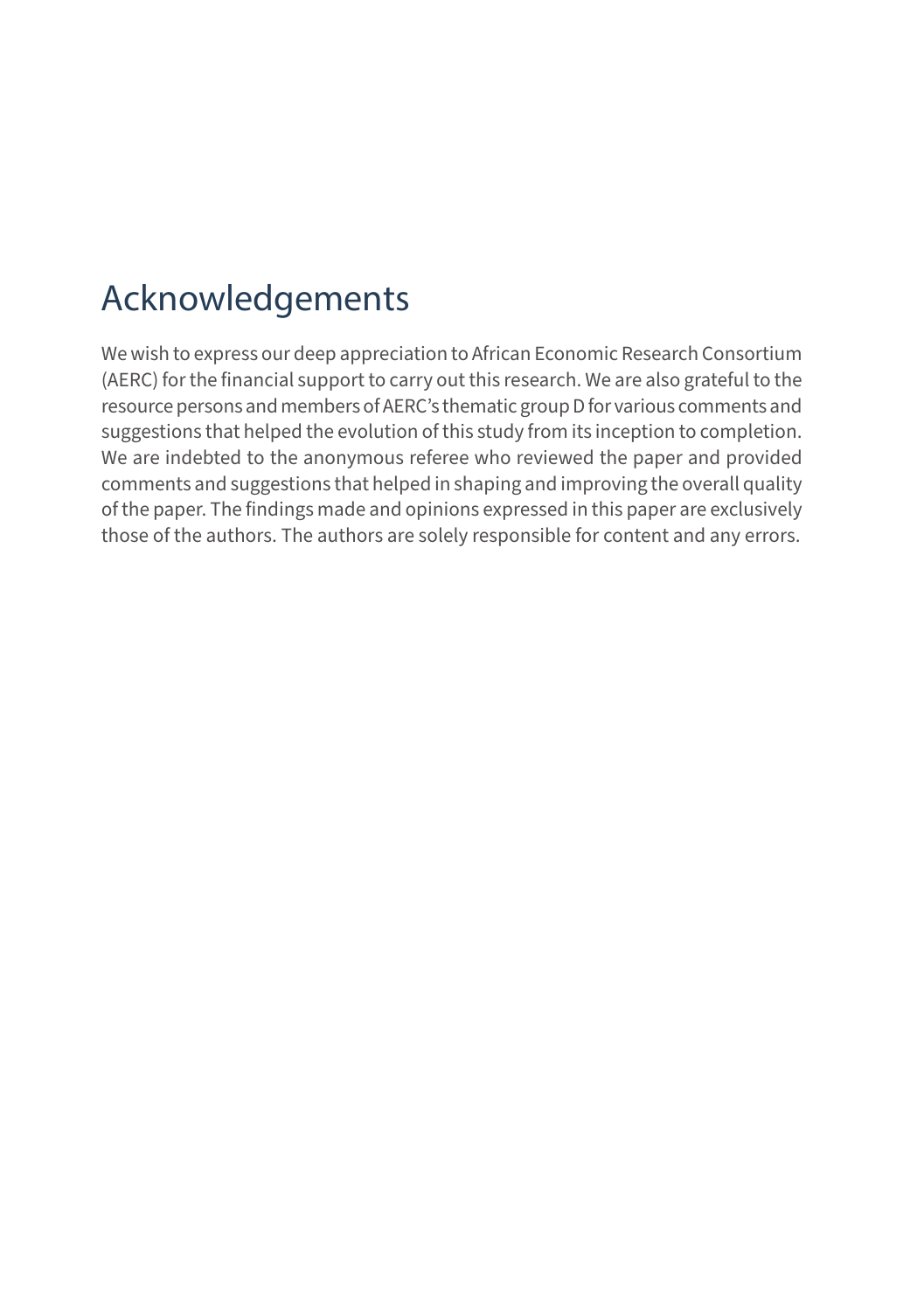# Acknowledgements

We wish to express our deep appreciation to African Economic Research Consortium (AERC) for the financial support to carry out this research. We are also grateful to the resource persons and members of AERC's thematic group D for various comments and suggestions that helped the evolution of this study from its inception to completion. We are indebted to the anonymous referee who reviewed the paper and provided comments and suggestions that helped in shaping and improving the overall quality of the paper. The findings made and opinions expressed in this paper are exclusively those of the authors. The authors are solely responsible for content and any errors.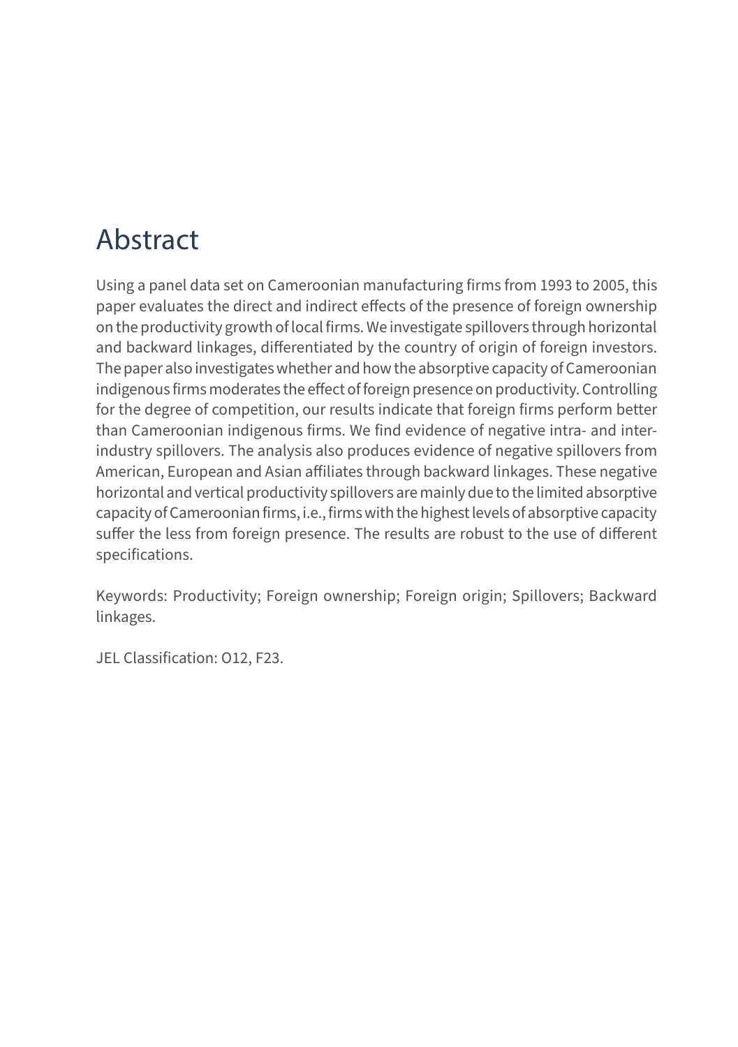# Abstract

Using a panel data set on Cameroonian manufacturing firms from 1993 to 2005, this paper evaluates the direct and indirect effects of the presence of foreign ownership on the productivity growth of local firms. We investigate spillovers through horizontal and backward linkages, differentiated by the country of origin of foreign investors. The paper also investigates whether and how the absorptive capacity of Cameroonian indigenous firms moderates the effect of foreign presence on productivity. Controlling for the degree of competition, our results indicate that foreign firms perform better than Cameroonian indigenous firms. We find evidence of negative intra- and inter-industry spillovers. The analysis also produces evidence of negative spillovers from American, European and Asian affiliates through backward linkages. These negative horizontal and vertical productivity spillovers are mainly due to the limited absorptive capacity of Cameroonian firms, i.e., firms with the highest levels of absorptive capacity suffer the less from foreign presence. The results are robust to the use of different specifications.

Keywords: Productivity; Foreign ownership; Foreign origin; Spillovers; Backward linkages.

JEL Classification: O12, F23.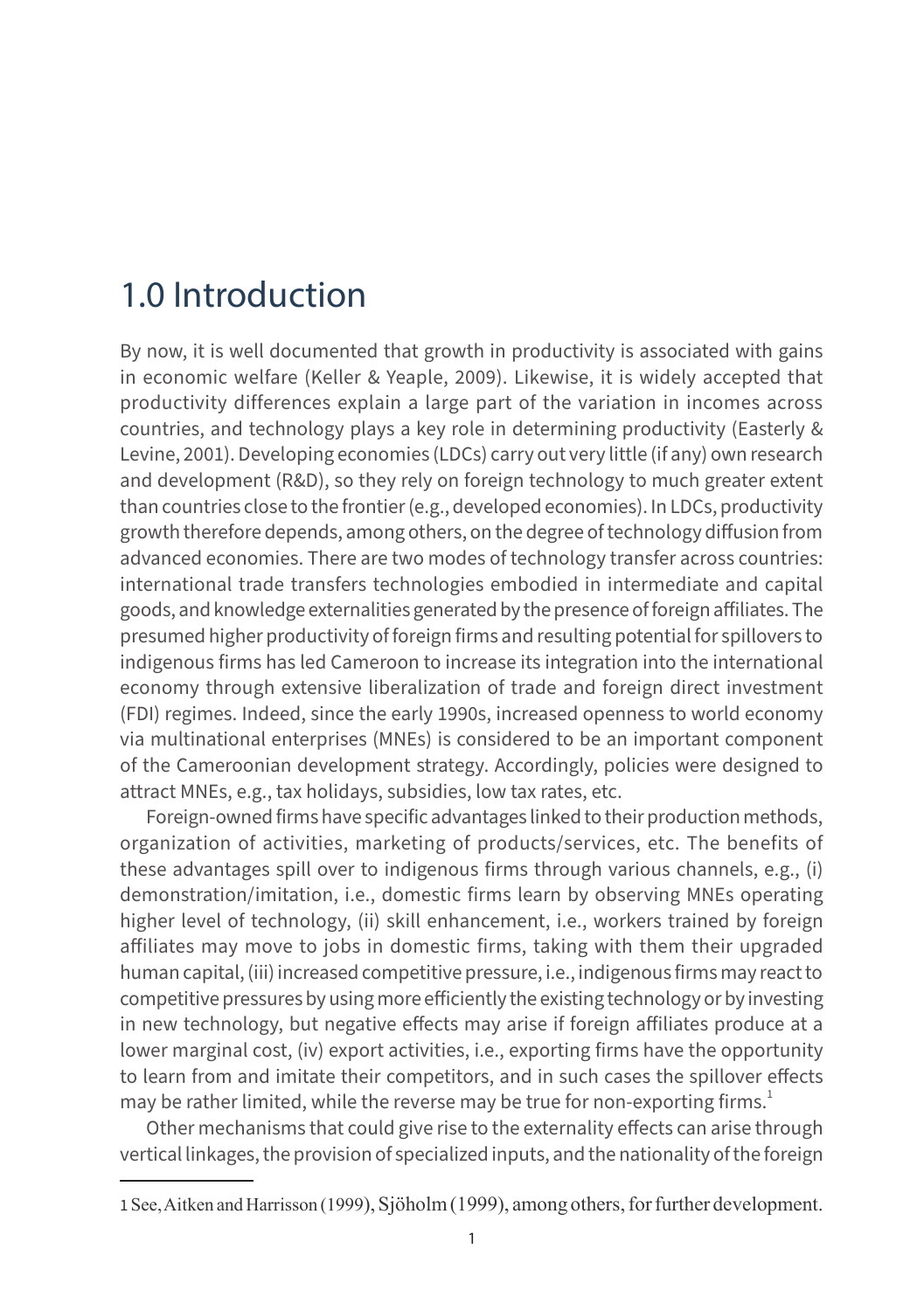# 1.0 Introduction

By now, it is well documented that growth in productivity is associated with gains in economic welfare (Keller & Yeaple, 2009). Likewise, it is widely accepted that productivity differences explain a large part of the variation in incomes across countries, and technology plays a key role in determining productivity (Easterly & Levine, 2001). Developing economies (LDCs) carry out very little (if any) own research and development (R&D), so they rely on foreign technology to much greater extent than countries close to the frontier (e.g., developed economies). In LDCs, productivity growth therefore depends, among others, on the degree of technology diffusion from advanced economies. There are two modes of technology transfer across countries: international trade transfers technologies embodied in intermediate and capital goods, and knowledge externalities generated by the presence of foreign affiliates. The presumed higher productivity of foreign firms and resulting potential for spillovers to indigenous firms has led Cameroon to increase its integration into the international economy through extensive liberalization of trade and foreign direct investment (FDI) regimes. Indeed, since the early 1990s, increased openness to world economy via multinational enterprises (MNEs) is considered to be an important component of the Cameroonian development strategy. Accordingly, policies were designed to attract MNEs, e.g., tax holidays, subsidies, low tax rates, etc.

Foreign-owned firms have specific advantages linked to their production methods, organization of activities, marketing of products/services, etc. The benefits of these advantages spill over to indigenous firms through various channels, e.g., (i) demonstration/imitation, i.e., domestic firms learn by observing MNEs operating higher level of technology, (ii) skill enhancement, i.e., workers trained by foreign affiliates may move to jobs in domestic firms, taking with them their upgraded human capital, (iii) increased competitive pressure, i.e., indigenous firms may react to competitive pressures by using more efficiently the existing technology or by investing in new technology, but negative effects may arise if foreign affiliates produce at a lower marginal cost, (iv) export activities, i.e., exporting firms have the opportunity to learn from and imitate their competitors, and in such cases the spillover effects may be rather limited, while the reverse may be true for non-exporting firms.[1]

Other mechanisms that could give rise to the externality effects can arise through vertical linkages, the provision of specialized inputs, and the nationality of the foreign

---

1 See, Aitken and Harrisson (1999), Sjöholm (1999), among others, for further development.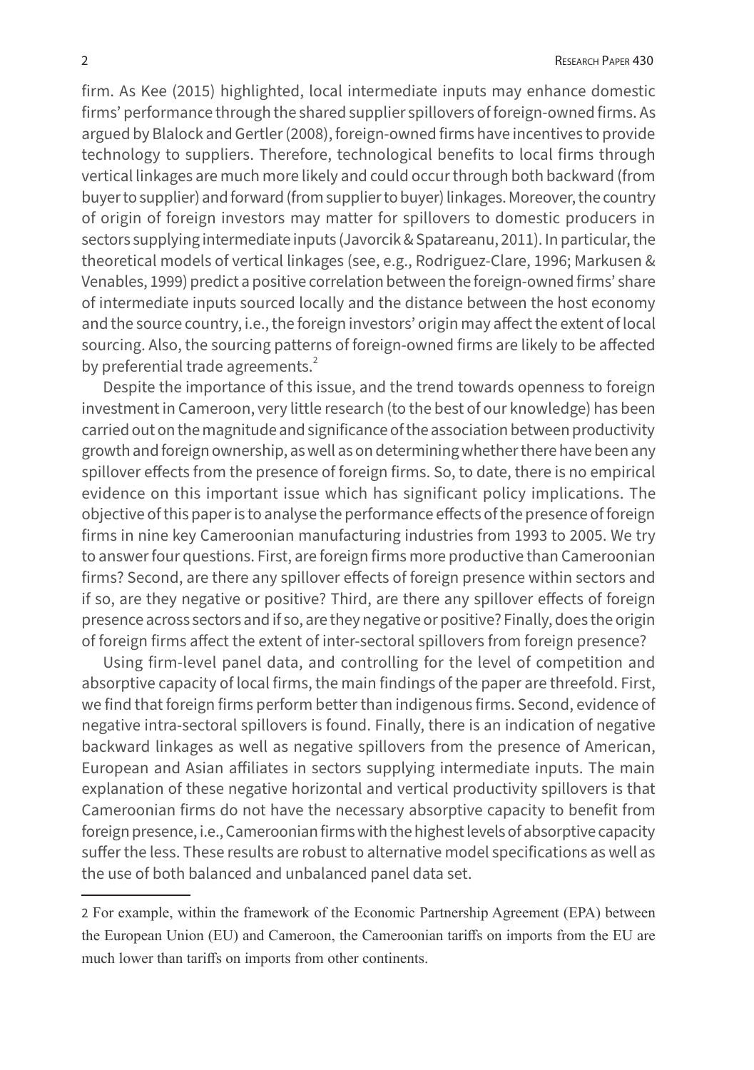firm. As Kee (2015) highlighted, local intermediate inputs may enhance domestic firms' performance through the shared supplier spillovers of foreign-owned firms. As argued by Blalock and Gertler (2008), foreign-owned firms have incentives to provide technology to suppliers. Therefore, technological benefits to local firms through vertical linkages are much more likely and could occur through both backward (from buyer to supplier) and forward (from supplier to buyer) linkages. Moreover, the country of origin of foreign investors may matter for spillovers to domestic producers in sectors supplying intermediate inputs (Javorcik & Spatareanu, 2011). In particular, the theoretical models of vertical linkages (see, e.g., Rodriguez-Clare, 1996; Markusen & Venables, 1999) predict a positive correlation between the foreign-owned firms' share of intermediate inputs sourced locally and the distance between the host economy and the source country, i.e., the foreign investors' origin may affect the extent of local sourcing. Also, the sourcing patterns of foreign-owned firms are likely to be affected by preferential trade agreements.[2]

Despite the importance of this issue, and the trend towards openness to foreign investment in Cameroon, very little research (to the best of our knowledge) has been carried out on the magnitude and significance of the association between productivity growth and foreign ownership, as well as on determining whether there have been any spillover effects from the presence of foreign firms. So, to date, there is no empirical evidence on this important issue which has significant policy implications. The objective of this paper is to analyse the performance effects of the presence of foreign firms in nine key Cameroonian manufacturing industries from 1993 to 2005. We try to answer four questions. First, are foreign firms more productive than Cameroonian firms? Second, are there any spillover effects of foreign presence within sectors and if so, are they negative or positive? Third, are there any spillover effects of foreign presence across sectors and if so, are they negative or positive? Finally, does the origin of foreign firms affect the extent of inter-sectoral spillovers from foreign presence?

Using firm-level panel data, and controlling for the level of competition and absorptive capacity of local firms, the main findings of the paper are threefold. First, we find that foreign firms perform better than indigenous firms. Second, evidence of negative intra-sectoral spillovers is found. Finally, there is an indication of negative backward linkages as well as negative spillovers from the presence of American, European and Asian affiliates in sectors supplying intermediate inputs. The main explanation of these negative horizontal and vertical productivity spillovers is that Cameroonian firms do not have the necessary absorptive capacity to benefit from foreign presence, i.e., Cameroonian firms with the highest levels of absorptive capacity suffer the less. These results are robust to alternative model specifications as well as the use of both balanced and unbalanced panel data set.

---

2 For example, within the framework of the Economic Partnership Agreement (EPA) between the European Union (EU) and Cameroon, the Cameroonian tariffs on imports from the EU are much lower than tariffs on imports from other continents.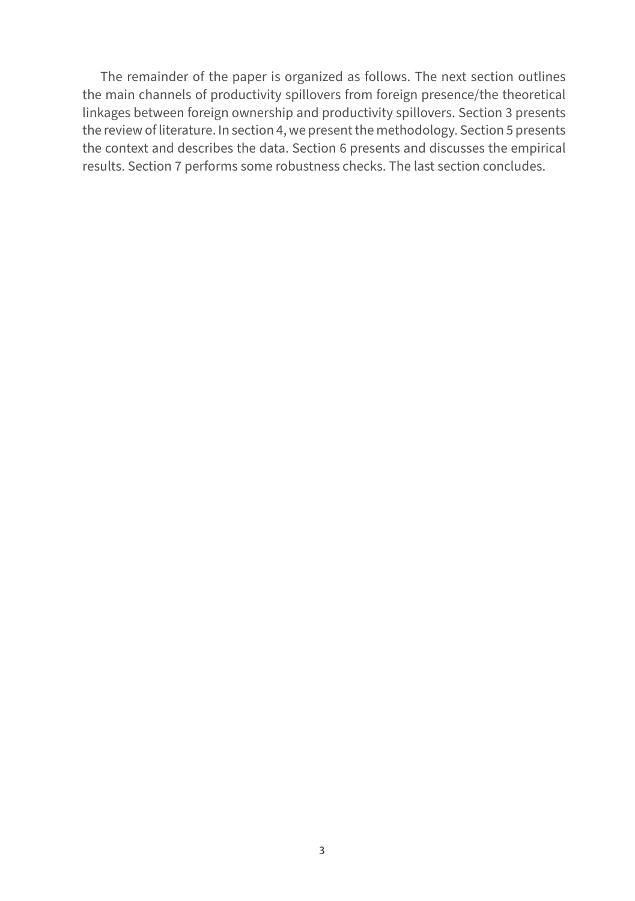The remainder of the paper is organized as follows. The next section outlines the main channels of productivity spillovers from foreign presence/the theoretical linkages between foreign ownership and productivity spillovers. Section 3 presents the review of literature. In section 4, we present the methodology. Section 5 presents the context and describes the data. Section 6 presents and discusses the empirical results. Section 7 performs some robustness checks. The last section concludes.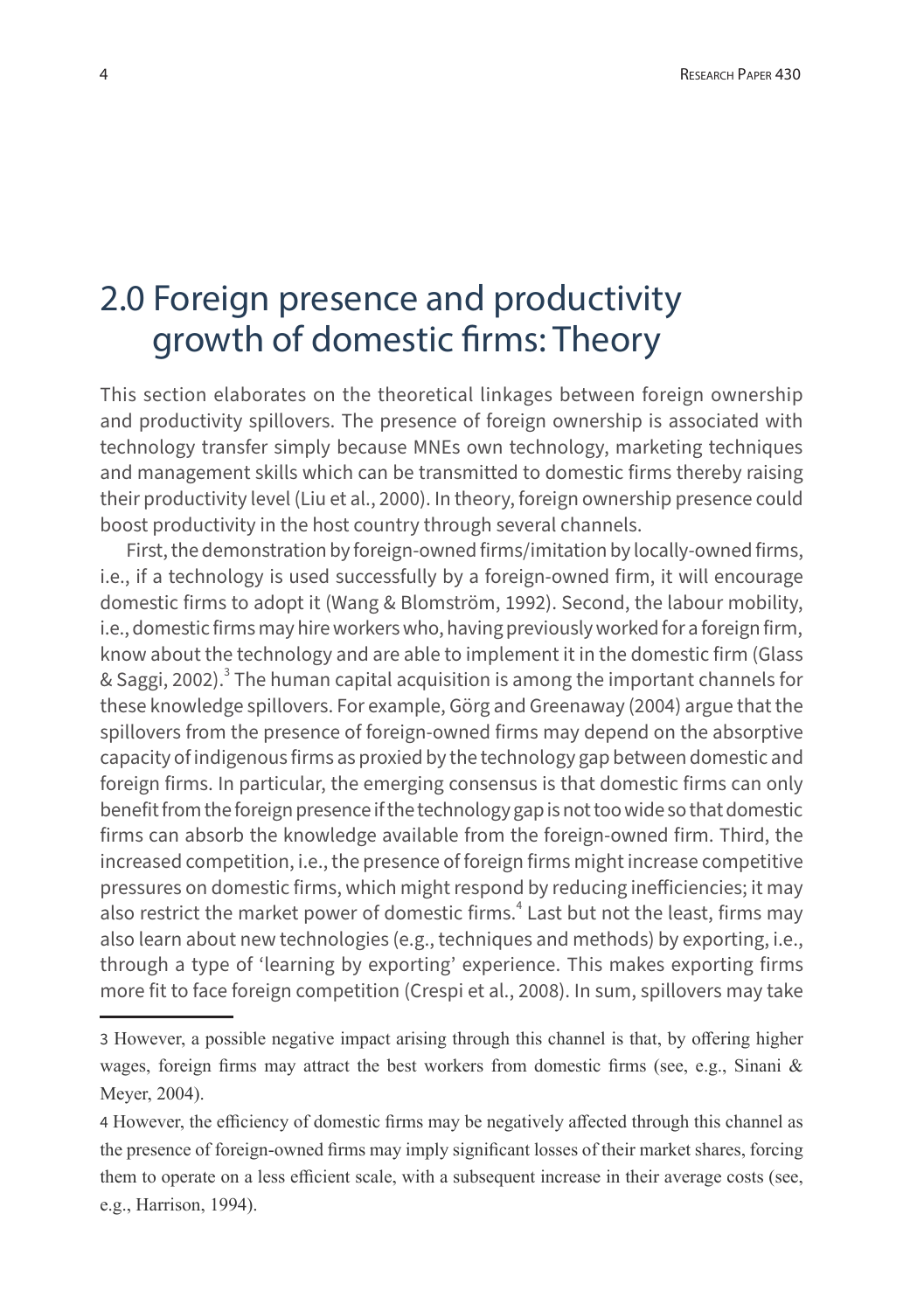# 2.0 Foreign presence and productivity growth of domestic firms: Theory

This section elaborates on the theoretical linkages between foreign ownership and productivity spillovers. The presence of foreign ownership is associated with technology transfer simply because MNEs own technology, marketing techniques and management skills which can be transmitted to domestic firms thereby raising their productivity level (Liu et al., 2000). In theory, foreign ownership presence could boost productivity in the host country through several channels.

First, the demonstration by foreign-owned firms/imitation by locally-owned firms, i.e., if a technology is used successfully by a foreign-owned firm, it will encourage domestic firms to adopt it (Wang & Blomström, 1992). Second, the labour mobility, i.e., domestic firms may hire workers who, having previously worked for a foreign firm, know about the technology and are able to implement it in the domestic firm (Glass & Saggi, 2002).[3] The human capital acquisition is among the important channels for these knowledge spillovers. For example, Görg and Greenaway (2004) argue that the spillovers from the presence of foreign-owned firms may depend on the absorptive capacity of indigenous firms as proxied by the technology gap between domestic and foreign firms. In particular, the emerging consensus is that domestic firms can only benefit from the foreign presence if the technology gap is not too wide so that domestic firms can absorb the knowledge available from the foreign-owned firm. Third, the increased competition, i.e., the presence of foreign firms might increase competitive pressures on domestic firms, which might respond by reducing inefficiencies; it may also restrict the market power of domestic firms.[4] Last but not the least, firms may also learn about new technologies (e.g., techniques and methods) by exporting, i.e., through a type of 'learning by exporting' experience. This makes exporting firms more fit to face foreign competition (Crespi et al., 2008). In sum, spillovers may take

---

3 However, a possible negative impact arising through this channel is that, by offering higher wages, foreign firms may attract the best workers from domestic firms (see, e.g., Sinani & Meyer, 2004).

4 However, the efficiency of domestic firms may be negatively affected through this channel as the presence of foreign-owned firms may imply significant losses of their market shares, forcing them to operate on a less efficient scale, with a subsequent increase in their average costs (see, e.g., Harrison, 1994).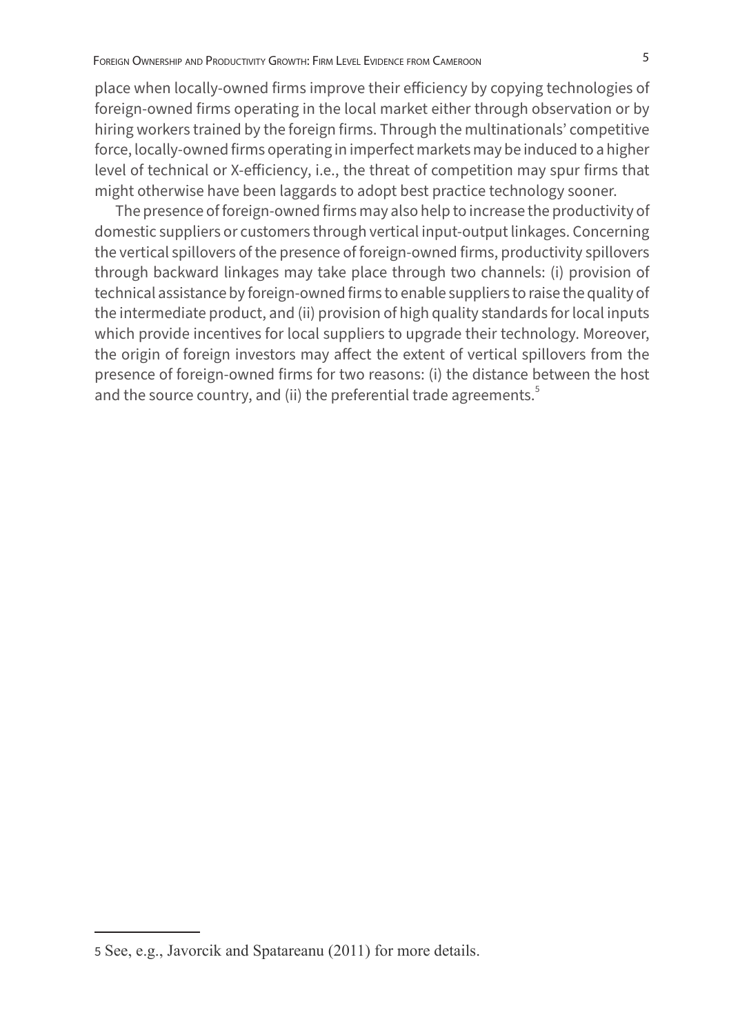place when locally-owned firms improve their efficiency by copying technologies of foreign-owned firms operating in the local market either through observation or by hiring workers trained by the foreign firms. Through the multinationals' competitive force, locally-owned firms operating in imperfect markets may be induced to a higher level of technical or X-efficiency, i.e., the threat of competition may spur firms that might otherwise have been laggards to adopt best practice technology sooner.

The presence of foreign-owned firms may also help to increase the productivity of domestic suppliers or customers through vertical input-output linkages. Concerning the vertical spillovers of the presence of foreign-owned firms, productivity spillovers through backward linkages may take place through two channels: (i) provision of technical assistance by foreign-owned firms to enable suppliers to raise the quality of the intermediate product, and (ii) provision of high quality standards for local inputs which provide incentives for local suppliers to upgrade their technology. Moreover, the origin of foreign investors may affect the extent of vertical spillovers from the presence of foreign-owned firms for two reasons: (i) the distance between the host and the source country, and (ii) the preferential trade agreements.[5]

---

5 See, e.g., Javorcik and Spatareanu (2011) for more details.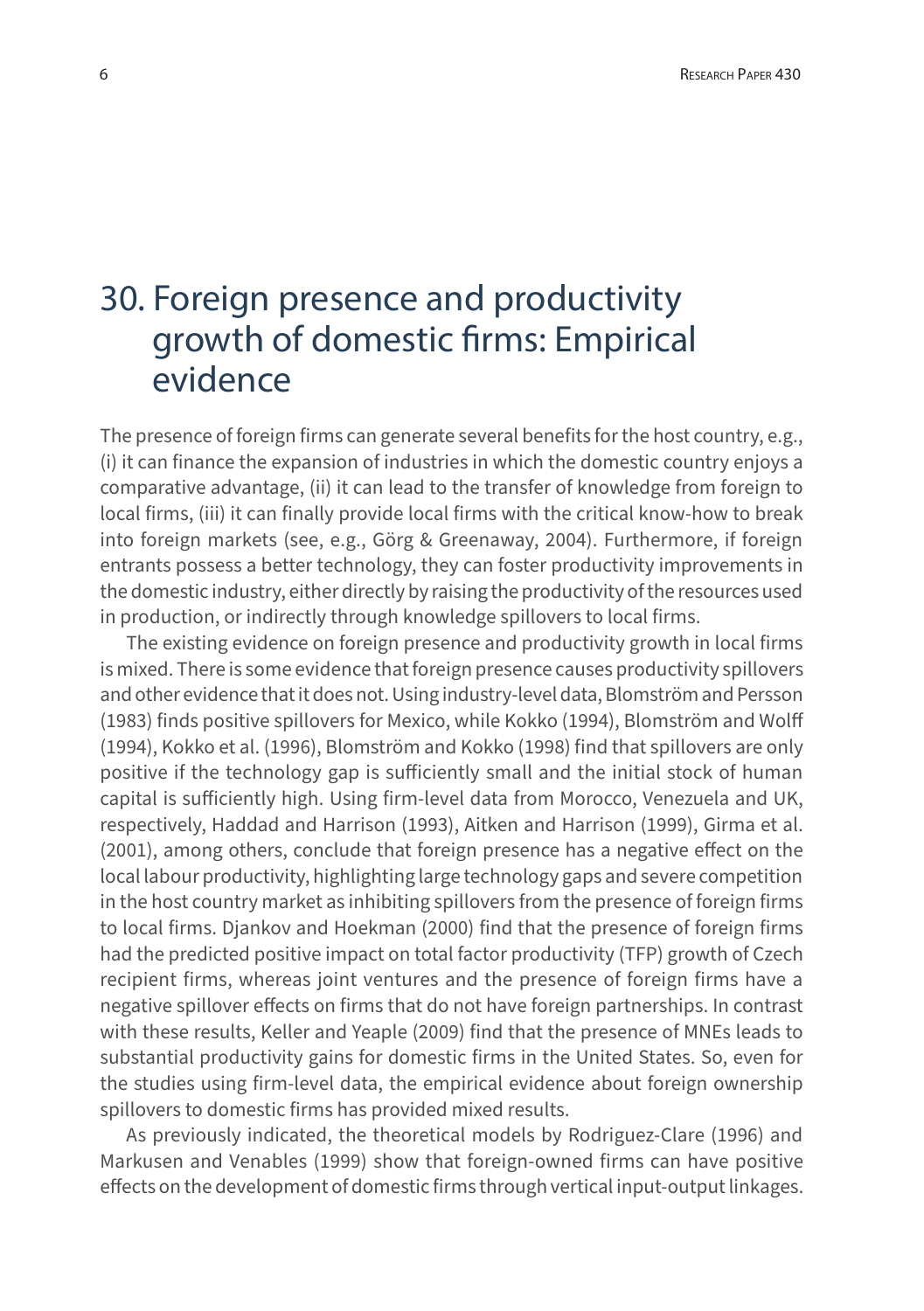# 30. Foreign presence and productivity growth of domestic firms: Empirical evidence

The presence of foreign firms can generate several benefits for the host country, e.g., (i) it can finance the expansion of industries in which the domestic country enjoys a comparative advantage, (ii) it can lead to the transfer of knowledge from foreign to local firms, (iii) it can finally provide local firms with the critical know-how to break into foreign markets (see, e.g., Görg & Greenaway, 2004). Furthermore, if foreign entrants possess a better technology, they can foster productivity improvements in the domestic industry, either directly by raising the productivity of the resources used in production, or indirectly through knowledge spillovers to local firms.

The existing evidence on foreign presence and productivity growth in local firms is mixed. There is some evidence that foreign presence causes productivity spillovers and other evidence that it does not. Using industry-level data, Blomström and Persson (1983) finds positive spillovers for Mexico, while Kokko (1994), Blomström and Wolff (1994), Kokko et al. (1996), Blomström and Kokko (1998) find that spillovers are only positive if the technology gap is sufficiently small and the initial stock of human capital is sufficiently high. Using firm-level data from Morocco, Venezuela and UK, respectively, Haddad and Harrison (1993), Aitken and Harrison (1999), Girma et al. (2001), among others, conclude that foreign presence has a negative effect on the local labour productivity, highlighting large technology gaps and severe competition in the host country market as inhibiting spillovers from the presence of foreign firms to local firms. Djankov and Hoekman (2000) find that the presence of foreign firms had the predicted positive impact on total factor productivity (TFP) growth of Czech recipient firms, whereas joint ventures and the presence of foreign firms have a negative spillover effects on firms that do not have foreign partnerships. In contrast with these results, Keller and Yeaple (2009) find that the presence of MNEs leads to substantial productivity gains for domestic firms in the United States. So, even for the studies using firm-level data, the empirical evidence about foreign ownership spillovers to domestic firms has provided mixed results.

As previously indicated, the theoretical models by Rodriguez-Clare (1996) and Markusen and Venables (1999) show that foreign-owned firms can have positive effects on the development of domestic firms through vertical input-output linkages.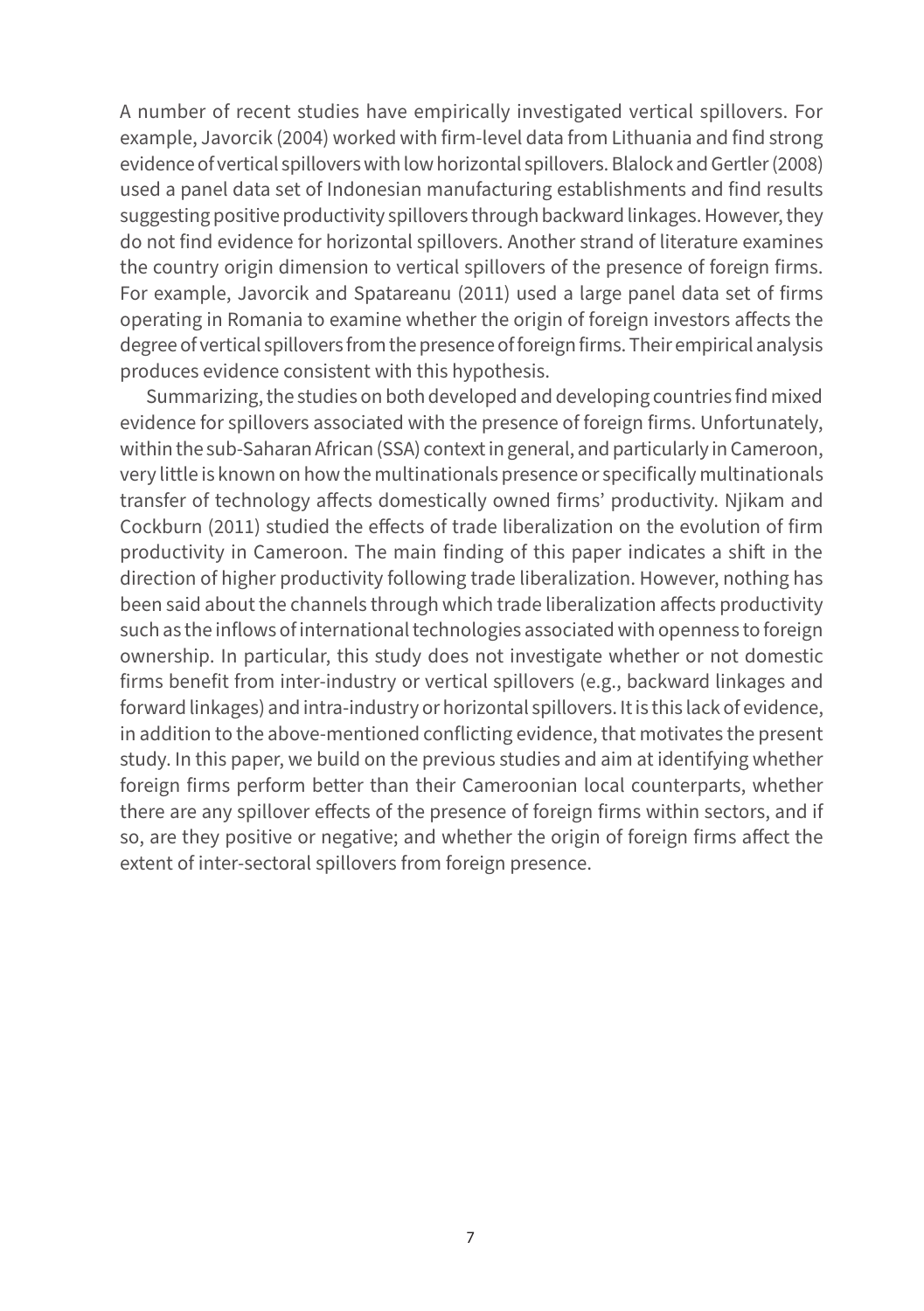A number of recent studies have empirically investigated vertical spillovers. For example, Javorcik (2004) worked with firm-level data from Lithuania and find strong evidence of vertical spillovers with low horizontal spillovers. Blalock and Gertler (2008) used a panel data set of Indonesian manufacturing establishments and find results suggesting positive productivity spillovers through backward linkages. However, they do not find evidence for horizontal spillovers. Another strand of literature examines the country origin dimension to vertical spillovers of the presence of foreign firms. For example, Javorcik and Spatareanu (2011) used a large panel data set of firms operating in Romania to examine whether the origin of foreign investors affects the degree of vertical spillovers from the presence of foreign firms. Their empirical analysis produces evidence consistent with this hypothesis.

Summarizing, the studies on both developed and developing countries find mixed evidence for spillovers associated with the presence of foreign firms. Unfortunately, within the sub-Saharan African (SSA) context in general, and particularly in Cameroon, very little is known on how the multinationals presence or specifically multinationals transfer of technology affects domestically owned firms' productivity. Njikam and Cockburn (2011) studied the effects of trade liberalization on the evolution of firm productivity in Cameroon. The main finding of this paper indicates a shift in the direction of higher productivity following trade liberalization. However, nothing has been said about the channels through which trade liberalization affects productivity such as the inflows of international technologies associated with openness to foreign ownership. In particular, this study does not investigate whether or not domestic firms benefit from inter-industry or vertical spillovers (e.g., backward linkages and forward linkages) and intra-industry or horizontal spillovers. It is this lack of evidence, in addition to the above-mentioned conflicting evidence, that motivates the present study. In this paper, we build on the previous studies and aim at identifying whether foreign firms perform better than their Cameroonian local counterparts, whether there are any spillover effects of the presence of foreign firms within sectors, and if so, are they positive or negative; and whether the origin of foreign firms affect the extent of inter-sectoral spillovers from foreign presence.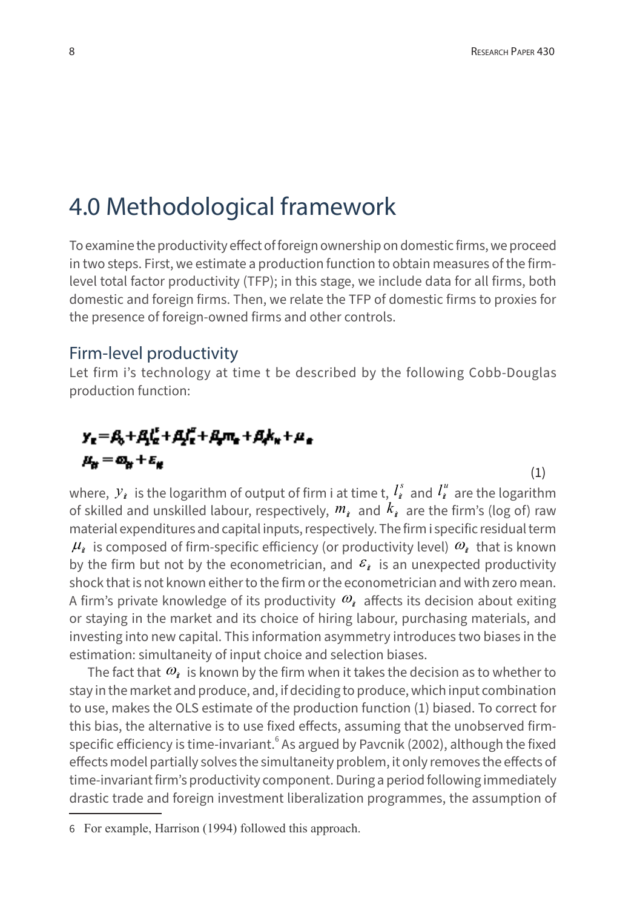# 4.0 Methodological framework

To examine the productivity effect of foreign ownership on domestic firms, we proceed in two steps. First, we estimate a production function to obtain measures of the firm-level total factor productivity (TFP); in this stage, we include data for all firms, both domestic and foreign firms. Then, we relate the TFP of domestic firms to proxies for the presence of foreign-owned firms and other controls.

## Firm-level productivity

Let firm i's technology at time t be described by the following Cobb-Douglas production function:

$$
\begin{aligned}
y_{it} &= \beta_0 + \beta_1 l_{it}^s + \beta_2 l_{it}^u + \beta_3 m_{it} + \beta_4 k_{it} + \mu_{it} \\
\mu_{it} &= \omega_{it} + \varepsilon_{it}
\end{aligned}
\tag{1}
$$

where, $y_{it}$ is the logarithm of output of firm i at time t, $l_{it}^s$ and $l_{it}^u$ are the logarithm of skilled and unskilled labour, respectively, $m_{it}$ and $k_{it}$ are the firm's (log of) raw material expenditures and capital inputs, respectively. The firm i specific residual term $\mu_{it}$ is composed of firm-specific efficiency (or productivity level) $\omega_{it}$ that is known by the firm but not by the econometrician, and $\varepsilon_{it}$ is an unexpected productivity shock that is not known either to the firm or the econometrician and with zero mean. A firm's private knowledge of its productivity $\omega_{it}$ affects its decision about exiting or staying in the market and its choice of hiring labour, purchasing materials, and investing into new capital. This information asymmetry introduces two biases in the estimation: simultaneity of input choice and selection biases.

The fact that $\omega_{it}$ is known by the firm when it takes the decision as to whether to stay in the market and produce, and, if deciding to produce, which input combination to use, makes the OLS estimate of the production function (1) biased. To correct for this bias, the alternative is to use fixed effects, assuming that the unobserved firm-specific efficiency is time-invariant.[6] As argued by Pavcnik (2002), although the fixed effects model partially solves the simultaneity problem, it only removes the effects of time-invariant firm's productivity component. During a period following immediately drastic trade and foreign investment liberalization programmes, the assumption of

6 For example, Harrison (1994) followed this approach.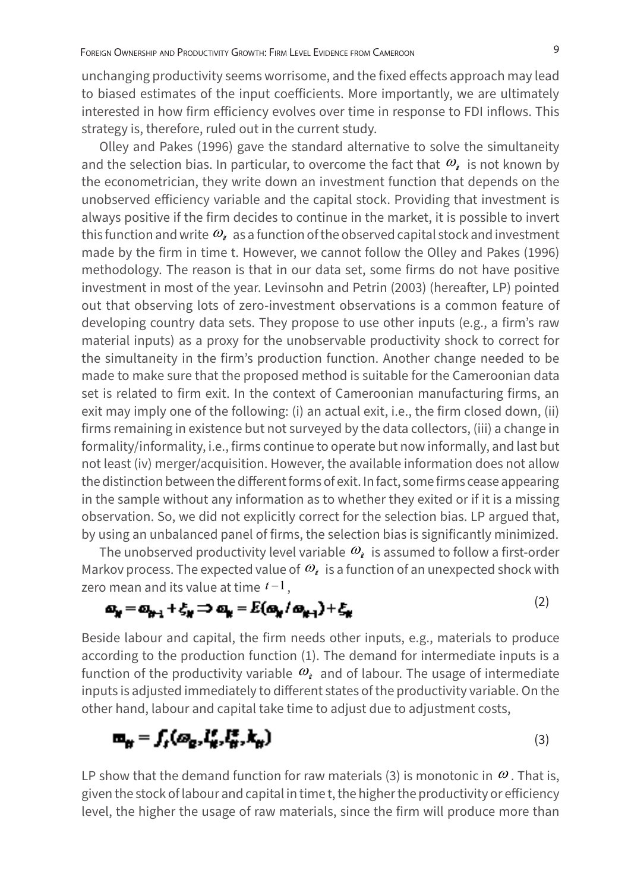unchanging productivity seems worrisome, and the fixed effects approach may lead to biased estimates of the input coefficients. More importantly, we are ultimately interested in how firm efficiency evolves over time in response to FDI inflows. This strategy is, therefore, ruled out in the current study.

Olley and Pakes (1996) gave the standard alternative to solve the simultaneity and the selection bias. In particular, to overcome the fact that $\omega_{it}$ is not known by the econometrician, they write down an investment function that depends on the unobserved efficiency variable and the capital stock. Providing that investment is always positive if the firm decides to continue in the market, it is possible to invert this function and write $\omega_{it}$ as a function of the observed capital stock and investment made by the firm in time t. However, we cannot follow the Olley and Pakes (1996) methodology. The reason is that in our data set, some firms do not have positive investment in most of the year. Levinsohn and Petrin (2003) (hereafter, LP) pointed out that observing lots of zero-investment observations is a common feature of developing country data sets. They propose to use other inputs (e.g., a firm's raw material inputs) as a proxy for the unobservable productivity shock to correct for the simultaneity in the firm's production function. Another change needed to be made to make sure that the proposed method is suitable for the Cameroonian data set is related to firm exit. In the context of Cameroonian manufacturing firms, an exit may imply one of the following: (i) an actual exit, i.e., the firm closed down, (ii) firms remaining in existence but not surveyed by the data collectors, (iii) a change in formality/informality, i.e., firms continue to operate but now informally, and last but not least (iv) merger/acquisition. However, the available information does not allow the distinction between the different forms of exit. In fact, some firms cease appearing in the sample without any information as to whether they exited or if it is a missing observation. So, we did not explicitly correct for the selection bias. LP argued that, by using an unbalanced panel of firms, the selection bias is significantly minimized.

The unobserved productivity level variable $\omega_{it}$ is assumed to follow a first-order Markov process. The expected value of $\omega_{it}$ is a function of an unexpected shock with zero mean and its value at time $t-1$,

$$\omega_{it} = \omega_{it-1} + \xi_{it} \Rightarrow \omega_{it} = E(\omega_{it} / \omega_{it-1}) + \xi_{it} \tag{2}$$

Beside labour and capital, the firm needs other inputs, e.g., materials to produce according to the production function (1). The demand for intermediate inputs is a function of the productivity variable $\omega_{it}$ and of labour. The usage of intermediate inputs is adjusted immediately to different states of the productivity variable. On the other hand, labour and capital take time to adjust due to adjustment costs,

$$m_{it} = f_t(\omega_{it}, l_{it}^{s}, l_{it}^{u}, k_{it}) \tag{3}$$

LP show that the demand function for raw materials (3) is monotonic in $\omega$. That is, given the stock of labour and capital in time t, the higher the productivity or efficiency level, the higher the usage of raw materials, since the firm will produce more than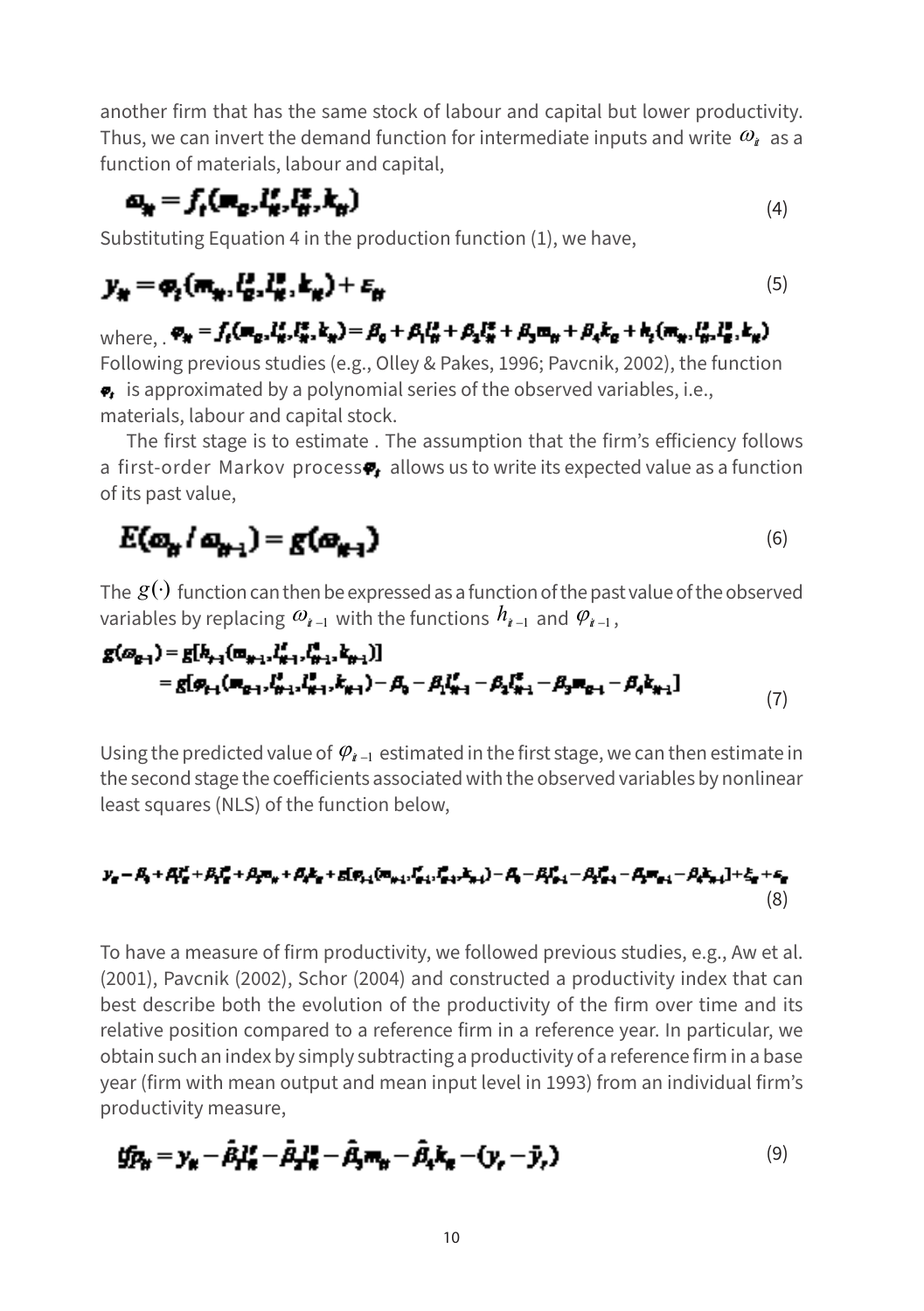another firm that has the same stock of labour and capital but lower productivity. Thus, we can invert the demand function for intermediate inputs and write $\omega_{it}$ as a function of materials, labour and capital,

$$\omega_{it} = f_t(m_{it}, l_{it}^s, l_{it}^u, k_{it}) \tag{4}$$

Substituting Equation 4 in the production function (1), we have,

$$y_{it} = \varphi_t(m_{it}, l_{it}^s, l_{it}^u, k_{it}) + \varepsilon_{it} \tag{5}$$

where, . $\varphi_{it} = f_t(m_{it}, l_{it}^s, l_{it}^u, k_{it}) = \beta_0 + \beta_1 l_{it}^s + \beta_2 l_{it}^u + \beta_3 m_{it} + \beta_4 k_{it} + h_t(m_{it}, l_{it}^s, l_{it}^u, k_{it})$

Following previous studies (e.g., Olley & Pakes, 1996; Pavcnik, 2002), the function $\varphi_t$ is approximated by a polynomial series of the observed variables, i.e., materials, labour and capital stock.

The first stage is to estimate . The assumption that the firm's efficiency follows a first-order Markov process $\varphi_t$ allows us to write its expected value as a function of its past value,

$$E(\omega_{it} / \omega_{it-1}) = g(\omega_{it-1}) \tag{6}$$

The $g(\cdot)$ function can then be expressed as a function of the past value of the observed variables by replacing $\omega_{it-1}$ with the functions $h_{it-1}$ and $\varphi_{it-1}$,

$$\begin{aligned} g(\omega_{it-1}) &= g[h_{t-1}(m_{it-1}, l_{it-1}^s, l_{it-1}^u, k_{it-1})] \\ &= g[\varphi_{t-1}(m_{it-1}, l_{it-1}^s, l_{it-1}^u, k_{it-1}) - \beta_0 - \beta_1 l_{it-1}^s - \beta_2 l_{it-1}^u - \beta_3 m_{it-1} - \beta_4 k_{it-1}] \end{aligned} \tag{7}$$

Using the predicted value of $\varphi_{it-1}$ estimated in the first stage, we can then estimate in the second stage the coefficients associated with the observed variables by nonlinear least squares (NLS) of the function below,

$$y_{it} - \beta_0 + \beta_1 l_{it}^s + \beta_2 l_{it}^u + \beta_3 m_{it} + \beta_4 k_{it} + g[\varphi_{t-1}(m_{it-1}, l_{it-1}^s, l_{it-1}^u, k_{it-1}) - \beta_0 - \beta_1 l_{it-1}^s - \beta_2 l_{it-1}^u - \beta_3 m_{it-1} - \beta_4 k_{it-1}] + \xi_{it} + \varepsilon_{it} \tag{8}$$

To have a measure of firm productivity, we followed previous studies, e.g., Aw et al. (2001), Pavcnik (2002), Schor (2004) and constructed a productivity index that can best describe both the evolution of the productivity of the firm over time and its relative position compared to a reference firm in a reference year. In particular, we obtain such an index by simply subtracting a productivity of a reference firm in a base year (firm with mean output and mean input level in 1993) from an individual firm's productivity measure,

$$tfp_{it} = y_{it} - \hat{\beta}_1 l_{it}^s - \hat{\beta}_2 l_{it}^u - \hat{\beta}_3 m_{it} - \hat{\beta}_4 k_{it} - (y_t - \bar{y}_t) \tag{9}$$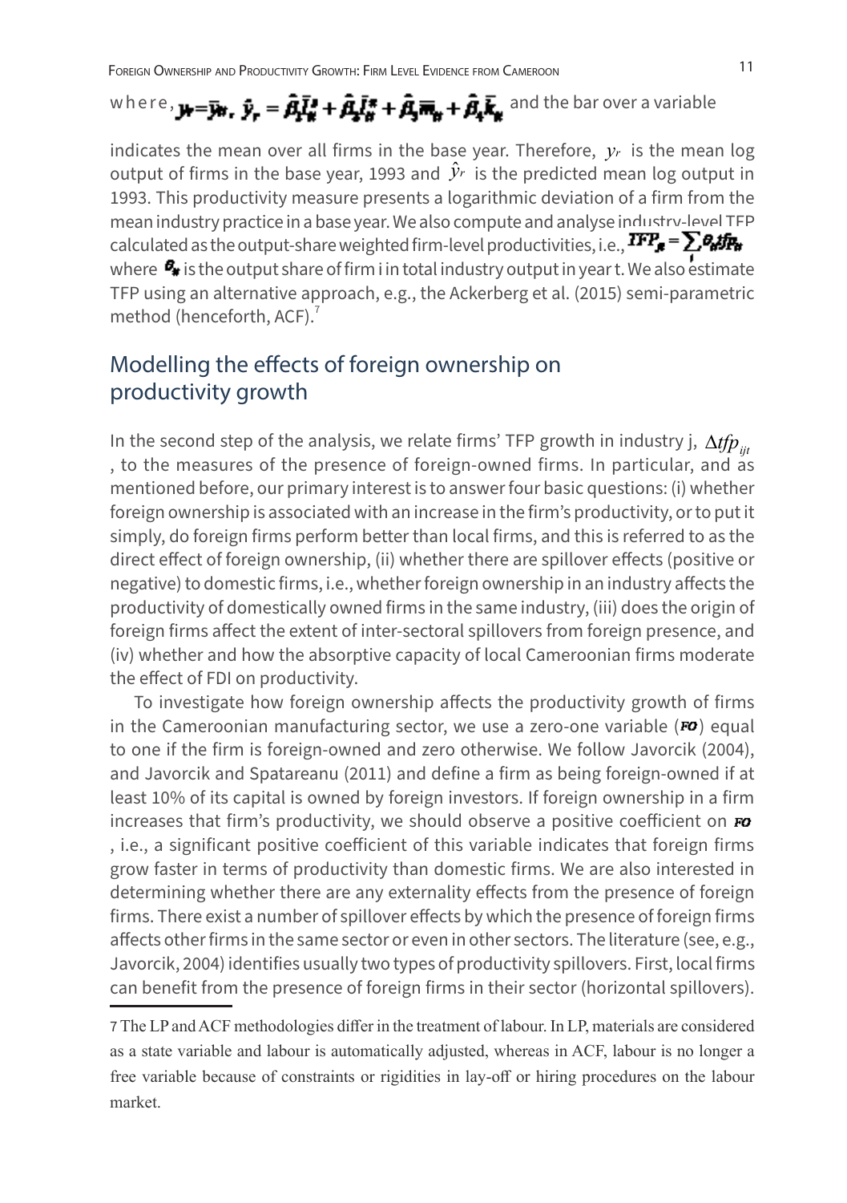where, $y_r = \bar{y}_{it}$, $\hat{y}_r = \hat{\beta}_1 \bar{l}^s_{it} + \hat{\beta}_2 \bar{l}^u_{it} + \hat{\beta}_3 \bar{m}_{it} + \hat{\beta}_4 \bar{k}_{it}$ and the bar over a variable indicates the mean over all firms in the base year. Therefore, $y_r$ is the mean log output of firms in the base year, 1993 and $\hat{y}_r$ is the predicted mean log output in 1993. This productivity measure presents a logarithmic deviation of a firm from the mean industry practice in a base year. We also compute and analyse industry-level TFP calculated as the output-share weighted firm-level productivities, i.e., $TFP_{jt} = \sum_i \theta_{it} tfp_{it}$ where $\theta_{it}$ is the output share of firm i in total industry output in year t. We also estimate TFP using an alternative approach, e.g., the Ackerberg et al. (2015) semi-parametric method (henceforth, ACF).[7]

## Modelling the effects of foreign ownership on productivity growth

In the second step of the analysis, we relate firms' TFP growth in industry j, $\Delta tfp_{ijt}$, to the measures of the presence of foreign-owned firms. In particular, and as mentioned before, our primary interest is to answer four basic questions: (i) whether foreign ownership is associated with an increase in the firm's productivity, or to put it simply, do foreign firms perform better than local firms, and this is referred to as the direct effect of foreign ownership, (ii) whether there are spillover effects (positive or negative) to domestic firms, i.e., whether foreign ownership in an industry affects the productivity of domestically owned firms in the same industry, (iii) does the origin of foreign firms affect the extent of inter-sectoral spillovers from foreign presence, and (iv) whether and how the absorptive capacity of local Cameroonian firms moderate the effect of FDI on productivity.

To investigate how foreign ownership affects the productivity growth of firms in the Cameroonian manufacturing sector, we use a zero-one variable ($FO$) equal to one if the firm is foreign-owned and zero otherwise. We follow Javorcik (2004), and Javorcik and Spatareanu (2011) and define a firm as being foreign-owned if at least 10% of its capital is owned by foreign investors. If foreign ownership in a firm increases that firm's productivity, we should observe a positive coefficient on $FO$, i.e., a significant positive coefficient of this variable indicates that foreign firms grow faster in terms of productivity than domestic firms. We are also interested in determining whether there are any externality effects from the presence of foreign firms. There exist a number of spillover effects by which the presence of foreign firms affects other firms in the same sector or even in other sectors. The literature (see, e.g., Javorcik, 2004) identifies usually two types of productivity spillovers. First, local firms can benefit from the presence of foreign firms in their sector (horizontal spillovers).

7 The LP and ACF methodologies differ in the treatment of labour. In LP, materials are considered as a state variable and labour is automatically adjusted, whereas in ACF, labour is no longer a free variable because of constraints or rigidities in lay-off or hiring procedures on the labour market.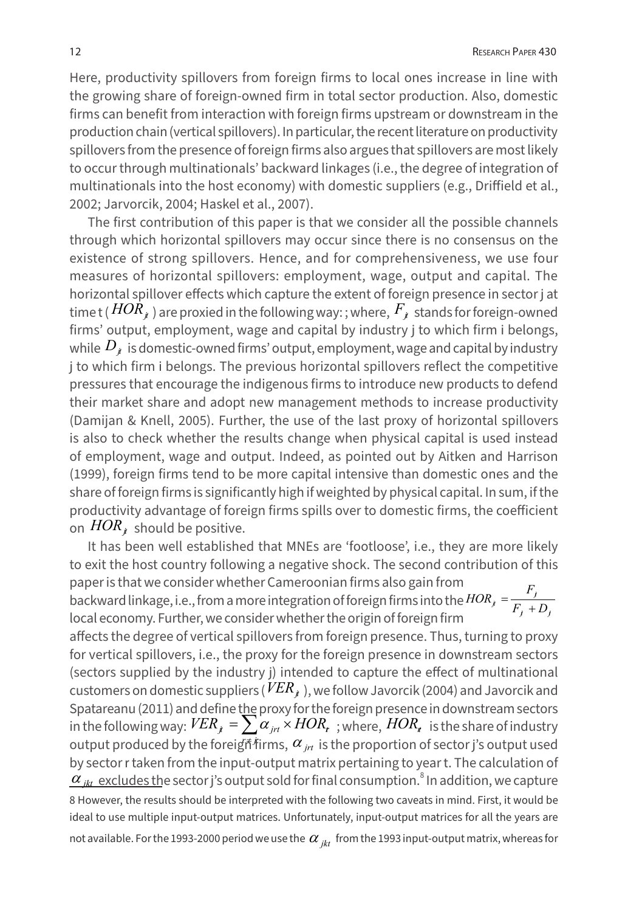Here, productivity spillovers from foreign firms to local ones increase in line with the growing share of foreign-owned firm in total sector production. Also, domestic firms can benefit from interaction with foreign firms upstream or downstream in the production chain (vertical spillovers). In particular, the recent literature on productivity spillovers from the presence of foreign firms also argues that spillovers are most likely to occur through multinationals' backward linkages (i.e., the degree of integration of multinationals into the host economy) with domestic suppliers (e.g., Driffield et al., 2002; Jarvorcik, 2004; Haskel et al., 2007).

The first contribution of this paper is that we consider all the possible channels through which horizontal spillovers may occur since there is no consensus on the existence of strong spillovers. Hence, and for comprehensiveness, we use four measures of horizontal spillovers: employment, wage, output and capital. The horizontal spillover effects which capture the extent of foreign presence in sector j at time t ($HOR_{jt}$) are proxied in the following way: $HOR_{jt} = \frac{F_{jt}}{F_{jt} + D_{jt}}$; where, $F_{jt}$ stands for foreign-owned firms' output, employment, wage and capital by industry j to which firm i belongs, while $D_{jt}$ is domestic-owned firms' output, employment, wage and capital by industry j to which firm i belongs. The previous horizontal spillovers reflect the competitive pressures that encourage the indigenous firms to introduce new products to defend their market share and adopt new management methods to increase productivity (Damijan & Knell, 2005). Further, the use of the last proxy of horizontal spillovers is also to check whether the results change when physical capital is used instead of employment, wage and output. Indeed, as pointed out by Aitken and Harrison (1999), foreign firms tend to be more capital intensive than domestic ones and the share of foreign firms is significantly high if weighted by physical capital. In sum, if the productivity advantage of foreign firms spills over to domestic firms, the coefficient on $HOR_{jt}$ should be positive.

It has been well established that MNEs are 'footloose', i.e., they are more likely to exit the host country following a negative shock. The second contribution of this paper is that we consider whether Cameroonian firms also gain from backward linkage, i.e., from a more integration of foreign firms into the local economy. Further, we consider whether the origin of foreign firm affects the degree of vertical spillovers from foreign presence. Thus, turning to proxy for vertical spillovers, i.e., the proxy for the foreign presence in downstream sectors (sectors supplied by the industry j) intended to capture the effect of multinational customers on domestic suppliers ($VER_{jt}$), we follow Javorcik (2004) and Javorcik and Spatareanu (2011) and define the proxy for the foreign presence in downstream sectors in the following way: $VER_{jt} = \sum_{r \neq j} \alpha_{jrt} \times HOR_{rt}$; where, $HOR_{rt}$ is the share of industry output produced by the foreign firms, $\alpha_{jrt}$ is the proportion of sector j's output used by sector r taken from the input-output matrix pertaining to year t. The calculation of $\alpha_{jkt}$ excludes the sector j's output sold for final consumption.[8] In addition, we capture

8 However, the results should be interpreted with the following two caveats in mind. First, it would be ideal to use multiple input-output matrices. Unfortunately, input-output matrices for all the years are not available. For the 1993-2000 period we use the $\alpha_{jkt}$ from the 1993 input-output matrix, whereas for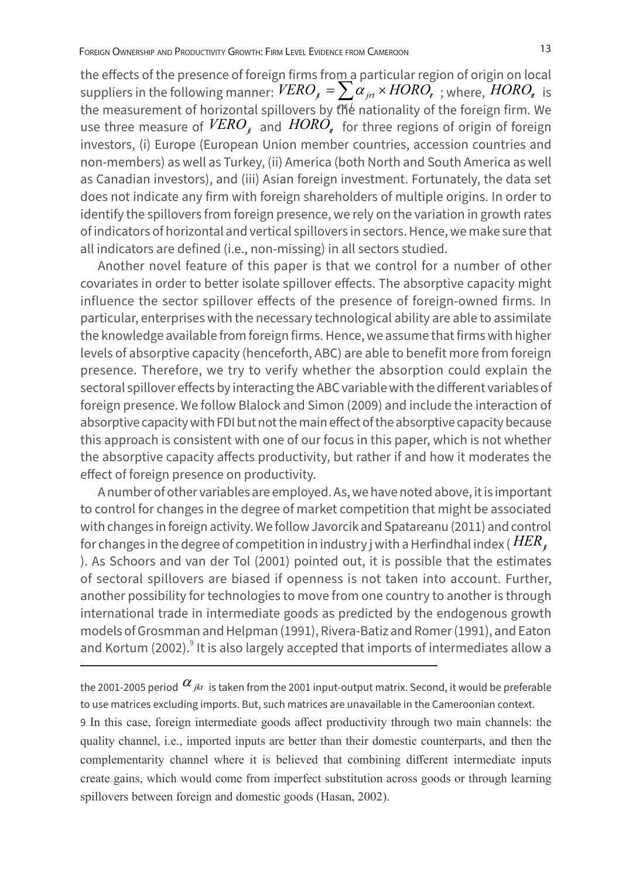the effects of the presence of foreign firms from a particular region of origin on local suppliers in the following manner: $VERO_{jt} = \sum_{r \neq j} \alpha_{jrt} \times HORO_{rt}$ ; where, $HORO_{rt}$ is the measurement of horizontal spillovers by the nationality of the foreign firm. We use three measure of $VERO_{jt}$ and $HORO_{rt}$ for three regions of origin of foreign investors, (i) Europe (European Union member countries, accession countries and non-members) as well as Turkey, (ii) America (both North and South America as well as Canadian investors), and (iii) Asian foreign investment. Fortunately, the data set does not indicate any firm with foreign shareholders of multiple origins. In order to identify the spillovers from foreign presence, we rely on the variation in growth rates of indicators of horizontal and vertical spillovers in sectors. Hence, we make sure that all indicators are defined (i.e., non-missing) in all sectors studied.

Another novel feature of this paper is that we control for a number of other covariates in order to better isolate spillover effects. The absorptive capacity might influence the sector spillover effects of the presence of foreign-owned firms. In particular, enterprises with the necessary technological ability are able to assimilate the knowledge available from foreign firms. Hence, we assume that firms with higher levels of absorptive capacity (henceforth, ABC) are able to benefit more from foreign presence. Therefore, we try to verify whether the absorption could explain the sectoral spillover effects by interacting the ABC variable with the different variables of foreign presence. We follow Blalock and Simon (2009) and include the interaction of absorptive capacity with FDI but not the main effect of the absorptive capacity because this approach is consistent with one of our focus in this paper, which is not whether the absorptive capacity affects productivity, but rather if and how it moderates the effect of foreign presence on productivity.

A number of other variables are employed. As, we have noted above, it is important to control for changes in the degree of market competition that might be associated with changes in foreign activity. We follow Javorcik and Spatareanu (2011) and control for changes in the degree of competition in industry j with a Herfindhal index ( $HER_{jt}$ ). As Schoors and van der Tol (2001) pointed out, it is possible that the estimates of sectoral spillovers are biased if openness is not taken into account. Further, another possibility for technologies to move from one country to another is through international trade in intermediate goods as predicted by the endogenous growth models of Grosmman and Helpman (1991), Rivera-Batiz and Romer (1991), and Eaton and Kortum (2002).[9] It is also largely accepted that imports of intermediates allow a

---

the 2001-2005 period $\alpha_{jkt}$ is taken from the 2001 input-output matrix. Second, it would be preferable to use matrices excluding imports. But, such matrices are unavailable in the Cameroonian context.

9 In this case, foreign intermediate goods affect productivity through two main channels: the quality channel, i.e., imported inputs are better than their domestic counterparts, and then the complementarity channel where it is believed that combining different intermediate inputs create gains, which would come from imperfect substitution across goods or through learning spillovers between foreign and domestic goods (Hasan, 2002).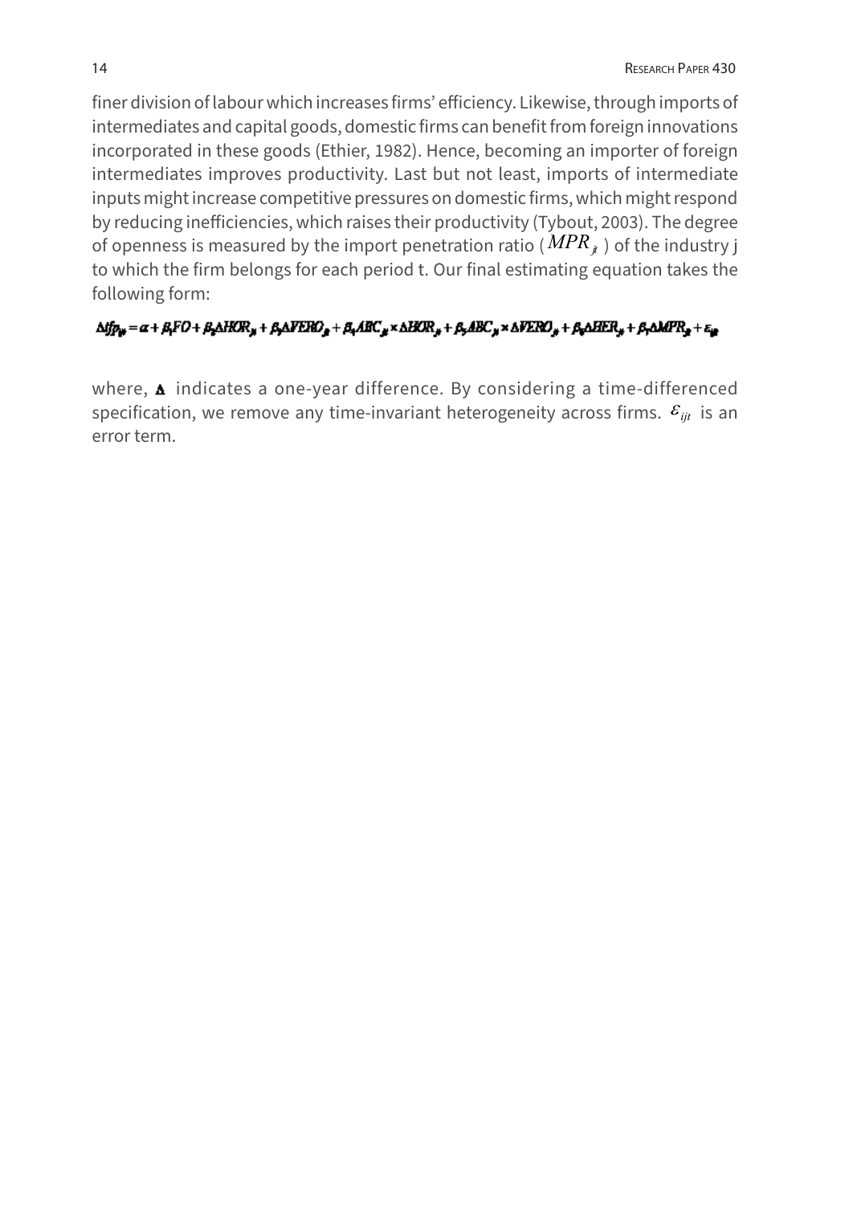finer division of labour which increases firms' efficiency. Likewise, through imports of intermediates and capital goods, domestic firms can benefit from foreign innovations incorporated in these goods (Ethier, 1982). Hence, becoming an importer of foreign intermediates improves productivity. Last but not least, imports of intermediate inputs might increase competitive pressures on domestic firms, which might respond by reducing inefficiencies, which raises their productivity (Tybout, 2003). The degree of openness is measured by the import penetration ratio ( $MPR_{jt}$ ) of the industry j to which the firm belongs for each period t. Our final estimating equation takes the following form:

$$\Delta tfp_{ijt} = \alpha + \beta_1 FO + \beta_2 \Delta HOR_{jt} + \beta_3 \Delta VERO_{jt} + \beta_4 ABC_{jt} \times \Delta HOR_{jt} + \beta_5 ABC_{jt} \times \Delta VERO_{jt} + \beta_6 \Delta HER_{jt} + \beta_7 \Delta MPR_{jt} + \varepsilon_{ijt}$$

where, $\Delta$ indicates a one-year difference. By considering a time-differenced specification, we remove any time-invariant heterogeneity across firms. $\varepsilon_{ijt}$ is an error term.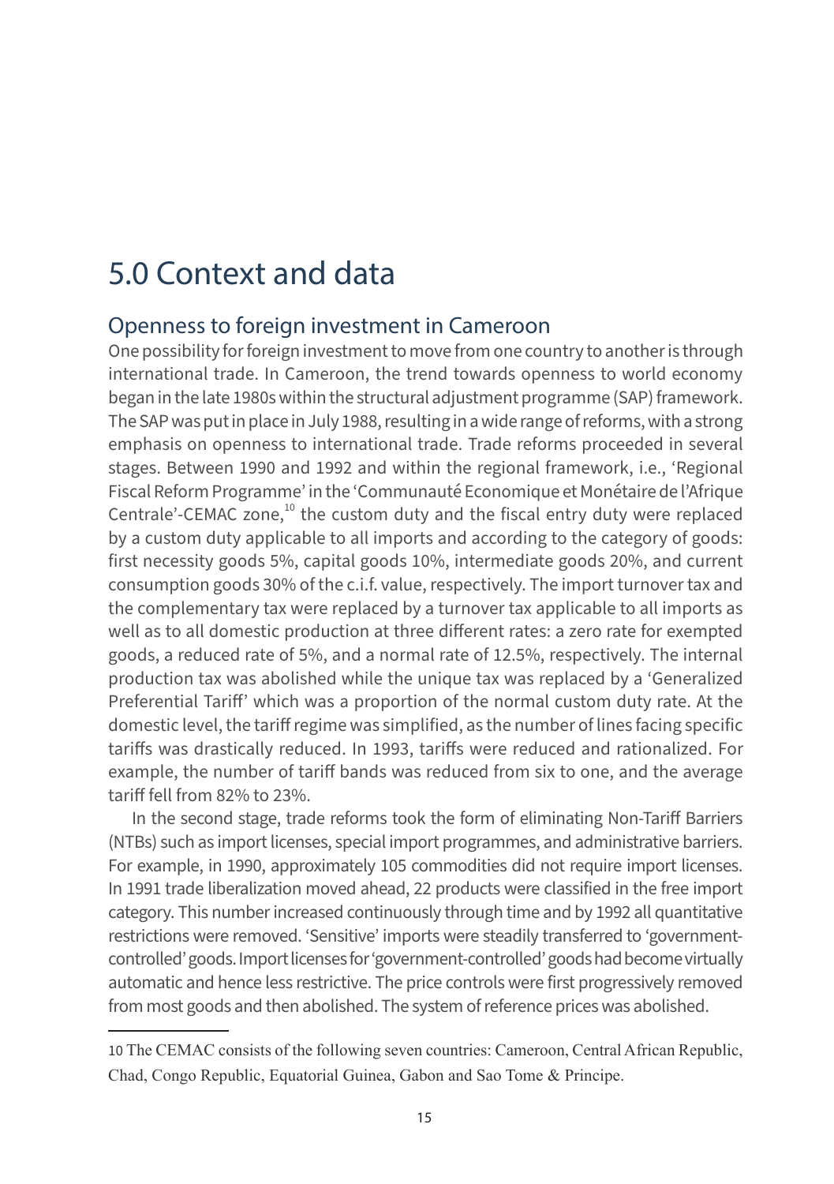# 5.0 Context and data

## Openness to foreign investment in Cameroon

One possibility for foreign investment to move from one country to another is through international trade. In Cameroon, the trend towards openness to world economy began in the late 1980s within the structural adjustment programme (SAP) framework. The SAP was put in place in July 1988, resulting in a wide range of reforms, with a strong emphasis on openness to international trade. Trade reforms proceeded in several stages. Between 1990 and 1992 and within the regional framework, i.e., 'Regional Fiscal Reform Programme' in the 'Communauté Economique et Monétaire de l'Afrique Centrale'-CEMAC zone,[10] the custom duty and the fiscal entry duty were replaced by a custom duty applicable to all imports and according to the category of goods: first necessity goods 5%, capital goods 10%, intermediate goods 20%, and current consumption goods 30% of the c.i.f. value, respectively. The import turnover tax and the complementary tax were replaced by a turnover tax applicable to all imports as well as to all domestic production at three different rates: a zero rate for exempted goods, a reduced rate of 5%, and a normal rate of 12.5%, respectively. The internal production tax was abolished while the unique tax was replaced by a 'Generalized Preferential Tariff' which was a proportion of the normal custom duty rate. At the domestic level, the tariff regime was simplified, as the number of lines facing specific tariffs was drastically reduced. In 1993, tariffs were reduced and rationalized. For example, the number of tariff bands was reduced from six to one, and the average tariff fell from 82% to 23%.

In the second stage, trade reforms took the form of eliminating Non-Tariff Barriers (NTBs) such as import licenses, special import programmes, and administrative barriers. For example, in 1990, approximately 105 commodities did not require import licenses. In 1991 trade liberalization moved ahead, 22 products were classified in the free import category. This number increased continuously through time and by 1992 all quantitative restrictions were removed. 'Sensitive' imports were steadily transferred to 'government-controlled' goods. Import licenses for 'government-controlled' goods had become virtually automatic and hence less restrictive. The price controls were first progressively removed from most goods and then abolished. The system of reference prices was abolished.

---

10 The CEMAC consists of the following seven countries: Cameroon, Central African Republic, Chad, Congo Republic, Equatorial Guinea, Gabon and Sao Tome & Principe.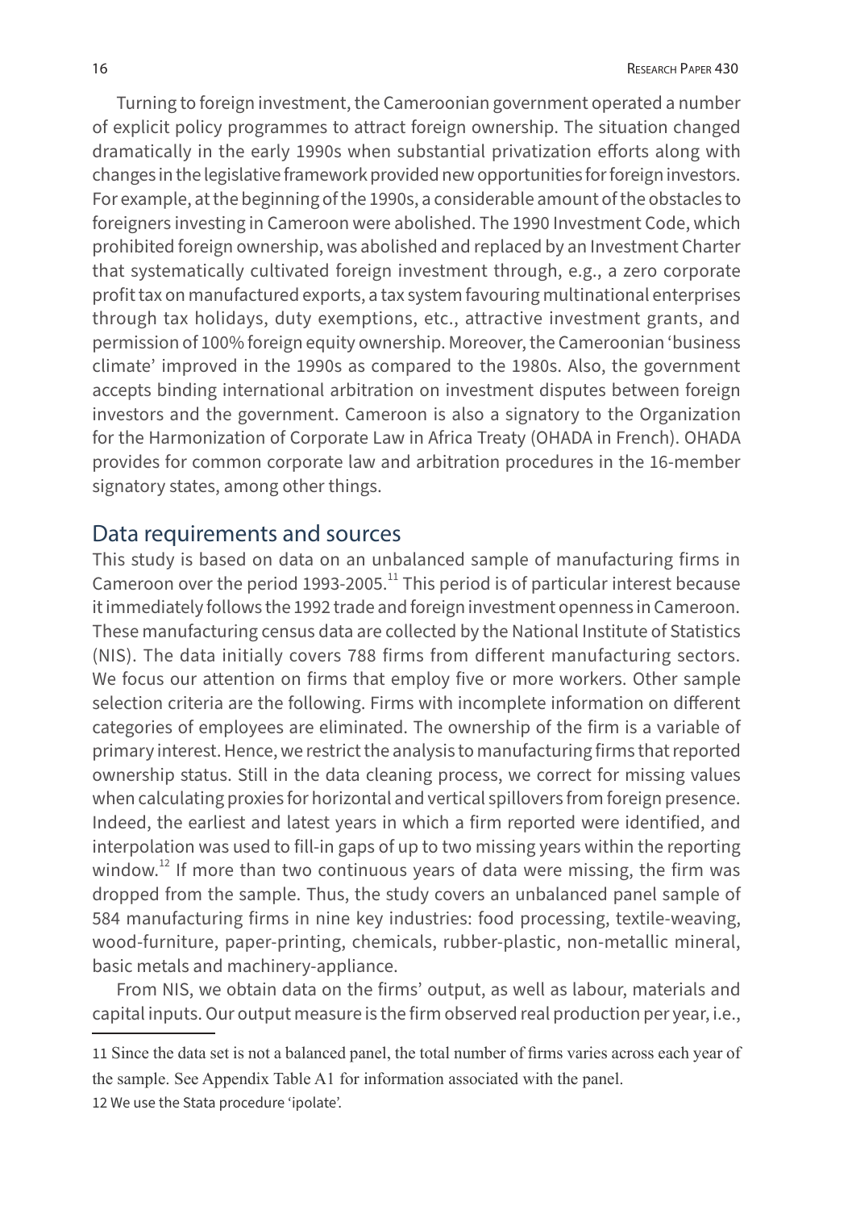Turning to foreign investment, the Cameroonian government operated a number of explicit policy programmes to attract foreign ownership. The situation changed dramatically in the early 1990s when substantial privatization efforts along with changes in the legislative framework provided new opportunities for foreign investors. For example, at the beginning of the 1990s, a considerable amount of the obstacles to foreigners investing in Cameroon were abolished. The 1990 Investment Code, which prohibited foreign ownership, was abolished and replaced by an Investment Charter that systematically cultivated foreign investment through, e.g., a zero corporate profit tax on manufactured exports, a tax system favouring multinational enterprises through tax holidays, duty exemptions, etc., attractive investment grants, and permission of 100% foreign equity ownership. Moreover, the Cameroonian 'business climate' improved in the 1990s as compared to the 1980s. Also, the government accepts binding international arbitration on investment disputes between foreign investors and the government. Cameroon is also a signatory to the Organization for the Harmonization of Corporate Law in Africa Treaty (OHADA in French). OHADA provides for common corporate law and arbitration procedures in the 16-member signatory states, among other things.

## Data requirements and sources

This study is based on data on an unbalanced sample of manufacturing firms in Cameroon over the period 1993-2005.[11] This period is of particular interest because it immediately follows the 1992 trade and foreign investment openness in Cameroon. These manufacturing census data are collected by the National Institute of Statistics (NIS). The data initially covers 788 firms from different manufacturing sectors. We focus our attention on firms that employ five or more workers. Other sample selection criteria are the following. Firms with incomplete information on different categories of employees are eliminated. The ownership of the firm is a variable of primary interest. Hence, we restrict the analysis to manufacturing firms that reported ownership status. Still in the data cleaning process, we correct for missing values when calculating proxies for horizontal and vertical spillovers from foreign presence. Indeed, the earliest and latest years in which a firm reported were identified, and interpolation was used to fill-in gaps of up to two missing years within the reporting window.[12] If more than two continuous years of data were missing, the firm was dropped from the sample. Thus, the study covers an unbalanced panel sample of 584 manufacturing firms in nine key industries: food processing, textile-weaving, wood-furniture, paper-printing, chemicals, rubber-plastic, non-metallic mineral, basic metals and machinery-appliance.

From NIS, we obtain data on the firms' output, as well as labour, materials and capital inputs. Our output measure is the firm observed real production per year, i.e.,

---

11 Since the data set is not a balanced panel, the total number of firms varies across each year of the sample. See Appendix Table A1 for information associated with the panel.

12 We use the Stata procedure 'ipolate'.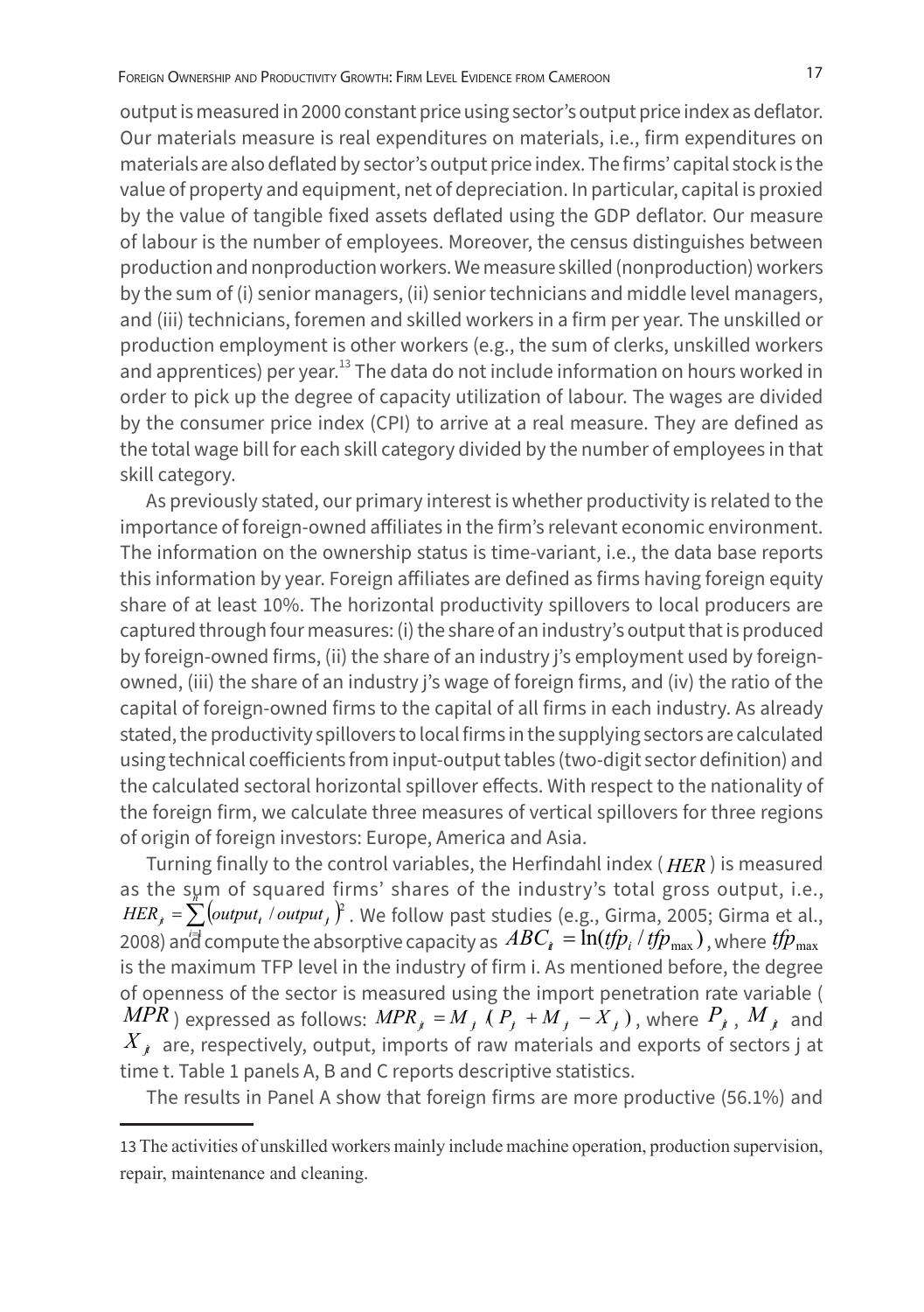output is measured in 2000 constant price using sector's output price index as deflator. Our materials measure is real expenditures on materials, i.e., firm expenditures on materials are also deflated by sector's output price index. The firms' capital stock is the value of property and equipment, net of depreciation. In particular, capital is proxied by the value of tangible fixed assets deflated using the GDP deflator. Our measure of labour is the number of employees. Moreover, the census distinguishes between production and nonproduction workers. We measure skilled (nonproduction) workers by the sum of (i) senior managers, (ii) senior technicians and middle level managers, and (iii) technicians, foremen and skilled workers in a firm per year. The unskilled or production employment is other workers (e.g., the sum of clerks, unskilled workers and apprentices) per year.[13] The data do not include information on hours worked in order to pick up the degree of capacity utilization of labour. The wages are divided by the consumer price index (CPI) to arrive at a real measure. They are defined as the total wage bill for each skill category divided by the number of employees in that skill category.

As previously stated, our primary interest is whether productivity is related to the importance of foreign-owned affiliates in the firm's relevant economic environment. The information on the ownership status is time-variant, i.e., the data base reports this information by year. Foreign affiliates are defined as firms having foreign equity share of at least 10%. The horizontal productivity spillovers to local producers are captured through four measures: (i) the share of an industry's output that is produced by foreign-owned firms, (ii) the share of an industry j's employment used by foreign-owned, (iii) the share of an industry j's wage of foreign firms, and (iv) the ratio of the capital of foreign-owned firms to the capital of all firms in each industry. As already stated, the productivity spillovers to local firms in the supplying sectors are calculated using technical coefficients from input-output tables (two-digit sector definition) and the calculated sectoral horizontal spillover effects. With respect to the nationality of the foreign firm, we calculate three measures of vertical spillovers for three regions of origin of foreign investors: Europe, America and Asia.

Turning finally to the control variables, the Herfindahl index ($HER$) is measured as the sum of squared firms' shares of the industry's total gross output, i.e., $HER_{jt} = \sum_{i=1}^{n} \left(output_i / output_j\right)^2$. We follow past studies (e.g., Girma, 2005; Girma et al., 2008) and compute the absorptive capacity as $ABC_{it} = \ln(tfp_i / tfp_{\max})$, where $tfp_{\max}$ is the maximum TFP level in the industry of firm i. As mentioned before, the degree of openness of the sector is measured using the import penetration rate variable ($MPR$) expressed as follows: $MPR_{jt} = M_j / (P_j + M_j - X_j)$, where $P_{jt}$, $M_{jt}$ and $X_{jt}$ are, respectively, output, imports of raw materials and exports of sectors j at time t. Table 1 panels A, B and C reports descriptive statistics.

The results in Panel A show that foreign firms are more productive (56.1%) and

---

[13] The activities of unskilled workers mainly include machine operation, production supervision, repair, maintenance and cleaning.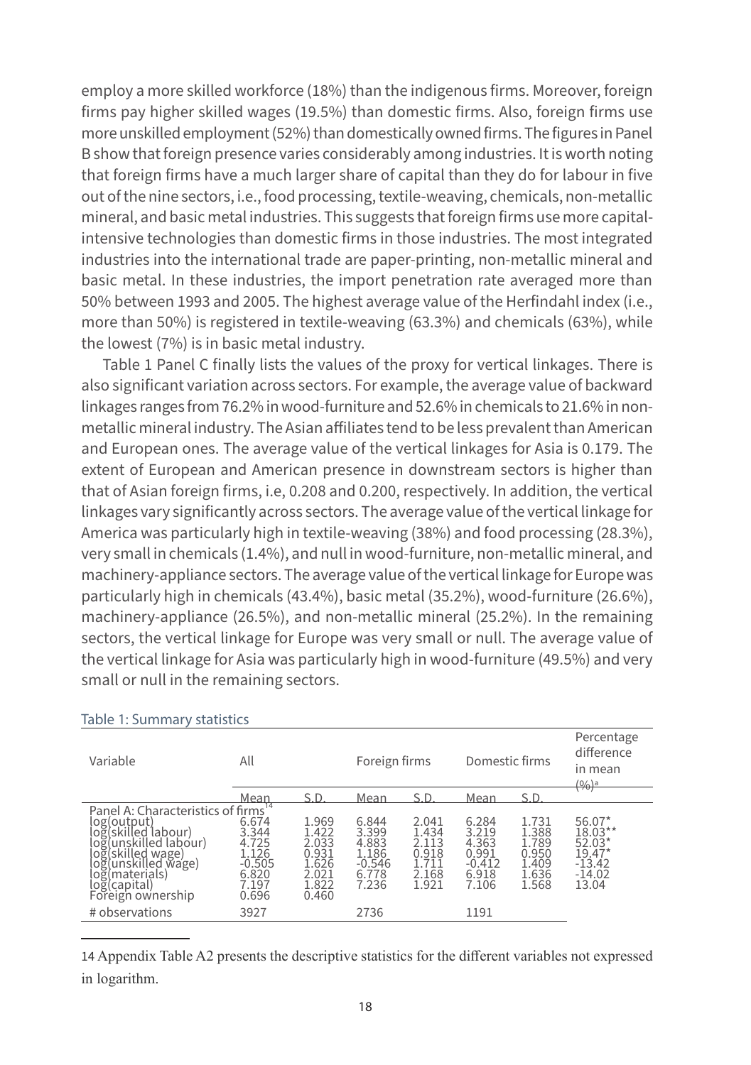employ a more skilled workforce (18%) than the indigenous firms. Moreover, foreign firms pay higher skilled wages (19.5%) than domestic firms. Also, foreign firms use more unskilled employment (52%) than domestically owned firms. The figures in Panel B show that foreign presence varies considerably among industries. It is worth noting that foreign firms have a much larger share of capital than they do for labour in five out of the nine sectors, i.e., food processing, textile-weaving, chemicals, non-metallic mineral, and basic metal industries. This suggests that foreign firms use more capital-intensive technologies than domestic firms in those industries. The most integrated industries into the international trade are paper-printing, non-metallic mineral and basic metal. In these industries, the import penetration rate averaged more than 50% between 1993 and 2005. The highest average value of the Herfindahl index (i.e., more than 50%) is registered in textile-weaving (63.3%) and chemicals (63%), while the lowest (7%) is in basic metal industry.

Table 1 Panel C finally lists the values of the proxy for vertical linkages. There is also significant variation across sectors. For example, the average value of backward linkages ranges from 76.2% in wood-furniture and 52.6% in chemicals to 21.6% in non-metallic mineral industry. The Asian affiliates tend to be less prevalent than American and European ones. The average value of the vertical linkages for Asia is 0.179. The extent of European and American presence in downstream sectors is higher than that of Asian foreign firms, i.e, 0.208 and 0.200, respectively. In addition, the vertical linkages vary significantly across sectors. The average value of the vertical linkage for America was particularly high in textile-weaving (38%) and food processing (28.3%), very small in chemicals (1.4%), and null in wood-furniture, non-metallic mineral, and machinery-appliance sectors. The average value of the vertical linkage for Europe was particularly high in chemicals (43.4%), basic metal (35.2%), wood-furniture (26.6%), machinery-appliance (26.5%), and non-metallic mineral (25.2%). In the remaining sectors, the vertical linkage for Europe was very small or null. The average value of the vertical linkage for Asia was particularly high in wood-furniture (49.5%) and very small or null in the remaining sectors.

Table 1: Summary statistics

| Variable | All | | Foreign firms | | Domestic firms | | Percentage difference in mean (%)[a] |
|---|---|---|---|---|---|---|---|
| | Mean | S.D. | Mean | S.D. | Mean | S.D. | |
| Panel A: Characteristics of firms[14] | | | | | | | |
| log(output) | 6.674 | 1.969 | 6.844 | 2.041 | 6.284 | 1.731 | 56.07* |
| log(skilled labour) | 3.344 | 1.422 | 3.399 | 1.434 | 3.219 | 1.388 | 18.03** |
| log(unskilled labour) | 4.725 | 2.033 | 4.883 | 2.113 | 4.363 | 1.789 | 52.03* |
| log(skilled wage) | 1.126 | 0.931 | 1.186 | 0.918 | 0.991 | 0.950 | 19.47* |
| log(unskilled wage) | -0.505 | 1.626 | -0.546 | 1.711 | -0.412 | 1.409 | -13.42 |
| log(materials) | 6.820 | 2.021 | 6.778 | 2.168 | 6.918 | 1.636 | -14.02 |
| log(capital) | 7.197 | 1.822 | 7.236 | 1.921 | 7.106 | 1.568 | 13.04 |
| Foreign ownership | 0.696 | 0.460 | | | | | |
| # observations | 3927 | | 2736 | | 1191 | | |

14 Appendix Table A2 presents the descriptive statistics for the different variables not expressed in logarithm.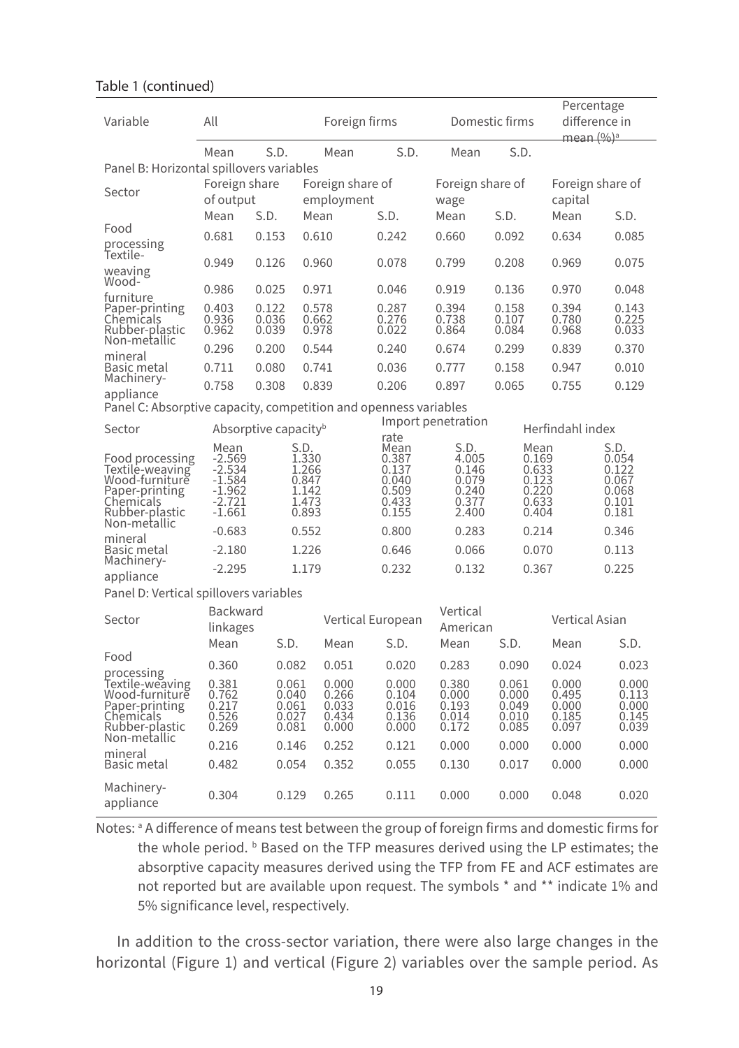Table 1 (continued)

| Variable | All | | Foreign firms | | Domestic firms | | Percentage difference in mean (%)[a] | |
|---|---|---|---|---|---|---|---|---|
| | Mean | S.D. | Mean | S.D. | Mean | S.D. | | |
| **Panel B: Horizontal spillovers variables** | | | | | | | | |
| Sector | Foreign share of output | | Foreign share of employment | | Foreign share of wage | | Foreign share of capital | |
| | Mean | S.D. | Mean | S.D. | Mean | S.D. | Mean | S.D. |
| Food processing | 0.681 | 0.153 | 0.610 | 0.242 | 0.660 | 0.092 | 0.634 | 0.085 |
| Textile-weaving | 0.949 | 0.126 | 0.960 | 0.078 | 0.799 | 0.208 | 0.969 | 0.075 |
| Wood-furniture | 0.986 | 0.025 | 0.971 | 0.046 | 0.919 | 0.136 | 0.970 | 0.048 |
| Paper-printing | 0.403 | 0.122 | 0.578 | 0.287 | 0.394 | 0.158 | 0.394 | 0.143 |
| Chemicals | 0.936 | 0.036 | 0.662 | 0.276 | 0.738 | 0.107 | 0.780 | 0.225 |
| Rubber-plastic | 0.962 | 0.039 | 0.978 | 0.022 | 0.864 | 0.084 | 0.968 | 0.033 |
| Non-metallic mineral | 0.296 | 0.200 | 0.544 | 0.240 | 0.674 | 0.299 | 0.839 | 0.370 |
| Basic metal | 0.711 | 0.080 | 0.741 | 0.036 | 0.777 | 0.158 | 0.947 | 0.010 |
| Machinery-appliance | 0.758 | 0.308 | 0.839 | 0.206 | 0.897 | 0.065 | 0.755 | 0.129 |
| **Panel C: Absorptive capacity, competition and openness variables** | | | | | | | | |
| Sector | Absorptive capacity[b] | | Import penetration rate | | Herfindahl index | | | |
| | Mean | S.D. | Mean | S.D. | Mean | S.D. | | |
| Food processing | -2.569 | 1.330 | 0.387 | 4.005 | 0.169 | 0.054 | | |
| Textile-weaving | -2.534 | 1.266 | 0.137 | 0.146 | 0.633 | 0.122 | | |
| Wood-furniture | -1.584 | 0.847 | 0.040 | 0.079 | 0.123 | 0.067 | | |
| Paper-printing | -1.962 | 1.142 | 0.509 | 0.240 | 0.220 | 0.068 | | |
| Chemicals | -2.721 | 1.473 | 0.433 | 0.377 | 0.633 | 0.101 | | |
| Rubber-plastic | -1.661 | 0.893 | 0.155 | 2.400 | 0.404 | 0.181 | | |
| Non-metallic mineral | -0.683 | 0.552 | 0.800 | 0.283 | 0.214 | 0.346 | | |
| Basic metal | -2.180 | 1.226 | 0.646 | 0.066 | 0.070 | 0.113 | | |
| Machinery-appliance | -2.295 | 1.179 | 0.232 | 0.132 | 0.367 | 0.225 | | |
| **Panel D: Vertical spillovers variables** | | | | | | | | |
| Sector | Backward linkages | | Vertical European | | Vertical American | | Vertical Asian | |
| | Mean | S.D. | Mean | S.D. | Mean | S.D. | Mean | S.D. |
| Food processing | 0.360 | 0.082 | 0.051 | 0.020 | 0.283 | 0.090 | 0.024 | 0.023 |
| Textile-weaving | 0.381 | 0.061 | 0.000 | 0.000 | 0.380 | 0.061 | 0.000 | 0.000 |
| Wood-furniture | 0.762 | 0.040 | 0.266 | 0.104 | 0.000 | 0.000 | 0.495 | 0.113 |
| Paper-printing | 0.217 | 0.061 | 0.033 | 0.016 | 0.193 | 0.049 | 0.000 | 0.000 |
| Chemicals | 0.526 | 0.027 | 0.434 | 0.136 | 0.014 | 0.010 | 0.185 | 0.145 |
| Rubber-plastic | 0.269 | 0.081 | 0.000 | 0.000 | 0.172 | 0.085 | 0.097 | 0.039 |
| Non-metallic mineral | 0.216 | 0.146 | 0.252 | 0.121 | 0.000 | 0.000 | 0.000 | 0.000 |
| Basic metal | 0.482 | 0.054 | 0.352 | 0.055 | 0.130 | 0.017 | 0.000 | 0.000 |
| Machinery-appliance | 0.304 | 0.129 | 0.265 | 0.111 | 0.000 | 0.000 | 0.048 | 0.020 |

Notes: [a] A difference of means test between the group of foreign firms and domestic firms for the whole period. [b] Based on the TFP measures derived using the LP estimates; the absorptive capacity measures derived using the TFP from FE and ACF estimates are not reported but are available upon request. The symbols * and ** indicate 1% and 5% significance level, respectively.

In addition to the cross-sector variation, there were also large changes in the horizontal (Figure 1) and vertical (Figure 2) variables over the sample period. As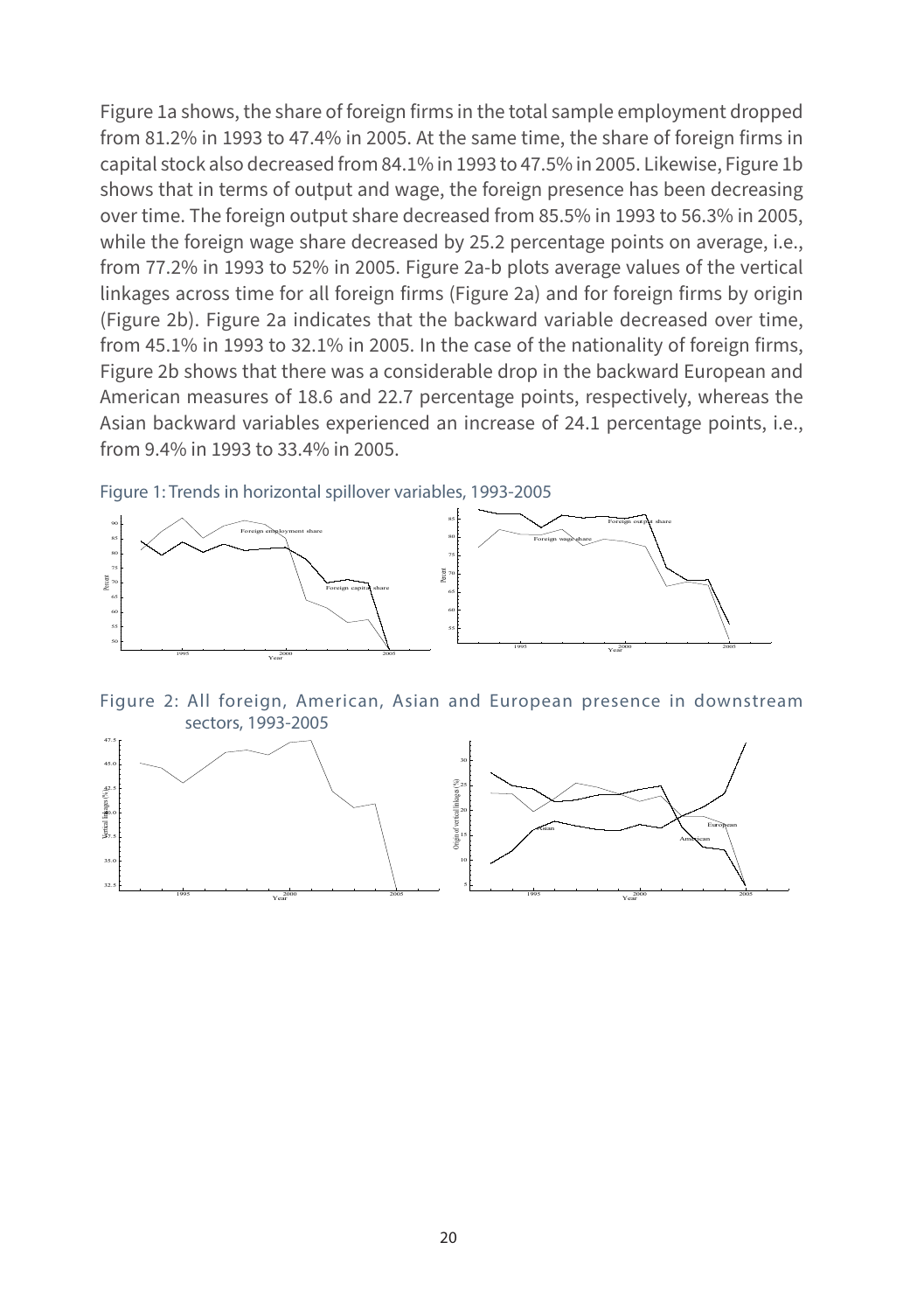Figure 1a shows, the share of foreign firms in the total sample employment dropped from 81.2% in 1993 to 47.4% in 2005. At the same time, the share of foreign firms in capital stock also decreased from 84.1% in 1993 to 47.5% in 2005. Likewise, Figure 1b shows that in terms of output and wage, the foreign presence has been decreasing over time. The foreign output share decreased from 85.5% in 1993 to 56.3% in 2005, while the foreign wage share decreased by 25.2 percentage points on average, i.e., from 77.2% in 1993 to 52% in 2005. Figure 2a-b plots average values of the vertical linkages across time for all foreign firms (Figure 2a) and for foreign firms by origin (Figure 2b). Figure 2a indicates that the backward variable decreased over time, from 45.1% in 1993 to 32.1% in 2005. In the case of the nationality of foreign firms, Figure 2b shows that there was a considerable drop in the backward European and American measures of 18.6 and 22.7 percentage points, respectively, whereas the Asian backward variables experienced an increase of 24.1 percentage points, i.e., from 9.4% in 1993 to 33.4% in 2005.

Figure 1: Trends in horizontal spillover variables, 1993-2005

Figure 2: All foreign, American, Asian and European presence in downstream sectors, 1993-2005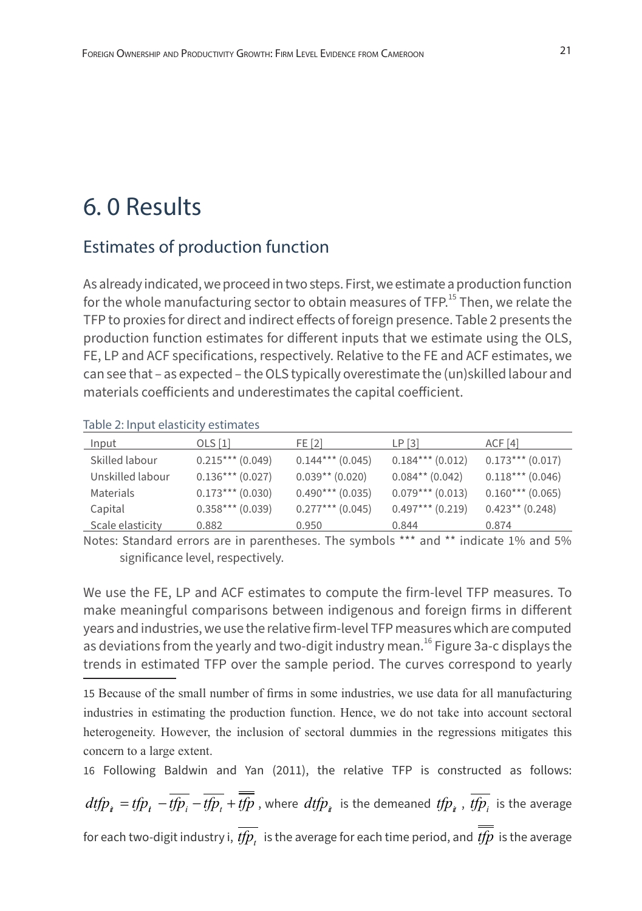# 6. 0 Results

## Estimates of production function

As already indicated, we proceed in two steps. First, we estimate a production function for the whole manufacturing sector to obtain measures of TFP.[15] Then, we relate the TFP to proxies for direct and indirect effects of foreign presence. Table 2 presents the production function estimates for different inputs that we estimate using the OLS, FE, LP and ACF specifications, respectively. Relative to the FE and ACF estimates, we can see that – as expected – the OLS typically overestimate the (un)skilled labour and materials coefficients and underestimates the capital coefficient.

Table 2: Input elasticity estimates

| Input | OLS [1] | FE [2] | LP [3] | ACF [4] |
|---|---|---|---|---|
| Skilled labour | 0.215*** (0.049) | 0.144*** (0.045) | 0.184*** (0.012) | 0.173*** (0.017) |
| Unskilled labour | 0.136*** (0.027) | 0.039** (0.020) | 0.084** (0.042) | 0.118*** (0.046) |
| Materials | 0.173*** (0.030) | 0.490*** (0.035) | 0.079*** (0.013) | 0.160*** (0.065) |
| Capital | 0.358*** (0.039) | 0.277*** (0.045) | 0.497*** (0.219) | 0.423** (0.248) |
| Scale elasticity | 0.882 | 0.950 | 0.844 | 0.874 |

Notes: Standard errors are in parentheses. The symbols *** and ** indicate 1% and 5% significance level, respectively.

We use the FE, LP and ACF estimates to compute the firm-level TFP measures. To make meaningful comparisons between indigenous and foreign firms in different years and industries, we use the relative firm-level TFP measures which are computed as deviations from the yearly and two-digit industry mean.[16] Figure 3a-c displays the trends in estimated TFP over the sample period. The curves correspond to yearly

15 Because of the small number of firms in some industries, we use data for all manufacturing industries in estimating the production function. Hence, we do not take into account sectoral heterogeneity. However, the inclusion of sectoral dummies in the regressions mitigates this concern to a large extent.

16 Following Baldwin and Yan (2011), the relative TFP is constructed as follows: $dtfp_{it} = tfp_{i} - \overline{tfp_i} - \overline{tfp_t} + \overline{\overline{tfp}}$, where $dtfp_{it}$ is the demeaned $tfp_{it}$, $\overline{tfp_i}$ is the average for each two-digit industry i, $\overline{tfp_t}$ is the average for each time period, and $\overline{\overline{tfp}}$ is the average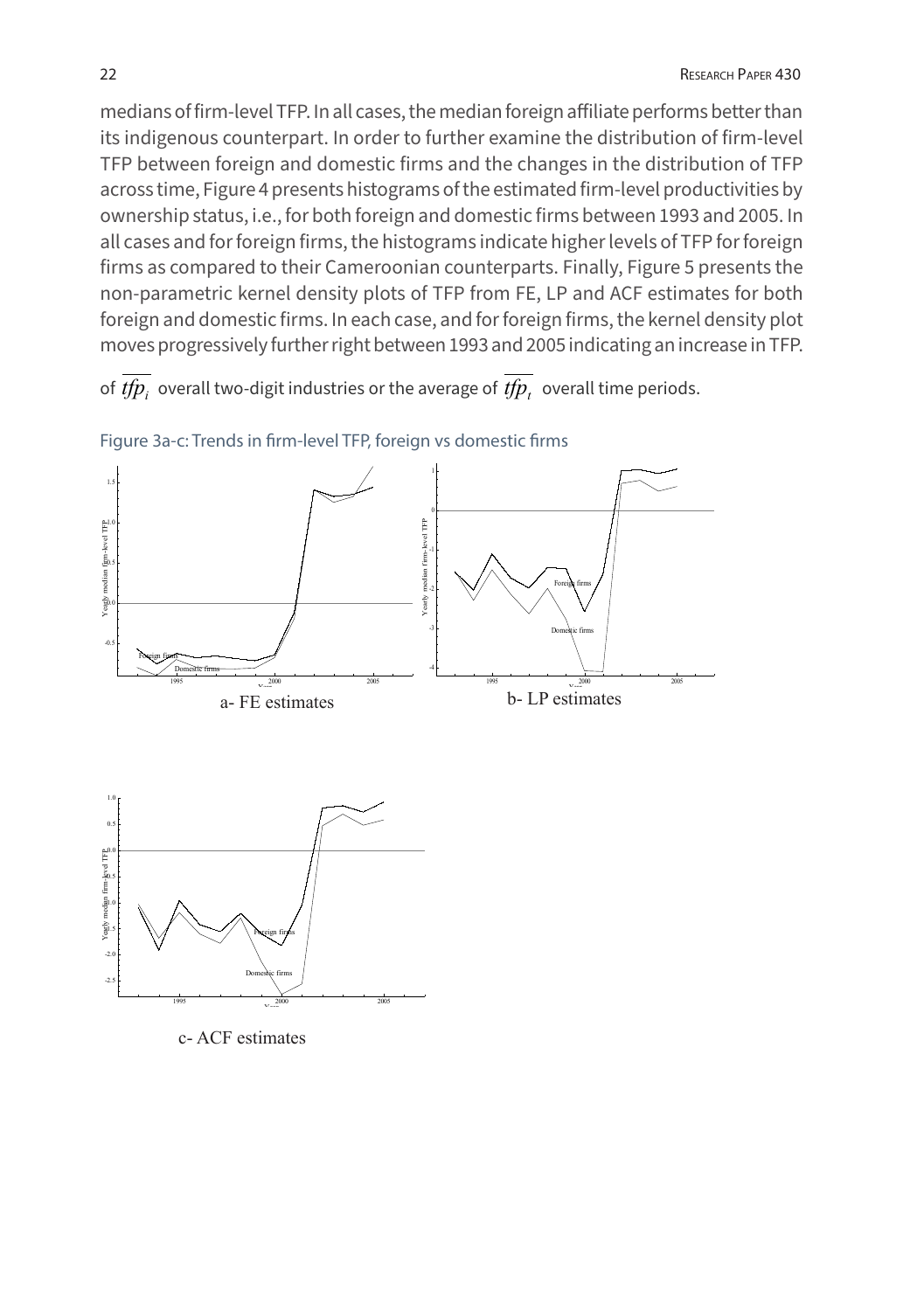medians of firm-level TFP. In all cases, the median foreign affiliate performs better than its indigenous counterpart. In order to further examine the distribution of firm-level TFP between foreign and domestic firms and the changes in the distribution of TFP across time, Figure 4 presents histograms of the estimated firm-level productivities by ownership status, i.e., for both foreign and domestic firms between 1993 and 2005. In all cases and for foreign firms, the histograms indicate higher levels of TFP for foreign firms as compared to their Cameroonian counterparts. Finally, Figure 5 presents the non-parametric kernel density plots of TFP from FE, LP and ACF estimates for both foreign and domestic firms. In each case, and for foreign firms, the kernel density plot moves progressively further right between 1993 and 2005 indicating an increase in TFP.

of $\overline{tfp_i}$ overall two-digit industries or the average of $\overline{tfp_t}$ overall time periods.

Figure 3a-c: Trends in firm-level TFP, foreign vs domestic firms

a- FE estimates

b- LP estimates

c- ACF estimates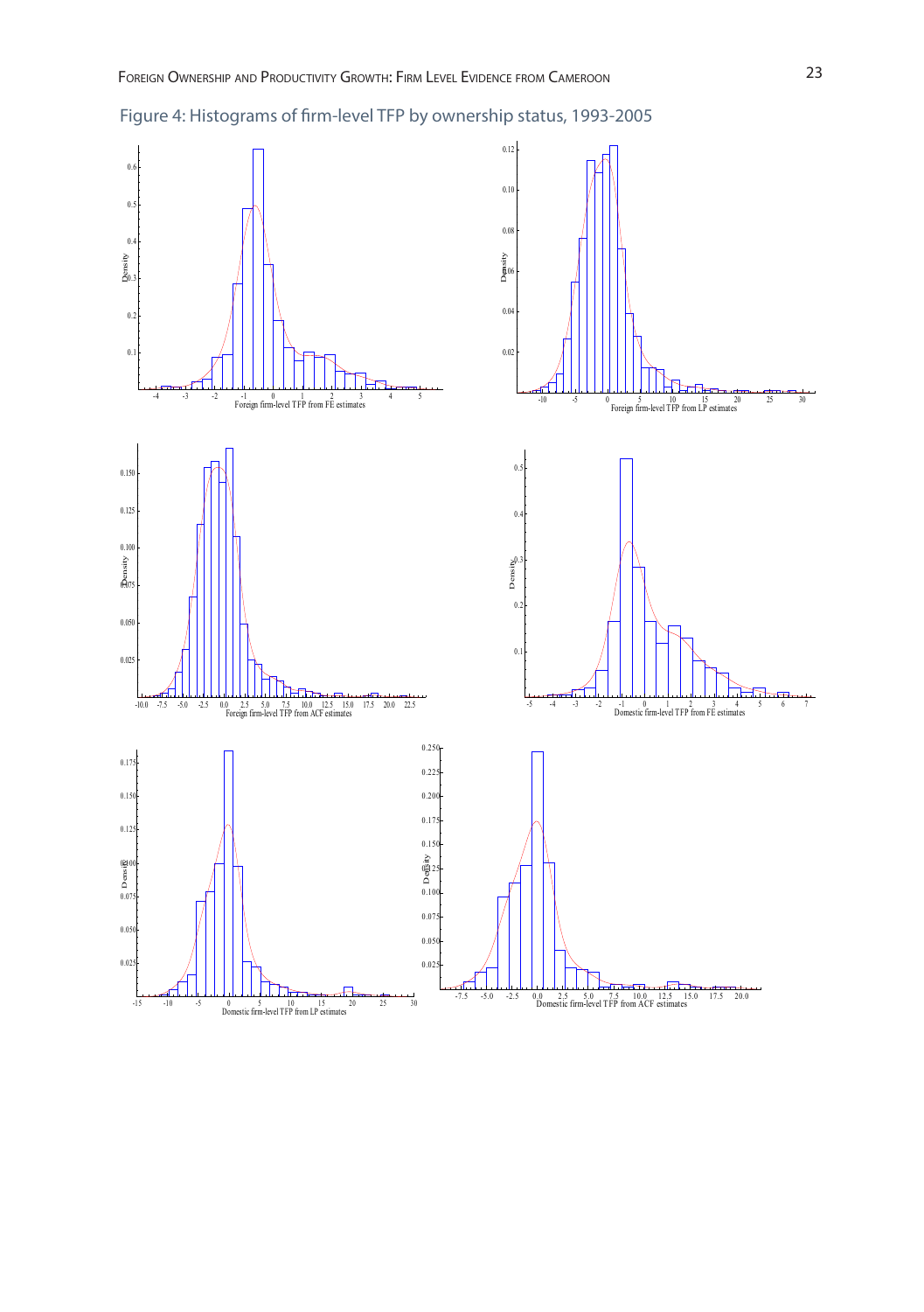Figure 4: Histograms of firm-level TFP by ownership status, 1993-2005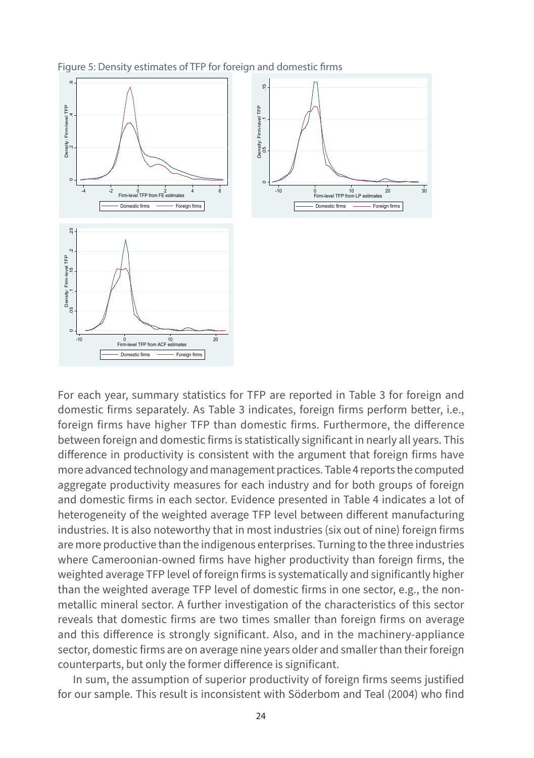Figure 5: Density estimates of TFP for foreign and domestic firms

For each year, summary statistics for TFP are reported in Table 3 for foreign and domestic firms separately. As Table 3 indicates, foreign firms perform better, i.e., foreign firms have higher TFP than domestic firms. Furthermore, the difference between foreign and domestic firms is statistically significant in nearly all years. This difference in productivity is consistent with the argument that foreign firms have more advanced technology and management practices. Table 4 reports the computed aggregate productivity measures for each industry and for both groups of foreign and domestic firms in each sector. Evidence presented in Table 4 indicates a lot of heterogeneity of the weighted average TFP level between different manufacturing industries. It is also noteworthy that in most industries (six out of nine) foreign firms are more productive than the indigenous enterprises. Turning to the three industries where Cameroonian-owned firms have higher productivity than foreign firms, the weighted average TFP level of foreign firms is systematically and significantly higher than the weighted average TFP level of domestic firms in one sector, e.g., the non-metallic mineral sector. A further investigation of the characteristics of this sector reveals that domestic firms are two times smaller than foreign firms on average and this difference is strongly significant. Also, and in the machinery-appliance sector, domestic firms are on average nine years older and smaller than their foreign counterparts, but only the former difference is significant.

In sum, the assumption of superior productivity of foreign firms seems justified for our sample. This result is inconsistent with Söderbom and Teal (2004) who find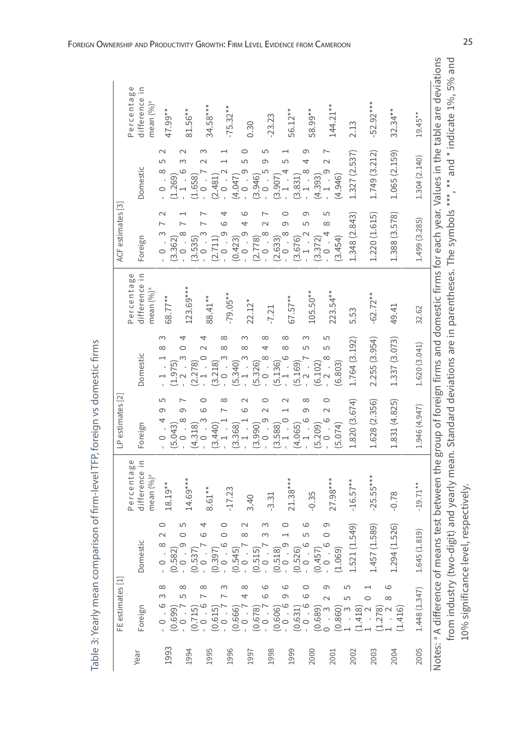Table 3: Yearly mean comparison of firm-level TFP, foreign vs domestic firms

| Year | FE estimates [1] | | | LP estimates [2] | | | ACF estimates [3] | | |
|---|---|---|---|---|---|---|---|---|---|
| | Foreign | Domestic | Percentage difference in mean (%)[a] | Foreign | Domestic | Percentage difference in mean (%)[a] | Foreign | Domestic | Percentage difference in mean (%)[a] |
| 1993 | -0.638 (0.699) | -0.820 (0.582) | 18.19** | -0.495 (5.043) | -1.183 (1.975) | 68.77** | -0.372 (3.362) | -0.852 (1.269) | 47.99** |
| 1994 | -0.758 (0.715) | -0.905 (0.537) | 14.69*** | -0.897 (4.318) | -2.304 (2.278) | 123.69*** | -0.871 (3.535) | -1.632 (1.658) | 81.56** |
| 1995 | -0.678 (0.615) | -0.764 (0.397) | 8.61** | -0.360 (3.440) | -1.024 (3.218) | 88.41** | -0.377 (2.711) | -0.723 (2.481) | 34.58*** |
| 1996 | -0.773 (0.666) | -0.600 (0.545) | -17.23 | -1.178 (3.368) | -0.388 (5.340) | -79.05** | -0.964 (0.423) | -0.211 (4.047) | -75.32** |
| 1997 | -0.748 (0.678) | -0.782 (0.515) | 3.40 | -1.162 (3.990) | -1.383 (5.326) | 22.12* | -0.946 (2.778) | -0.950 (3.946) | 0.30 |
| 1998 | -0.766 (0.606) | -0.733 (0.518) | -3.31 | -0.920 (3.588) | -0.848 (5.136) | -7.21 | -0.827 (2.633) | -0.595 (3.907) | -23.23 |
| 1999 | -0.696 (0.631) | -0.910 (0.526) | 21.38*** | -1.012 (4.065) | -1.688 (5.169) | 67.57** | -0.890 (3.676) | -1.451 (3.831) | 56.12** |
| 2000 | -0.660 (0.689) | -0.656 (0.457) | -0.35 | -1.698 (5.209) | -2.753 (6.102) | 105.50** | -1.259 (3.372) | -1.849 (4.393) | 58.99** |
| 2001 | 0.329 (0.860) | -0.609 (1.069) | 27.98*** | -0.620 (5.074) | -2.855 (6.803) | 223.54** | -0.485 (3.454) | -1.927 (4.946) | 144.21** |
| 2002 | 1.355 (1.418) | 1.521 (1.549) | -16.57** | 1.820 (3.674) | 1.764 (3.192) | 5.53 | 1.348 (2.843) | 1.327 (2.537) | 2.13 |
| 2003 | 1.201 (1.278) | 1.457 (1.589) | -25.55*** | 1.628 (2.356) | 2.255 (3.954) | -62.72** | 1.220 (1.615) | 1.749 (3.212) | -52.92*** |
| 2004 | 1.286 (1.416) | 1.294 (1.526) | -0.78 | 1.831 (4.825) | 1.337 (3.073) | 49.41 | 1.388 (3.578) | 1.065 (2.159) | 32.34** |
| 2005 | 1.448 (1.347) | 1.645 (1.819) | -19.71** | 1.946 (4.947) | 1.620 (3.041) | 32.62 | 1.499 (3.285) | 1.304 (2.140) | 19.45** |

Notes: [a] A difference of means test between the group of foreign firms and domestic firms for each year. Values in the table are deviations from industry (two-digit) and yearly mean. Standard deviations are in parentheses. The symbols ***, ** and * indicate 1%, 5% and 10% significance level, respectively.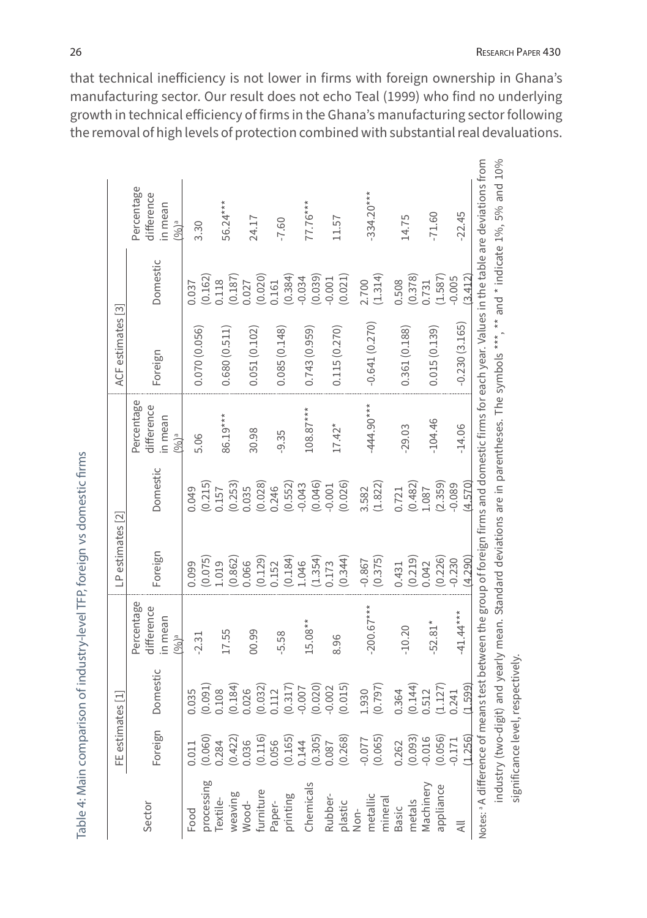that technical inefficiency is not lower in firms with foreign ownership in Ghana's manufacturing sector. Our result does not echo Teal (1999) who find no underlying growth in technical efficiency of firms in the Ghana's manufacturing sector following the removal of high levels of protection combined with substantial real devaluations.

Table 4: Main comparison of industry-level TFP, foreign vs domestic firms

| Sector | FE estimates [1] | | | LP estimates [2] | | | ACF estimates [3] | | |
|---|---|---|---|---|---|---|---|---|---|
| | Foreign | Domestic | Percentage difference in mean (%)[a] | Foreign | Domestic | Percentage difference in mean (%)[a] | Foreign | Domestic | Percentage difference in mean (%)[a] |
| Food processing | 0.011 (0.060) | 0.035 (0.091) | -2.31 | 0.099 (0.075) | 0.049 (0.215) | 5.06 | 0.070 (0.056) | 0.037 (0.162) | 3.30 |
| Textile-weaving | 0.284 (0.422) | 0.108 (0.184) | 17.55 | 1.019 (0.862) | 0.157 (0.253) | 86.19*** | 0.680 (0.511) | 0.118 (0.187) | 56.24*** |
| Wood-furniture | 0.036 (0.116) | 0.026 (0.032) | 00.99 | 0.066 (0.129) | 0.035 (0.028) | 30.98 | 0.051 (0.102) | 0.027 (0.020) | 24.17 |
| Paper-printing | 0.056 (0.165) | 0.112 (0.317) | -5.58 | 0.152 (0.184) | 0.246 (0.552) | -9.35 | 0.085 (0.148) | 0.161 (0.384) | -7.60 |
| Chemicals | 0.144 (0.305) | -0.007 (0.020) | 15.08** | 1.046 (1.354) | -0.043 (0.046) | 108.87*** | 0.743 (0.959) | -0.034 (0.039) | 77.76*** |
| Rubber-plastic | 0.087 (0.268) | -0.002 (0.015) | 8.96 | 0.173 (0.344) | -0.001 (0.026) | 17.42* | 0.115 (0.270) | -0.001 (0.021) | 11.57 |
| Non-metallic mineral | -0.077 (0.065) | 1.930 (0.797) | -200.67*** | -0.867 (0.375) | 3.582 (1.822) | -444.90*** | -0.641 (0.270) | 2.700 (1.314) | -334.20*** |
| Basic metals | 0.262 (0.093) | 0.364 (0.144) | -10.20 | 0.431 (0.219) | 0.721 (0.482) | -29.03 | 0.361 (0.188) | 0.508 (0.378) | 14.75 |
| Machinery appliance | -0.016 (0.056) | 0.512 (1.127) | -52.81* | 0.042 (0.226) | 1.087 (2.359) | -104.46 | 0.015 (0.139) | 0.731 (1.587) | -71.60 |
| All | -0.171 (1.256) | 0.241 (1.599) | -41.44*** | -0.230 (4.290) | -0.089 (4.570) | -14.06 | -0.230 (3.165) | -0.005 (3.412) | -22.45 |

Notes: [a] A difference of means test between the group of foreign firms and domestic firms for each year. Values in the table are deviations from industry (two-digit) and yearly mean. Standard deviations are in parentheses. The symbols ***, ** and * indicate 1%, 5% and 10% significance level, respectively.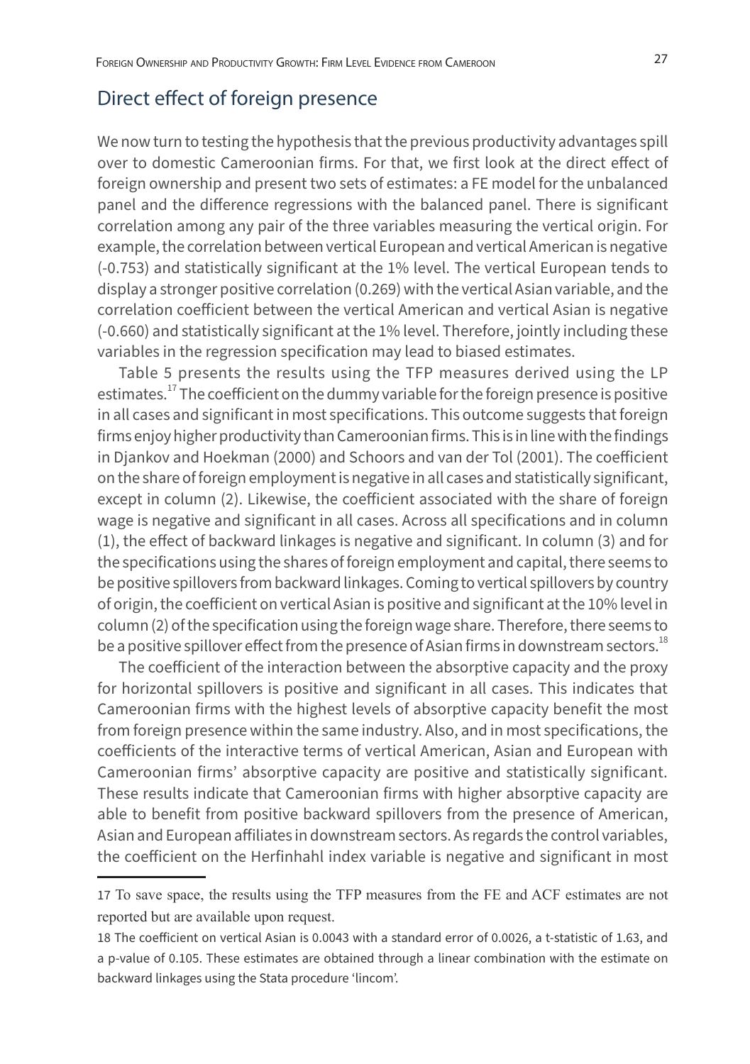## Direct effect of foreign presence

We now turn to testing the hypothesis that the previous productivity advantages spill over to domestic Cameroonian firms. For that, we first look at the direct effect of foreign ownership and present two sets of estimates: a FE model for the unbalanced panel and the difference regressions with the balanced panel. There is significant correlation among any pair of the three variables measuring the vertical origin. For example, the correlation between vertical European and vertical American is negative (-0.753) and statistically significant at the 1% level. The vertical European tends to display a stronger positive correlation (0.269) with the vertical Asian variable, and the correlation coefficient between the vertical American and vertical Asian is negative (-0.660) and statistically significant at the 1% level. Therefore, jointly including these variables in the regression specification may lead to biased estimates.

Table 5 presents the results using the TFP measures derived using the LP estimates.[17] The coefficient on the dummy variable for the foreign presence is positive in all cases and significant in most specifications. This outcome suggests that foreign firms enjoy higher productivity than Cameroonian firms. This is in line with the findings in Djankov and Hoekman (2000) and Schoors and van der Tol (2001). The coefficient on the share of foreign employment is negative in all cases and statistically significant, except in column (2). Likewise, the coefficient associated with the share of foreign wage is negative and significant in all cases. Across all specifications and in column (1), the effect of backward linkages is negative and significant. In column (3) and for the specifications using the shares of foreign employment and capital, there seems to be positive spillovers from backward linkages. Coming to vertical spillovers by country of origin, the coefficient on vertical Asian is positive and significant at the 10% level in column (2) of the specification using the foreign wage share. Therefore, there seems to be a positive spillover effect from the presence of Asian firms in downstream sectors.[18]

The coefficient of the interaction between the absorptive capacity and the proxy for horizontal spillovers is positive and significant in all cases. This indicates that Cameroonian firms with the highest levels of absorptive capacity benefit the most from foreign presence within the same industry. Also, and in most specifications, the coefficients of the interactive terms of vertical American, Asian and European with Cameroonian firms' absorptive capacity are positive and statistically significant. These results indicate that Cameroonian firms with higher absorptive capacity are able to benefit from positive backward spillovers from the presence of American, Asian and European affiliates in downstream sectors. As regards the control variables, the coefficient on the Herfinhahl index variable is negative and significant in most

---

17 To save space, the results using the TFP measures from the FE and ACF estimates are not reported but are available upon request.

18 The coefficient on vertical Asian is 0.0043 with a standard error of 0.0026, a t-statistic of 1.63, and a p-value of 0.105. These estimates are obtained through a linear combination with the estimate on backward linkages using the Stata procedure 'lincom'.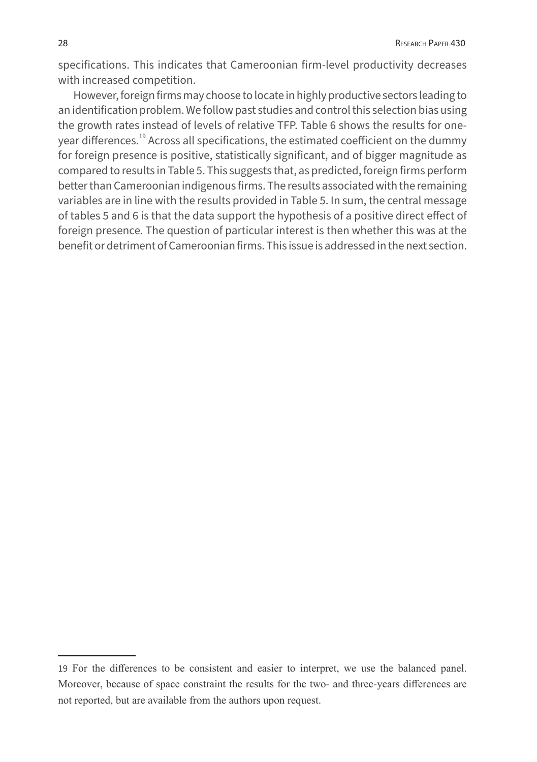specifications. This indicates that Cameroonian firm-level productivity decreases with increased competition.

However, foreign firms may choose to locate in highly productive sectors leading to an identification problem. We follow past studies and control this selection bias using the growth rates instead of levels of relative TFP. Table 6 shows the results for one-year differences.[19] Across all specifications, the estimated coefficient on the dummy for foreign presence is positive, statistically significant, and of bigger magnitude as compared to results in Table 5. This suggests that, as predicted, foreign firms perform better than Cameroonian indigenous firms. The results associated with the remaining variables are in line with the results provided in Table 5. In sum, the central message of tables 5 and 6 is that the data support the hypothesis of a positive direct effect of foreign presence. The question of particular interest is then whether this was at the benefit or detriment of Cameroonian firms. This issue is addressed in the next section.

---

19 For the differences to be consistent and easier to interpret, we use the balanced panel. Moreover, because of space constraint the results for the two- and three-years differences are not reported, but are available from the authors upon request.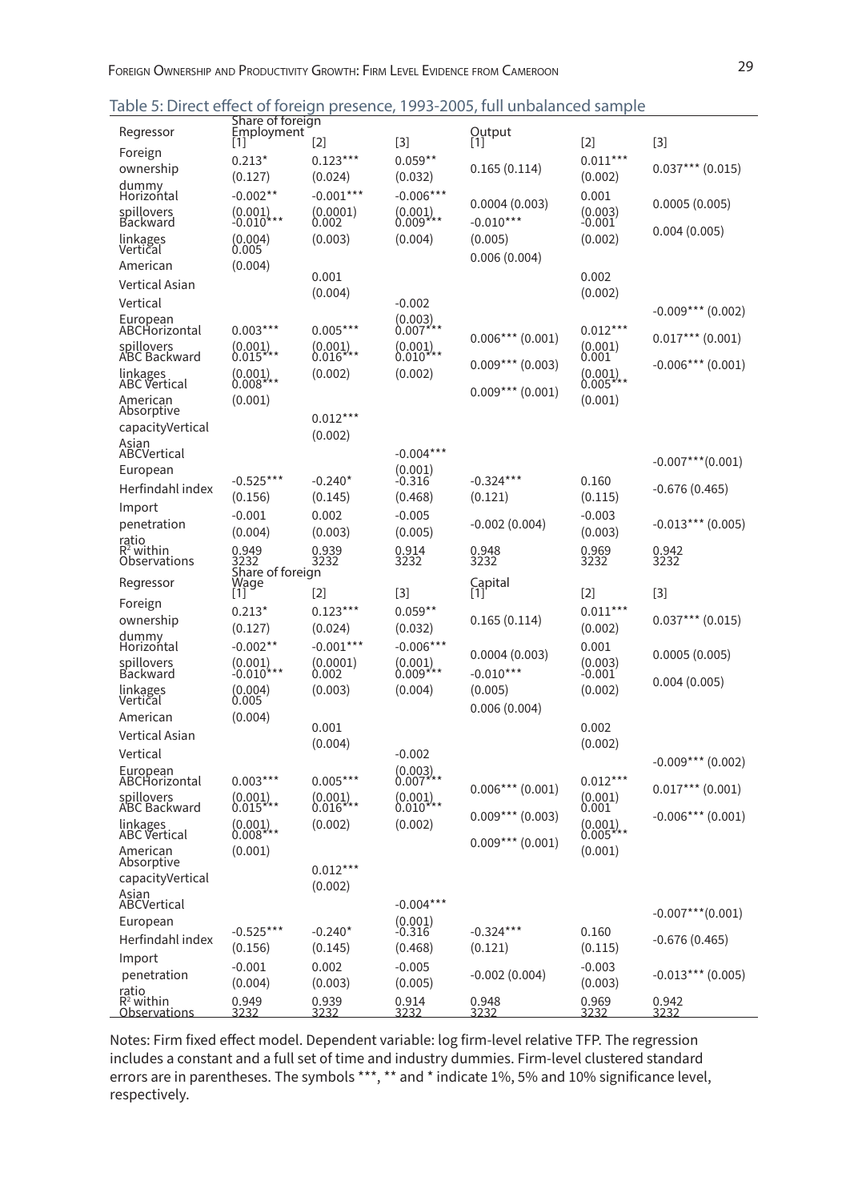Table 5: Direct effect of foreign presence, 1993-2005, full unbalanced sample

| Regressor | Share of foreign Employment [1] | [2] | [3] | Output [1] | [2] | [3] |
|---|---|---|---|---|---|---|
| Foreign ownership dummy | 0.213* (0.127) | 0.123*** (0.024) | 0.059** (0.032) | 0.165 (0.114) | 0.011*** (0.002) | 0.037*** (0.015) |
| Horizontal spillovers | -0.002** (0.001) | -0.001*** (0.0001) | -0.006*** (0.001) | 0.0004 (0.003) | 0.001 (0.003) | 0.0005 (0.005) |
| Backward linkages | -0.010*** (0.004) | 0.002 (0.003) | 0.009*** (0.004) | -0.010*** (0.005) | -0.001 (0.002) | 0.004 (0.005) |
| Vertical American | 0.005 (0.004) | | | 0.006 (0.004) | | |
| Vertical Asian | | 0.001 (0.004) | | | 0.002 (0.002) | |
| Vertical European | | | -0.002 (0.003) | | | -0.009*** (0.002) |
| ABCHorizontal spillovers | 0.003*** (0.001) | 0.005*** (0.001) | 0.007*** (0.001) | 0.006*** (0.001) | 0.012*** (0.001) | 0.017*** (0.001) |
| ABC Backward linkages | 0.015*** (0.001) | 0.016*** (0.002) | 0.010*** (0.002) | 0.009*** (0.003) | 0.001 (0.001) | -0.006*** (0.001) |
| ABC Vertical American | 0.008*** (0.001) | | | 0.009*** (0.001) | 0.005*** (0.001) | |
| Absorptive capacityVertical Asian | | 0.012*** (0.002) | | | | |
| ABCVertical European | | | -0.004*** (0.001) | | | -0.007***(0.001) |
| Herfindahl index | -0.525*** (0.156) | -0.240* (0.145) | -0.316 (0.468) | -0.324*** (0.121) | 0.160 (0.115) | -0.676 (0.465) |
| Import penetration ratio | -0.001 (0.004) | 0.002 (0.003) | -0.005 (0.005) | -0.002 (0.004) | -0.003 (0.003) | -0.013*** (0.005) |
| $R^2$ within | 0.949 | 0.939 | 0.914 | 0.948 | 0.969 | 0.942 |
| Observations | 3232 | 3232 | 3232 | 3232 | 3232 | 3232 |
| **Regressor** | **Share of foreign Wage [1]** | **[2]** | **[3]** | **Capital [1]** | **[2]** | **[3]** |
| Foreign ownership dummy | 0.213* (0.127) | 0.123*** (0.024) | 0.059** (0.032) | 0.165 (0.114) | 0.011*** (0.002) | 0.037*** (0.015) |
| Horizontal spillovers | -0.002** (0.001) | -0.001*** (0.0001) | -0.006*** (0.001) | 0.0004 (0.003) | 0.001 (0.003) | 0.0005 (0.005) |
| Backward linkages | -0.010*** (0.004) | 0.002 (0.003) | 0.009*** (0.004) | -0.010*** (0.005) | -0.001 (0.002) | 0.004 (0.005) |
| Vertical American | 0.005 (0.004) | | | 0.006 (0.004) | | |
| Vertical Asian | | 0.001 (0.004) | | | 0.002 (0.002) | |
| Vertical European | | | -0.002 (0.003) | | | -0.009*** (0.002) |
| ABCHorizontal spillovers | 0.003*** (0.001) | 0.005*** (0.001) | 0.007*** (0.001) | 0.006*** (0.001) | 0.012*** (0.001) | 0.017*** (0.001) |
| ABC Backward linkages | 0.015*** (0.001) | 0.016*** (0.002) | 0.010*** (0.002) | 0.009*** (0.003) | 0.001 (0.001) | -0.006*** (0.001) |
| ABC Vertical American | 0.008*** (0.001) | | | 0.009*** (0.001) | 0.005*** (0.001) | |
| Absorptive capacityVertical Asian | | 0.012*** (0.002) | | | | |
| ABCVertical European | | | -0.004*** (0.001) | | | -0.007***(0.001) |
| Herfindahl index | -0.525*** (0.156) | -0.240* (0.145) | -0.316 (0.468) | -0.324*** (0.121) | 0.160 (0.115) | -0.676 (0.465) |
| Import penetration ratio | -0.001 (0.004) | 0.002 (0.003) | -0.005 (0.005) | -0.002 (0.004) | -0.003 (0.003) | -0.013*** (0.005) |
| $R^2$ within | 0.949 | 0.939 | 0.914 | 0.948 | 0.969 | 0.942 |
| Observations | 3232 | 3232 | 3232 | 3232 | 3232 | 3232 |

Notes: Firm fixed effect model. Dependent variable: log firm-level relative TFP. The regression includes a constant and a full set of time and industry dummies. Firm-level clustered standard errors are in parentheses. The symbols ***, ** and * indicate 1%, 5% and 10% significance level, respectively.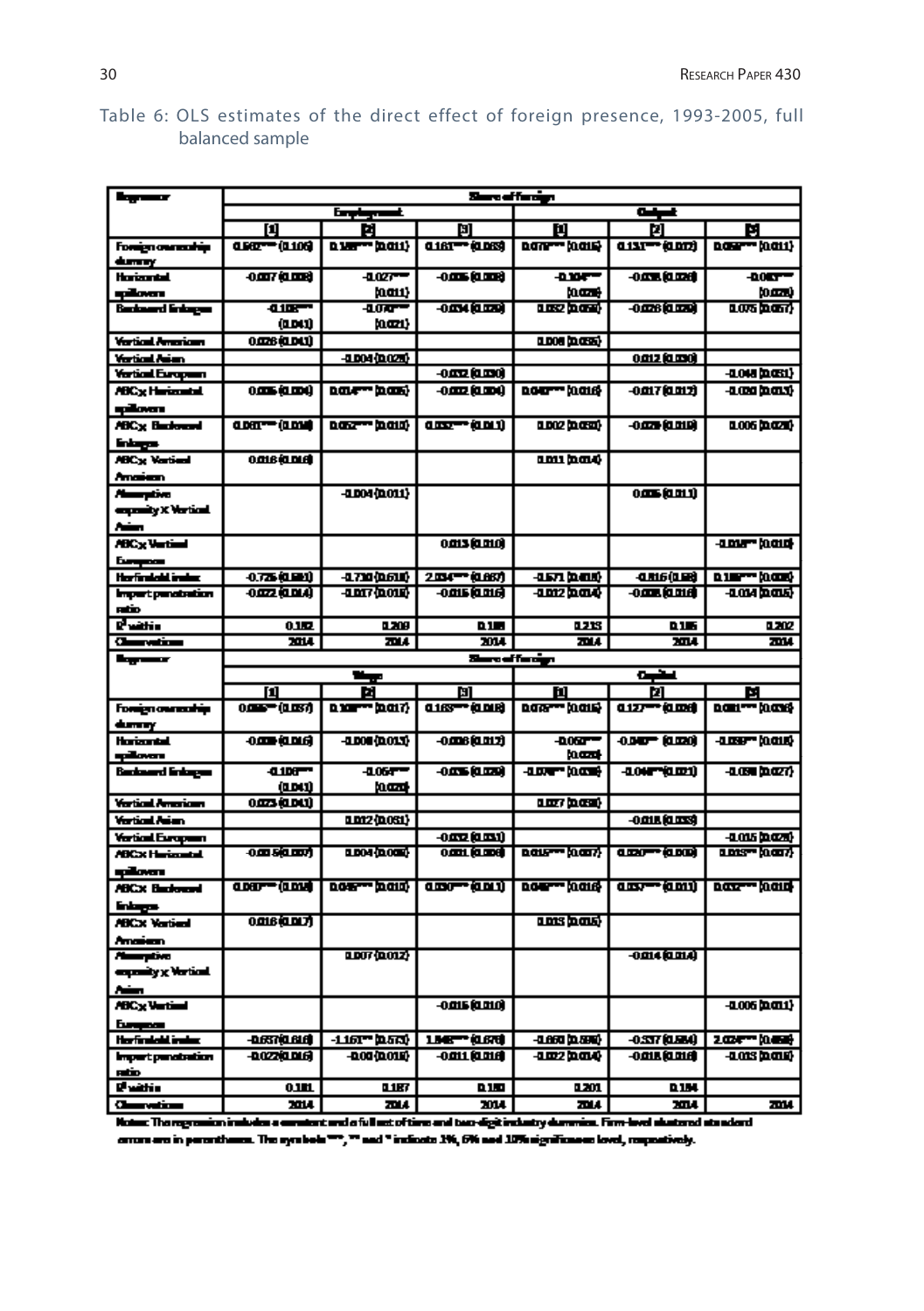Table 6: OLS estimates of the direct effect of foreign presence, 1993-2005, full balanced sample

| Regressor | Share of foreign | | | | | |
|---|---|---|---|---|---|---|
| | Employment | | | Output | | |
| | [1] | [2] | [3] | [1] | [2] | [3] |
| Foreign ownership dummy | 0.602*** (0.106) | 0.188*** (0.011) | 0.161*** (0.053) | 0.079*** (0.015) | 0.131*** (0.017) | 0.058*** (0.011) |
| Horizontal spillovers | -0.007 (0.008) | -0.027*** (0.011) | -0.005 (0.008) | -0.104*** (0.028) | -0.038 (0.026) | -0.083*** (0.028) |
| Backward linkages | -0.105*** (0.041) | -0.070*** (0.021) | -0.034 (0.029) | 0.032 (0.050) | -0.026 (0.029) | 0.075 (0.057) |
| Vertical American | 0.026 (0.041) | | | 0.008 (0.035) | | |
| Vertical Asian | | -0.004 (0.028) | | | 0.012 (0.030) | |
| Vertical European | | | -0.032 (0.030) | | | -0.048 (0.051) |
| ABCx Horizontal spillovers | 0.005 (0.004) | 0.014*** (0.005) | -0.002 (0.004) | 0.040*** (0.016) | -0.017 (0.012) | -0.020 (0.013) |
| ABCx Backward linkages | 0.061*** (0.018) | 0.052*** (0.010) | 0.032*** (0.011) | 0.002 (0.030) | -0.029 (0.019) | 0.005 (0.028) |
| ABCx Vertical American | 0.016 (0.016) | | | 0.011 (0.014) | | |
| Absorptive capacity x Vertical Asian | | -0.004 (0.011) | | | 0.005 (0.011) | |
| ABCx Vertical European | | | 0.013 (0.010) | | | -0.018** (0.010) |
| Herfindahl index | -0.726 (0.581) | -0.730 (0.618) | 2.034*** (0.667) | -0.571 (0.418) | -0.816 (0.58) | 0.188*** (0.028) |
| Import penetration ratio | -0.022 (0.014) | -0.017 (0.015) | -0.015 (0.016) | -0.012 (0.014) | -0.008 (0.016) | -0.014 (0.015) |
| $R^2$ within | 0.182 | 0.209 | 0.188 | 0.215 | 0.185 | 0.202 |
| Observations | 2014 | 2014 | 2014 | 2014 | 2014 | 2014 |
| **Regressor** | **Share of foreign** | | | | | |
| | Wage | | | Capital | | |
| | [1] | [2] | [3] | [1] | [2] | [3] |
| Foreign ownership dummy | 0.086*** (0.037) | 0.108*** (0.017) | 0.163*** (0.018) | 0.076*** (0.015) | 0.127*** (0.026) | 0.081*** (0.036) |
| Horizontal spillovers | -0.009 (0.016) | -0.008 (0.013) | -0.006 (0.012) | -0.050*** (0.020) | -0.040** (0.020) | -0.059*** (0.018) |
| Backward linkages | -0.106*** (0.041) | -0.054*** (0.020) | -0.035 (0.029) | -0.078*** (0.036) | -0.044***(0.021) | -0.038 (0.027) |
| Vertical American | 0.023 (0.041) | | | 0.027 (0.030) | | |
| Vertical Asian | | 0.012 (0.051) | | | -0.018 (0.033) | |
| Vertical European | | | -0.032 (0.031) | | | -0.015 (0.028) |
| ABCX Horizontal spillovers | -0.005 (0.007) | 0.004 (0.006) | 0.001 (0.006) | 0.015*** (0.007) | 0.020*** (0.009) | 0.015*** (0.007) |
| ABCX Backward linkages | 0.060*** (0.018) | 0.045*** (0.010) | 0.030*** (0.011) | 0.049*** (0.016) | 0.037*** (0.011) | 0.032*** (0.010) |
| ABCX Vertical American | 0.016 (0.017) | | | 0.013 (0.015) | | |
| Absorptive capacity x Vertical Asian | | 0.007 (0.012) | | | -0.014 (0.014) | |
| ABCx Vertical European | | | -0.015 (0.010) | | | -0.006 (0.011) |
| Herfindahl index | -0.657 (0.616) | -1.161*** (0.573) | 1.848*** (0.676) | -0.660 (0.598) | -0.337 (0.584) | 2.024*** (0.458) |
| Import penetration ratio | -0.022 (0.016) | -0.00 (0.018) | -0.011 (0.016) | -0.022 (0.014) | -0.018 (0.016) | -0.013 (0.015) |
| $R^2$ within | 0.181 | 0.187 | 0.180 | 0.201 | 0.194 | |
| Observations | 2014 | 2014 | 2014 | 2014 | 2014 | 2014 |

Notes: The regression includes a constant and a full set of time and two-digit industry dummies. Firm-level clustered standard errors are in parentheses. The symbols ***, ** and * indicate 1%, 5% and 10% significance level, respectively.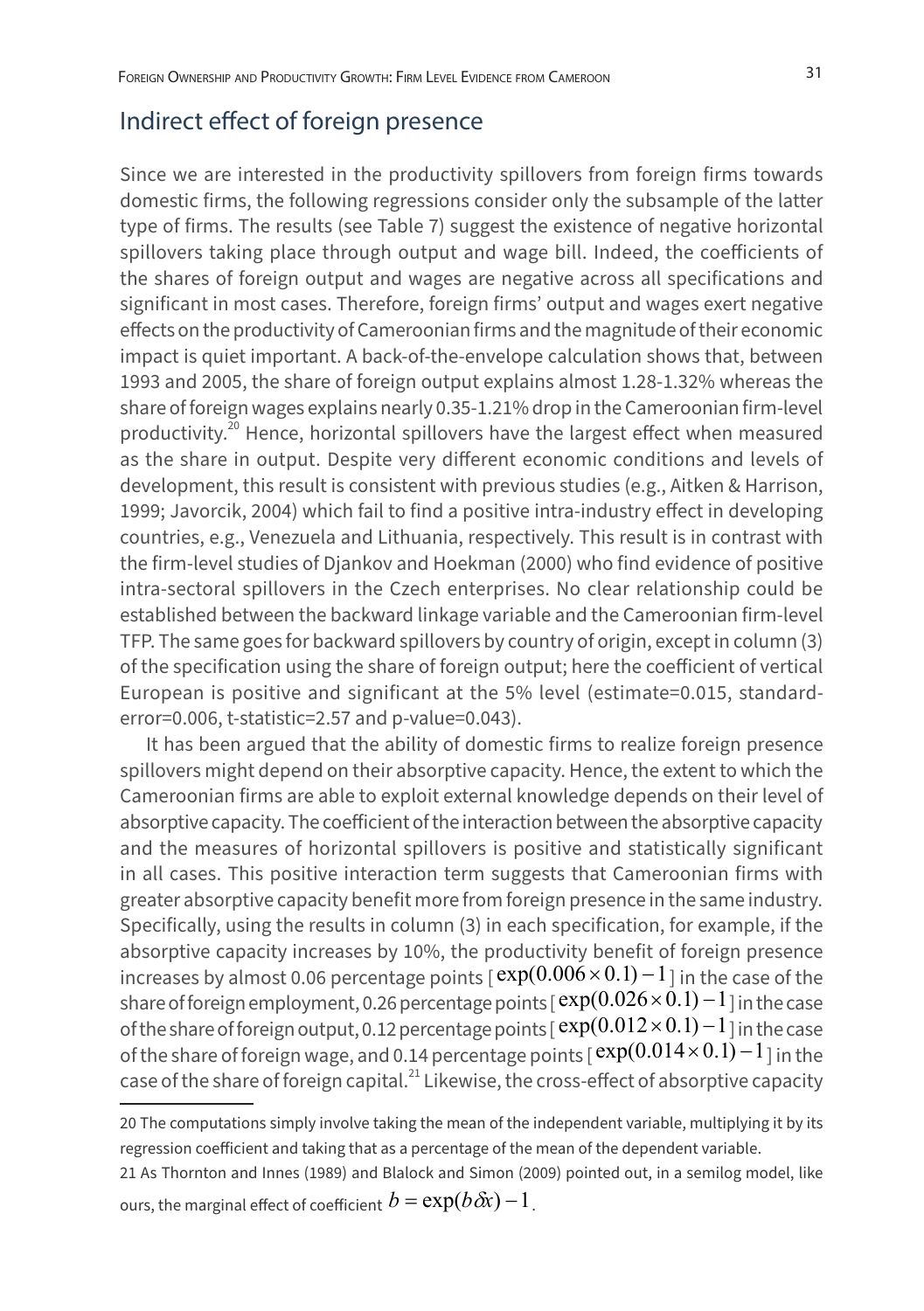## Indirect effect of foreign presence

Since we are interested in the productivity spillovers from foreign firms towards domestic firms, the following regressions consider only the subsample of the latter type of firms. The results (see Table 7) suggest the existence of negative horizontal spillovers taking place through output and wage bill. Indeed, the coefficients of the shares of foreign output and wages are negative across all specifications and significant in most cases. Therefore, foreign firms' output and wages exert negative effects on the productivity of Cameroonian firms and the magnitude of their economic impact is quiet important. A back-of-the-envelope calculation shows that, between 1993 and 2005, the share of foreign output explains almost 1.28-1.32% whereas the share of foreign wages explains nearly 0.35-1.21% drop in the Cameroonian firm-level productivity.[20] Hence, horizontal spillovers have the largest effect when measured as the share in output. Despite very different economic conditions and levels of development, this result is consistent with previous studies (e.g., Aitken & Harrison, 1999; Javorcik, 2004) which fail to find a positive intra-industry effect in developing countries, e.g., Venezuela and Lithuania, respectively. This result is in contrast with the firm-level studies of Djankov and Hoekman (2000) who find evidence of positive intra-sectoral spillovers in the Czech enterprises. No clear relationship could be established between the backward linkage variable and the Cameroonian firm-level TFP. The same goes for backward spillovers by country of origin, except in column (3) of the specification using the share of foreign output; here the coefficient of vertical European is positive and significant at the 5% level (estimate=0.015, standard-error=0.006, t-statistic=2.57 and p-value=0.043).

It has been argued that the ability of domestic firms to realize foreign presence spillovers might depend on their absorptive capacity. Hence, the extent to which the Cameroonian firms are able to exploit external knowledge depends on their level of absorptive capacity. The coefficient of the interaction between the absorptive capacity and the measures of horizontal spillovers is positive and statistically significant in all cases. This positive interaction term suggests that Cameroonian firms with greater absorptive capacity benefit more from foreign presence in the same industry. Specifically, using the results in column (3) in each specification, for example, if the absorptive capacity increases by 10%, the productivity benefit of foreign presence increases by almost 0.06 percentage points [ $\exp(0.006 \times 0.1) - 1$ ] in the case of the share of foreign employment, 0.26 percentage points [ $\exp(0.026 \times 0.1) - 1$ ] in the case of the share of foreign output, 0.12 percentage points [ $\exp(0.012 \times 0.1) - 1$ ] in the case of the share of foreign wage, and 0.14 percentage points [ $\exp(0.014 \times 0.1) - 1$ ] in the case of the share of foreign capital.[21] Likewise, the cross-effect of absorptive capacity

---

20 The computations simply involve taking the mean of the independent variable, multiplying it by its regression coefficient and taking that as a percentage of the mean of the dependent variable.

21 As Thornton and Innes (1989) and Blalock and Simon (2009) pointed out, in a semilog model, like ours, the marginal effect of coefficient $b = \exp(b\delta x) - 1$.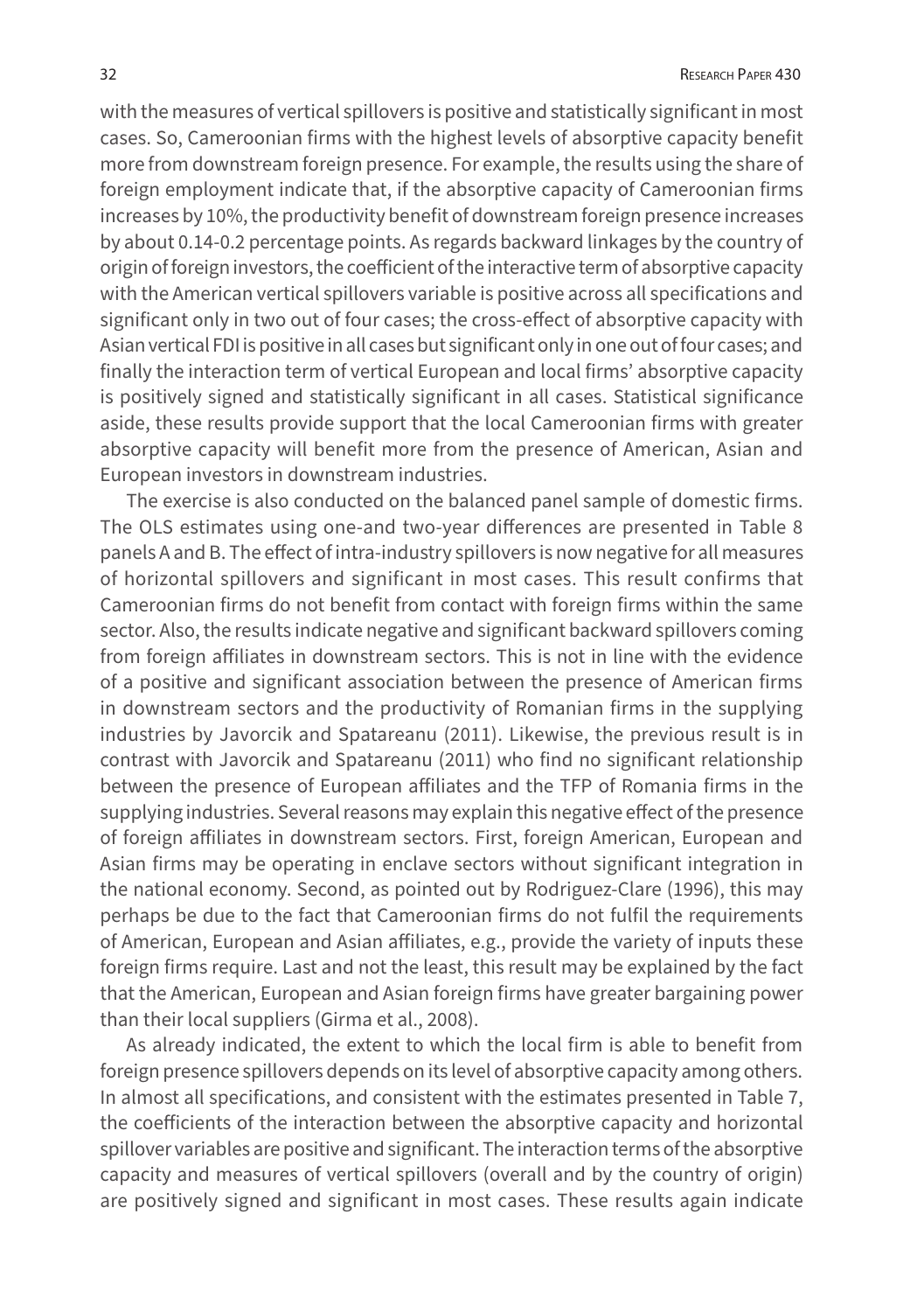with the measures of vertical spillovers is positive and statistically significant in most cases. So, Cameroonian firms with the highest levels of absorptive capacity benefit more from downstream foreign presence. For example, the results using the share of foreign employment indicate that, if the absorptive capacity of Cameroonian firms increases by 10%, the productivity benefit of downstream foreign presence increases by about 0.14-0.2 percentage points. As regards backward linkages by the country of origin of foreign investors, the coefficient of the interactive term of absorptive capacity with the American vertical spillovers variable is positive across all specifications and significant only in two out of four cases; the cross-effect of absorptive capacity with Asian vertical FDI is positive in all cases but significant only in one out of four cases; and finally the interaction term of vertical European and local firms' absorptive capacity is positively signed and statistically significant in all cases. Statistical significance aside, these results provide support that the local Cameroonian firms with greater absorptive capacity will benefit more from the presence of American, Asian and European investors in downstream industries.

The exercise is also conducted on the balanced panel sample of domestic firms. The OLS estimates using one-and two-year differences are presented in Table 8 panels A and B. The effect of intra-industry spillovers is now negative for all measures of horizontal spillovers and significant in most cases. This result confirms that Cameroonian firms do not benefit from contact with foreign firms within the same sector. Also, the results indicate negative and significant backward spillovers coming from foreign affiliates in downstream sectors. This is not in line with the evidence of a positive and significant association between the presence of American firms in downstream sectors and the productivity of Romanian firms in the supplying industries by Javorcik and Spatareanu (2011). Likewise, the previous result is in contrast with Javorcik and Spatareanu (2011) who find no significant relationship between the presence of European affiliates and the TFP of Romania firms in the supplying industries. Several reasons may explain this negative effect of the presence of foreign affiliates in downstream sectors. First, foreign American, European and Asian firms may be operating in enclave sectors without significant integration in the national economy. Second, as pointed out by Rodriguez-Clare (1996), this may perhaps be due to the fact that Cameroonian firms do not fulfil the requirements of American, European and Asian affiliates, e.g., provide the variety of inputs these foreign firms require. Last and not the least, this result may be explained by the fact that the American, European and Asian foreign firms have greater bargaining power than their local suppliers (Girma et al., 2008).

As already indicated, the extent to which the local firm is able to benefit from foreign presence spillovers depends on its level of absorptive capacity among others. In almost all specifications, and consistent with the estimates presented in Table 7, the coefficients of the interaction between the absorptive capacity and horizontal spillover variables are positive and significant. The interaction terms of the absorptive capacity and measures of vertical spillovers (overall and by the country of origin) are positively signed and significant in most cases. These results again indicate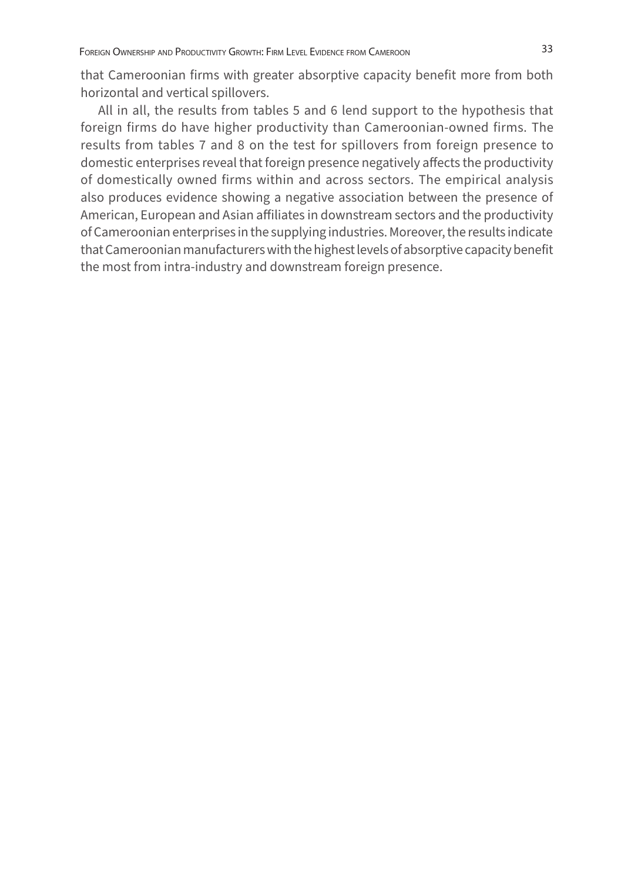that Cameroonian firms with greater absorptive capacity benefit more from both horizontal and vertical spillovers.

All in all, the results from tables 5 and 6 lend support to the hypothesis that foreign firms do have higher productivity than Cameroonian-owned firms. The results from tables 7 and 8 on the test for spillovers from foreign presence to domestic enterprises reveal that foreign presence negatively affects the productivity of domestically owned firms within and across sectors. The empirical analysis also produces evidence showing a negative association between the presence of American, European and Asian affiliates in downstream sectors and the productivity of Cameroonian enterprises in the supplying industries. Moreover, the results indicate that Cameroonian manufacturers with the highest levels of absorptive capacity benefit the most from intra-industry and downstream foreign presence.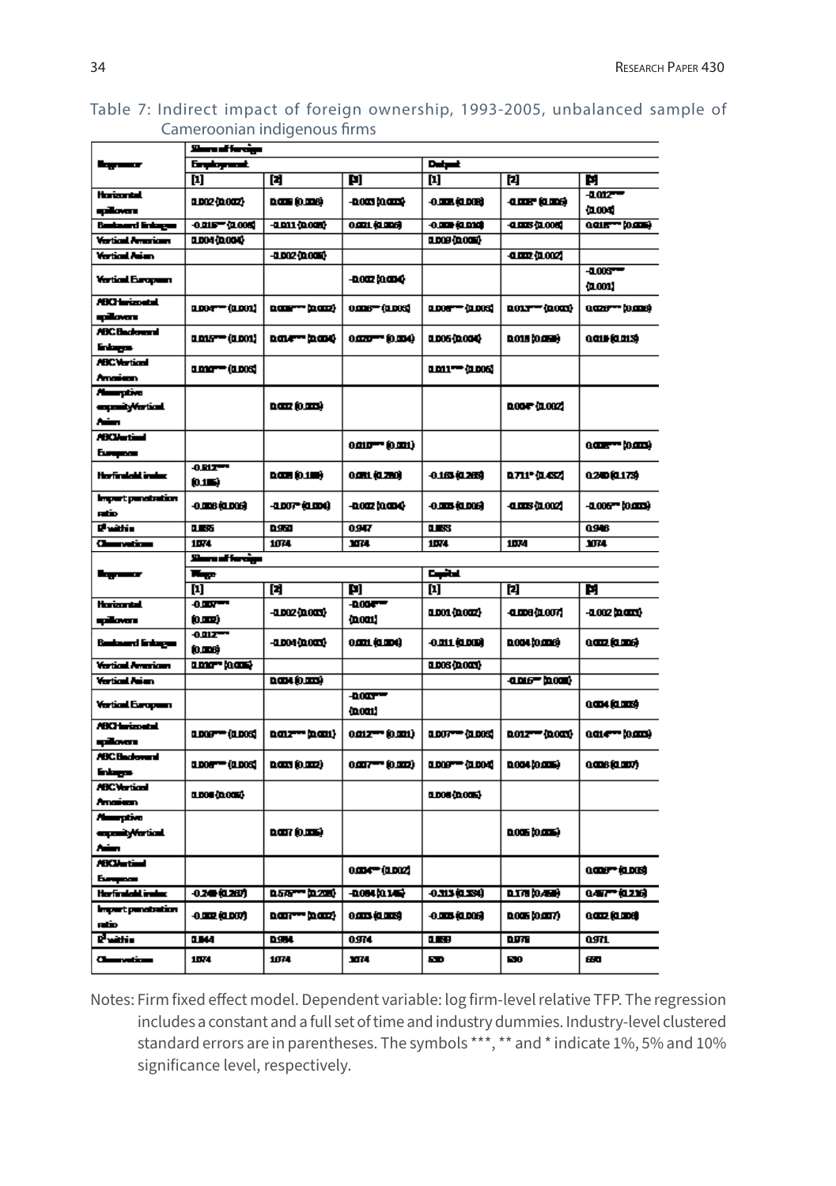Table 7: Indirect impact of foreign ownership, 1993-2005, unbalanced sample of Cameroonian indigenous firms

| Regressor | Share of foreign | | | | | |
|---|---|---|---|---|---|---|
| | Employment | | | Output | | |
| | [1] | [2] | [3] | [1] | [2] | [3] |
| Horizontal spillovers | 0.002 (0.002) | 0.008 (0.006) | -0.003 (0.003) | -0.008 (0.008) | -0.008* (0.005) | -0.012*** (0.004) |
| Backward linkages | -0.015*** (0.006) | -0.011 (0.008) | 0.001 (0.005) | -0.009 (0.010) | -0.005 (0.006) | 0.015*** (0.005) |
| Vertical American | 0.004 (0.004) | | | 0.009 (0.008) | | |
| Vertical Asian | | -0.002 (0.008) | | | -0.002 (0.002) | |
| Vertical European | | | -0.002 (0.004) | | | -0.005*** (0.001) |
| ABC Horizontal spillovers | 0.004*** (0.001) | 0.006*** (0.002) | 0.006*** (0.003) | 0.008*** (0.003) | 0.013*** (0.003) | 0.026*** (0.006) |
| ABC Backward linkages | 0.015*** (0.001) | 0.014*** (0.004) | 0.020*** (0.004) | 0.005 (0.004) | 0.018 (0.058) | 0.018 (0.013) |
| ABC Vertical American | 0.010*** (0.005) | | | 0.011*** (0.006) | | |
| Absorptive capacityVertical Asian | | 0.002 (0.003) | | | 0.004* (0.002) | |
| ABCVertical European | | | 0.010*** (0.001) | | | 0.008*** (0.003) |
| Herfindahl index | -0.812*** (0.185) | 0.008 (0.189) | 0.081 (0.280) | -0.163 (0.268) | 0.711* (0.432) | 0.240 (0.173) |
| Import penetration ratio | -0.008 (0.006) | -0.007* (0.004) | -0.002 (0.004) | -0.003 (0.006) | -0.003 (0.002) | -0.006** (0.003) |
| $R^2$ within | 0.885 | 0.950 | 0.947 | 0.883 | | 0.946 |
| Observations | 1074 | 1074 | 1074 | 1074 | 1074 | 1074 |
| | Share of foreign | | | | | |
| | Wage | | | Capital | | |
| | [1] | [2] | [3] | [1] | [2] | [3] |
| Horizontal spillovers | -0.007*** (0.002) | -0.002 (0.003) | -0.004*** (0.001) | 0.001 (0.002) | -0.008 (0.007) | -0.002 (0.003) |
| Backward linkages | -0.012*** (0.006) | -0.004 (0.003) | 0.001 (0.004) | -0.011 (0.008) | 0.004 (0.006) | 0.002 (0.005) |
| Vertical American | 0.010** (0.005) | | | 0.005 (0.003) | | |
| Vertical Asian | | 0.004 (0.003) | | | -0.016** (0.008) | |
| Vertical European | | | -0.003*** (0.001) | | | 0.004 (0.003) |
| ABC Horizontal spillovers | 0.009*** (0.005) | 0.012*** (0.001) | 0.012*** (0.001) | 0.007*** (0.005) | 0.012*** (0.003) | 0.014*** (0.003) |
| ABC Backward linkages | 0.008*** (0.005) | 0.003 (0.002) | 0.007*** (0.002) | 0.009*** (0.004) | 0.004 (0.006) | 0.006 (0.007) |
| ABC Vertical American | 0.008 (0.006) | | | 0.008 (0.006) | | |
| Absorptive capacityVertical Asian | | 0.007 (0.006) | | | 0.005 (0.005) | |
| ABCVertical European | | | 0.004** (0.002) | | | 0.006** (0.003) |
| Herfindahl index | -0.248 (0.267) | 0.575*** (0.208) | -0.084 (0.146) | -0.313 (0.334) | 0.178 (0.458) | 0.457** (0.216) |
| Import penetration ratio | -0.002 (0.007) | 0.007*** (0.002) | 0.003 (0.003) | -0.003 (0.006) | 0.005 (0.007) | 0.002 (0.008) |
| $R^2$ within | 0.844 | 0.984 | 0.974 | 0.889 | 0.978 | 0.971 |
| Observations | 1074 | 1074 | 1074 | 630 | 630 | 630 |

Notes: Firm fixed effect model. Dependent variable: log firm-level relative TFP. The regression includes a constant and a full set of time and industry dummies. Industry-level clustered standard errors are in parentheses. The symbols ***, ** and * indicate 1%, 5% and 10% significance level, respectively.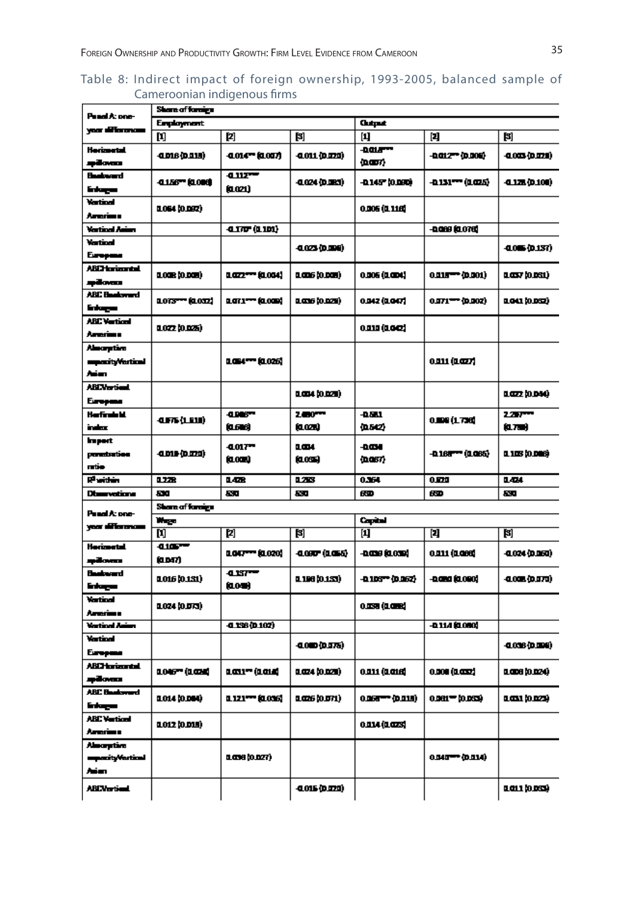Table 8: Indirect impact of foreign ownership, 1993-2005, balanced sample of Cameroonian indigenous firms

| Panel A: one-year differences | Share of foreign | | | | | |
|---|---|---|---|---|---|---|
| | Employment | | | Output | | |
| | [1] | [2] | [3] | [1] | [2] | [3] |
| Horizontal spillovers | -0.016 (0.018) | -0.014*** (0.007) | -0.011 (0.020) | -0.018*** (0.007) | -0.012** (0.006) | -0.003 (0.020) |
| Backward linkages | -0.156** (0.066) | -0.112*** (0.021) | -0.024 (0.083) | -0.145* (0.080) | -0.131*** (0.025) | -0.128 (0.108) |
| Vertical Americans | 0.064 (0.082) | | | 0.306 (0.116) | | |
| Vertical Asian | | -0.170* (0.101) | | | -0.069 (0.076) | |
| Vertical Europeans | | | -0.023 (0.086) | | | -0.085 (0.137) |
| ABCHorizontal spillovers | 0.008 (0.008) | 0.022*** (0.004) | 0.005 (0.008) | 0.306 (0.004) | 0.018*** (0.001) | 0.037 (0.051) |
| ABC Backward linkages | 0.073*** (0.032) | 0.071*** (0.008) | 0.036 (0.029) | 0.042 (0.047) | 0.071*** (0.002) | 0.041 (0.052) |
| ABC Vertical Americans | 0.022 (0.025) | | | 0.010 (0.042) | | |
| Absorptive capacityVertical Asian | | 0.064*** (0.026) | | | 0.011 (0.027) | |
| ABCVertical Europeans | | | 0.004 (0.029) | | | 0.022 (0.044) |
| Herfindahl index | -0.875 (1.818) | -0.986** (0.586) | 2.480*** (0.028) | -0.581 (0.542) | 0.806 (1.736) | 2.297*** (0.798) |
| Import penetration ratio | -0.018 (0.020) | -0.017** (0.008) | 0.004 (0.035) | -0.034 (0.067) | -0.168*** (0.065) | 0.103 (0.086) |
| $R^2$ within | 0.228 | 0.428 | 0.253 | 0.364 | 0.820 | 0.424 |
| Observations | 530 | 530 | 530 | 650 | 650 | 530 |

| Panel A: one-year differences | Share of foreign | | | | | |
|---|---|---|---|---|---|---|
| | Wage | | | Capital | | |
| | [1] | [2] | [3] | [1] | [2] | [3] |
| Horizontal spillovers | -0.105*** (0.047) | 0.047*** (0.020) | -0.090* (0.055) | -0.039 (0.039) | 0.011 (0.066) | -0.024 (0.060) |
| Backward linkages | 0.016 (0.131) | -0.157*** (0.048) | 0.198 (0.153) | -0.105** (0.062) | -0.080 (0.080) | -0.008 (0.070) |
| Vertical Americans | 0.024 (0.073) | | | 0.038 (0.088) | | |
| Vertical Asian | | -0.138 (0.102) | | | -0.114 (0.080) | |
| Vertical Europeans | | | -0.080 (0.075) | | | -0.036 (0.086) |
| ABCHorizontal spillovers | 0.046** (0.028) | 0.031** (0.018) | 0.024 (0.028) | 0.011 (0.018) | 0.008 (0.032) | 0.008 (0.024) |
| ABC Backward linkages | 0.014 (0.084) | 0.121*** (0.036) | 0.026 (0.071) | 0.068*** (0.018) | 0.061** (0.033) | 0.031 (0.029) |
| ABC Vertical Americans | 0.012 (0.018) | | | 0.014 (0.025) | | |
| Absorptive capacityVertical Asian | | 0.036 (0.027) | | | 0.040*** (0.014) | |
| ABCVertical | | | -0.015 (0.020) | | | 0.011 (0.033) |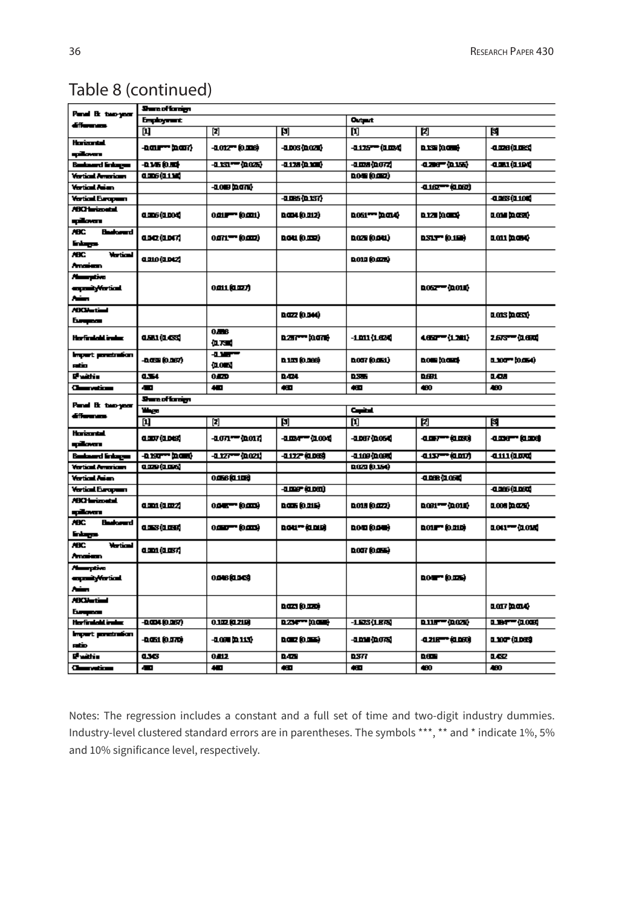# Table 8 (continued)

| Panel B: two-year differences | Share of foreign | | | | | |
|---|---|---|---|---|---|---|
| | Employment | | | Output | | |
| | [1] | [2] | [3] | [1] | [2] | [3] |
| Horizontal spillovers | -0.018*** (0.007) | -0.012** (0.006) | -0.003 (0.020) | -0.125*** (0.034) | 0.138 (0.098) | -0.028 (0.085) |
| Backward linkages | -0.145 (0.90) | -0.131*** (0.025) | -0.128 (0.100) | -0.038 (0.072) | -0.298** (0.155) | -0.081 (0.194) |
| Vertical American | 0.005 (0.118) | | | 0.048 (0.082) | | |
| Vertical Asian | | -0.089 (0.078) | | | -0.162*** (0.062) | |
| Vertical European | | | -0.085 (0.137) | | | -0.063 (0.108) |
| ABC Horizontal spillovers | 0.005 (0.004) | 0.018*** (0.001) | 0.004 (0.012) | 0.051*** (0.014) | 0.128 (0.083) | 0.018 (0.058) |
| ABC Backward linkages | 0.042 (0.047) | 0.071*** (0.022) | 0.041 (0.032) | 0.028 (0.041) | 0.313** (0.158) | 0.011 (0.084) |
| ABC Vertical American | 0.010 (0.042) | | | 0.012 (0.028) | | |
| Absorptive capacity Vertical Asian | | 0.011 (0.027) | | | 0.062*** (0.018) | |
| ABC Vertical European | | | 0.022 (0.044) | | | 0.013 (0.053) |
| Herfindahl index | 0.681 (1.455) | 0.886 (1.738) | 0.287*** (0.078) | -1.011 (1.624) | 4.660*** (1.281) | 2.673*** (1.690) |
| Import penetration ratio | -0.038 (0.067) | -0.188*** (0.085) | 0.103 (0.068) | 0.007 (0.061) | 0.048 (0.080) | 0.100** (0.054) |
| $R^2$ within | 0.354 | 0.820 | 0.424 | 0.385 | 0.681 | 0.428 |
| Observations | 480 | 480 | 480 | 480 | 480 | 480 |

| Panel B: two-year differences | Share of foreign | | | | | |
|---|---|---|---|---|---|---|
| | Wage | | | Capital | | |
| | [1] | [2] | [3] | [1] | [2] | [3] |
| Horizontal spillovers | 0.007 (0.049) | -0.071*** (0.017) | -0.024*** (0.004) | -0.087 (0.054) | -0.087*** (0.030) | -0.036*** (0.008) |
| Backward linkages | -0.190*** (0.088) | -0.127*** (0.021) | -0.112* (0.068) | -0.109 (0.098) | -0.137*** (0.017) | -0.111 (0.070) |
| Vertical American | 0.029 (0.096) | | | 0.023 (0.154) | | |
| Vertical Asian | | 0.056 (0.108) | | | -0.068 (0.058) | |
| Vertical European | | | -0.098* (0.061) | | | -0.065 (0.060) |
| ABC Horizontal spillovers | 0.001 (0.022) | 0.048*** (0.003) | 0.005 (0.015) | 0.018 (0.022) | 0.081*** (0.018) | 0.008 (0.025) |
| ABC Backward linkages | 0.063 (0.038) | 0.080*** (0.003) | 0.041** (0.019) | 0.040 (0.048) | 0.018** (0.010) | 0.041*** (0.018) |
| ABC Vertical American | 0.001 (0.037) | | | 0.007 (0.055) | | |
| Absorptive capacity Vertical Asian | | 0.046 (0.043) | | | 0.048** (0.025) | |
| ABC Vertical European | | | 0.023 (0.020) | | | 0.017 (0.014) |
| Herfindahl index | -0.004 (0.087) | 0.102 (0.219) | 0.234*** (0.088) | -1.625 (1.876) | 0.118*** (0.029) | 0.184*** (0.009) |
| Import penetration ratio | -0.051 (0.070) | -0.098 (0.113) | 0.082 (0.056) | -0.018 (0.076) | -0.218*** (0.060) | 0.100* (0.065) |
| $R^2$ within | 0.343 | 0.812 | 0.428 | 0.377 | 0.608 | 0.432 |
| Observations | 480 | 480 | 480 | 480 | 480 | 480 |

Notes: The regression includes a constant and a full set of time and two-digit industry dummies. Industry-level clustered standard errors are in parentheses. The symbols ***, ** and * indicate 1%, 5% and 10% significance level, respectively.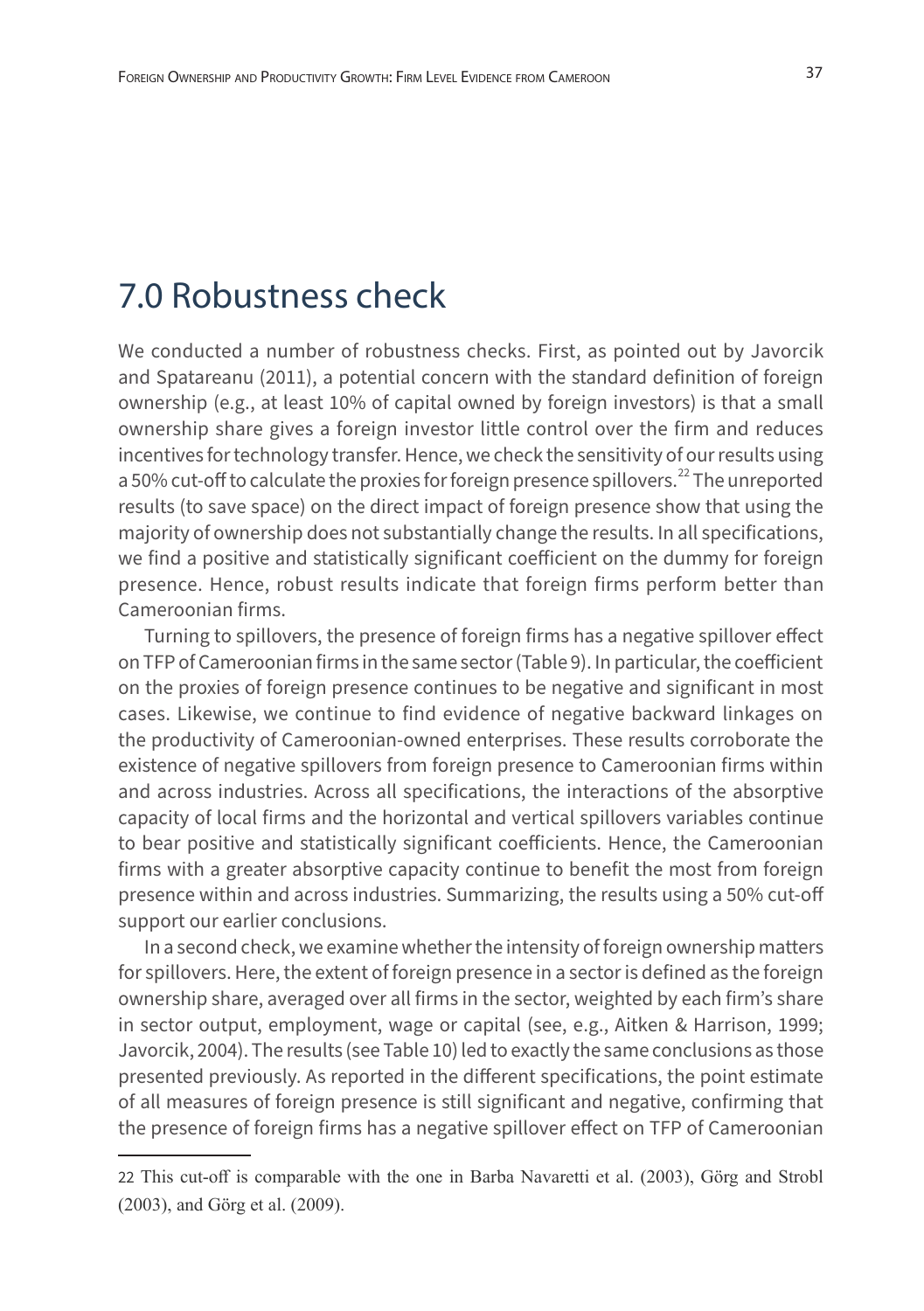# 7.0 Robustness check

We conducted a number of robustness checks. First, as pointed out by Javorcik and Spatareanu (2011), a potential concern with the standard definition of foreign ownership (e.g., at least 10% of capital owned by foreign investors) is that a small ownership share gives a foreign investor little control over the firm and reduces incentives for technology transfer. Hence, we check the sensitivity of our results using a 50% cut-off to calculate the proxies for foreign presence spillovers.[22] The unreported results (to save space) on the direct impact of foreign presence show that using the majority of ownership does not substantially change the results. In all specifications, we find a positive and statistically significant coefficient on the dummy for foreign presence. Hence, robust results indicate that foreign firms perform better than Cameroonian firms.

Turning to spillovers, the presence of foreign firms has a negative spillover effect on TFP of Cameroonian firms in the same sector (Table 9). In particular, the coefficient on the proxies of foreign presence continues to be negative and significant in most cases. Likewise, we continue to find evidence of negative backward linkages on the productivity of Cameroonian-owned enterprises. These results corroborate the existence of negative spillovers from foreign presence to Cameroonian firms within and across industries. Across all specifications, the interactions of the absorptive capacity of local firms and the horizontal and vertical spillovers variables continue to bear positive and statistically significant coefficients. Hence, the Cameroonian firms with a greater absorptive capacity continue to benefit the most from foreign presence within and across industries. Summarizing, the results using a 50% cut-off support our earlier conclusions.

In a second check, we examine whether the intensity of foreign ownership matters for spillovers. Here, the extent of foreign presence in a sector is defined as the foreign ownership share, averaged over all firms in the sector, weighted by each firm's share in sector output, employment, wage or capital (see, e.g., Aitken & Harrison, 1999; Javorcik, 2004). The results (see Table 10) led to exactly the same conclusions as those presented previously. As reported in the different specifications, the point estimate of all measures of foreign presence is still significant and negative, confirming that the presence of foreign firms has a negative spillover effect on TFP of Cameroonian

---

22 This cut-off is comparable with the one in Barba Navaretti et al. (2003), Görg and Strobl (2003), and Görg et al. (2009).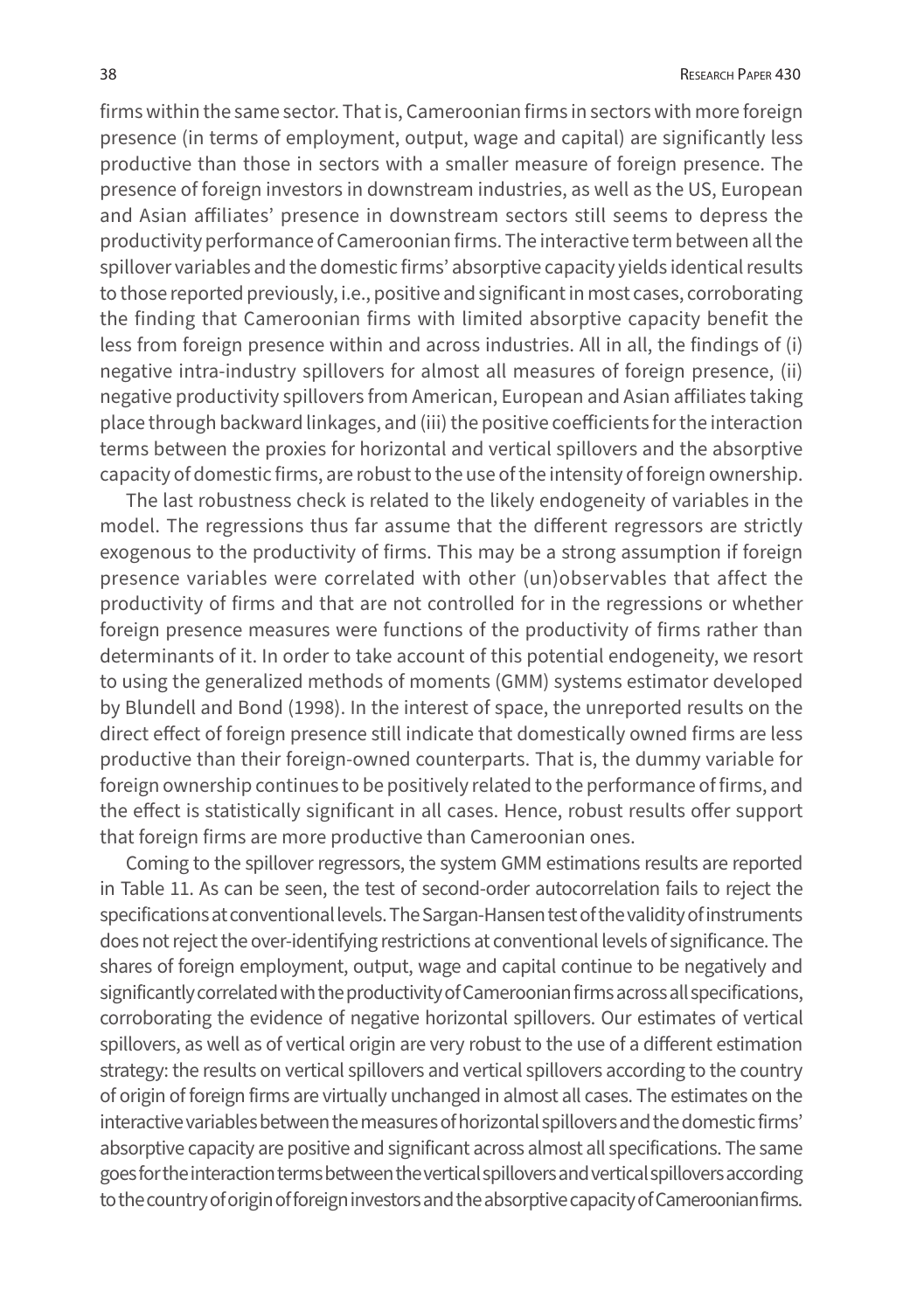firms within the same sector. That is, Cameroonian firms in sectors with more foreign presence (in terms of employment, output, wage and capital) are significantly less productive than those in sectors with a smaller measure of foreign presence. The presence of foreign investors in downstream industries, as well as the US, European and Asian affiliates' presence in downstream sectors still seems to depress the productivity performance of Cameroonian firms. The interactive term between all the spillover variables and the domestic firms' absorptive capacity yields identical results to those reported previously, i.e., positive and significant in most cases, corroborating the finding that Cameroonian firms with limited absorptive capacity benefit the less from foreign presence within and across industries. All in all, the findings of (i) negative intra-industry spillovers for almost all measures of foreign presence, (ii) negative productivity spillovers from American, European and Asian affiliates taking place through backward linkages, and (iii) the positive coefficients for the interaction terms between the proxies for horizontal and vertical spillovers and the absorptive capacity of domestic firms, are robust to the use of the intensity of foreign ownership.

The last robustness check is related to the likely endogeneity of variables in the model. The regressions thus far assume that the different regressors are strictly exogenous to the productivity of firms. This may be a strong assumption if foreign presence variables were correlated with other (un)observables that affect the productivity of firms and that are not controlled for in the regressions or whether foreign presence measures were functions of the productivity of firms rather than determinants of it. In order to take account of this potential endogeneity, we resort to using the generalized methods of moments (GMM) systems estimator developed by Blundell and Bond (1998). In the interest of space, the unreported results on the direct effect of foreign presence still indicate that domestically owned firms are less productive than their foreign-owned counterparts. That is, the dummy variable for foreign ownership continues to be positively related to the performance of firms, and the effect is statistically significant in all cases. Hence, robust results offer support that foreign firms are more productive than Cameroonian ones.

Coming to the spillover regressors, the system GMM estimations results are reported in Table 11. As can be seen, the test of second-order autocorrelation fails to reject the specifications at conventional levels. The Sargan-Hansen test of the validity of instruments does not reject the over-identifying restrictions at conventional levels of significance. The shares of foreign employment, output, wage and capital continue to be negatively and significantly correlated with the productivity of Cameroonian firms across all specifications, corroborating the evidence of negative horizontal spillovers. Our estimates of vertical spillovers, as well as of vertical origin are very robust to the use of a different estimation strategy: the results on vertical spillovers and vertical spillovers according to the country of origin of foreign firms are virtually unchanged in almost all cases. The estimates on the interactive variables between the measures of horizontal spillovers and the domestic firms' absorptive capacity are positive and significant across almost all specifications. The same goes for the interaction terms between the vertical spillovers and vertical spillovers according to the country of origin of foreign investors and the absorptive capacity of Cameroonian firms.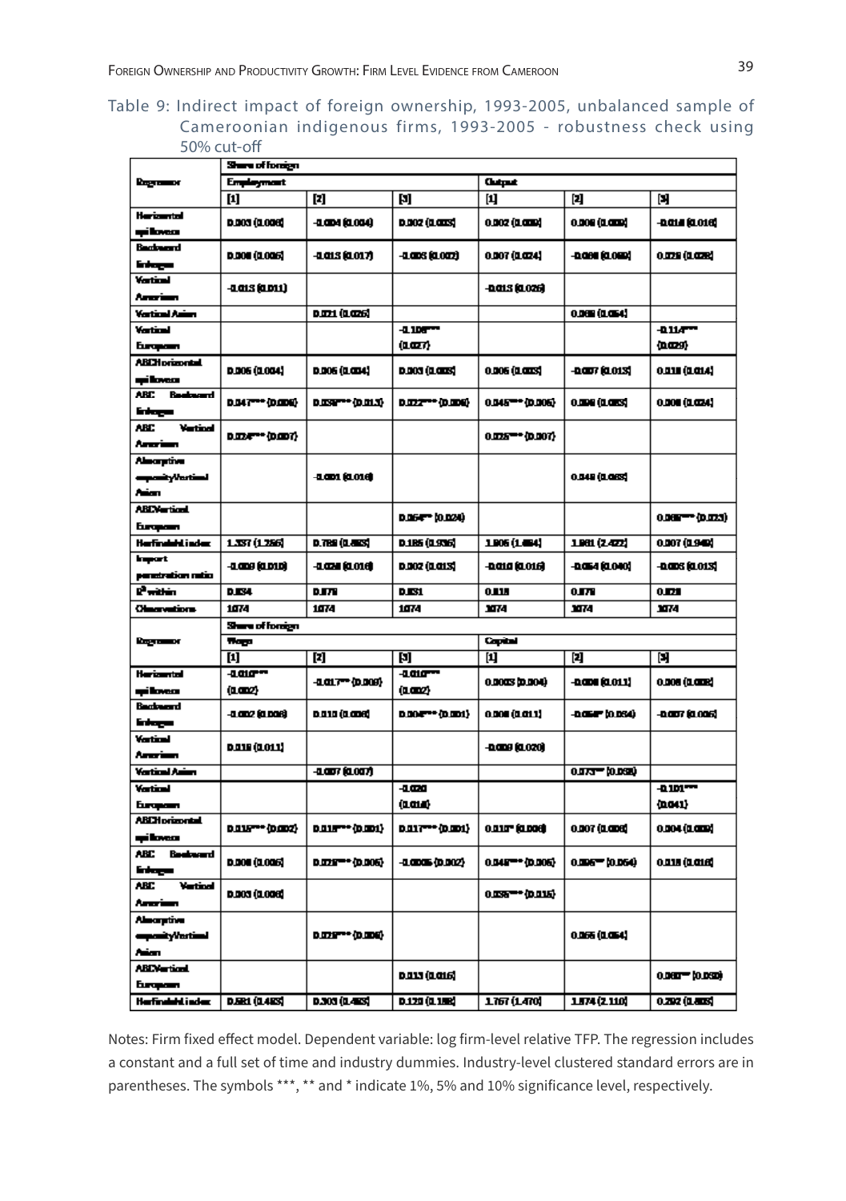Table 9: Indirect impact of foreign ownership, 1993-2005, unbalanced sample of Cameroonian indigenous firms, 1993-2005 - robustness check using 50% cut-off

| Regressor | Share of foreign | | | | | |
|---|---|---|---|---|---|---|
| | Employment | | | Output | | |
| | [1] | [2] | [3] | [1] | [2] | [3] |
| Horizontal spillovers | 0.003 (0.006) | -0.004 (0.004) | 0.002 (0.005) | 0.002 (0.009) | 0.006 (0.009) | -0.014 (0.016) |
| Backward linkages | 0.008 (0.006) | -0.015 (0.017) | -0.005 (0.007) | 0.007 (0.024) | -0.088 (0.069) | 0.029 (0.028) |
| Vertical American | -0.015 (0.011) | | | -0.015 (0.026) | | |
| Vertical Asian | | 0.021 (0.026) | | | 0.069 (0.064) | |
| Vertical European | | | -0.108*** (0.027) | | | -0.114*** (0.029) |
| ABCHorizontal spillovers | 0.006 (0.004) | 0.006 (0.004) | 0.003 (0.005) | 0.006 (0.005) | -0.007 (0.015) | 0.018 (0.014) |
| ABC Backward linkages | 0.047*** (0.006) | 0.038*** (0.013) | 0.022*** (0.006) | 0.045*** (0.006) | 0.086 (0.065) | 0.008 (0.024) |
| ABC Vertical American | 0.024*** (0.007) | | | 0.025*** (0.007) | | |
| Absorptive capacityVertical Asian | | -0.001 (0.016) | | | 0.048 (0.065) | |
| ABCVertical European | | | 0.054** (0.024) | | | 0.068*** (0.023) |
| Herfindahl index | 1.337 (1.256) | 0.786 (0.865) | 0.185 (0.936) | 1.806 (1.484) | 1.981 (2.422) | 0.007 (0.949) |
| Import penetration ratio | -0.009 (0.010) | -0.028 (0.016) | 0.002 (0.015) | -0.010 (0.016) | -0.064 (0.040) | -0.005 (0.015) |
| $R^2$ within | 0.834 | 0.878 | 0.851 | 0.818 | 0.878 | 0.828 |
| Observations | 1074 | 1074 | 1074 | 1074 | 1074 | 1074 |

| Regressor | Share of foreign | | | | | |
|---|---|---|---|---|---|---|
| | Wage | | | Capital | | |
| | [1] | [2] | [3] | [1] | [2] | [3] |
| Horizontal spillovers | -0.010*** (0.002) | -0.017** (0.009) | -0.010*** (0.002) | 0.0003 (0.004) | -0.008 (0.011) | 0.006 (0.008) |
| Backward linkages | -0.002 (0.006) | 0.010 (0.008) | 0.004*** (0.001) | 0.008 (0.011) | -0.064* (0.034) | -0.007 (0.005) |
| Vertical American | 0.018 (0.011) | | | -0.009 (0.020) | | |
| Vertical Asian | | -0.007 (0.007) | | | 0.073** (0.038) | |
| Vertical European | | | -0.020 (0.018) | | | -0.101*** (0.041) |
| ABCHorizontal spillovers | 0.015*** (0.002) | 0.018*** (0.001) | 0.017*** (0.001) | 0.010* (0.006) | 0.007 (0.006) | 0.004 (0.009) |
| ABC Backward linkages | 0.008 (0.006) | 0.029*** (0.006) | -0.0005 (0.002) | 0.048*** (0.006) | 0.096** (0.064) | 0.018 (0.016) |
| ABC Vertical American | 0.003 (0.006) | | | 0.036*** (0.015) | | |
| Absorptive capacityVertical Asian | | 0.029*** (0.006) | | | 0.065 (0.064) | |
| ABCVertical European | | | 0.013 (0.016) | | | 0.060** (0.030) |
| Herfindahl index | 0.581 (0.485) | 0.303 (0.463) | 0.120 (0.188) | 1.767 (1.470) | 1.874 (2.110) | 0.292 (0.805) |

Notes: Firm fixed effect model. Dependent variable: log firm-level relative TFP. The regression includes a constant and a full set of time and industry dummies. Industry-level clustered standard errors are in parentheses. The symbols ***, ** and * indicate 1%, 5% and 10% significance level, respectively.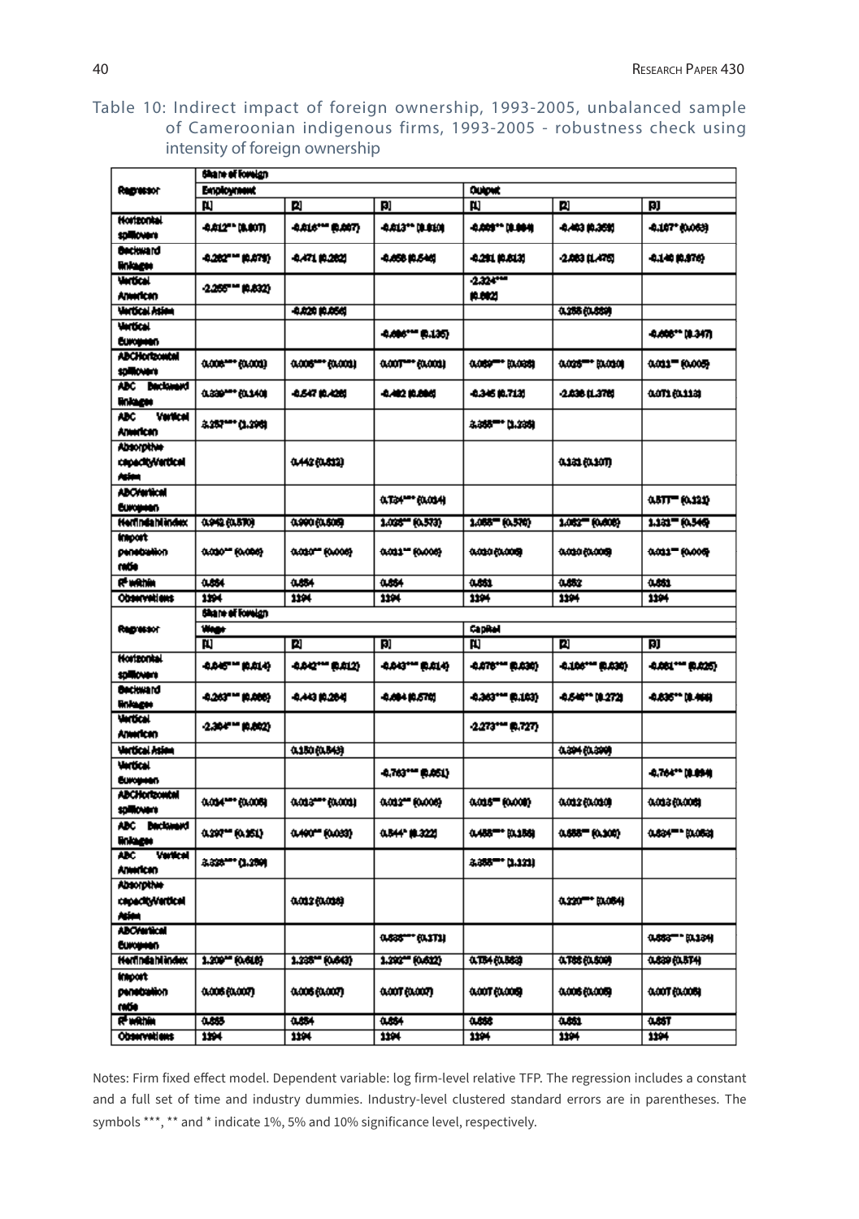Table 10: Indirect impact of foreign ownership, 1993-2005, unbalanced sample of Cameroonian indigenous firms, 1993-2005 - robustness check using intensity of foreign ownership

| Regressor | Share of foreign | | | | | |
|---|---|---|---|---|---|---|
| | Employment | | | Output | | |
| | [1] | [2] | [3] | [1] | [2] | [3] |
| Horizontal spillovers | -0.012** (0.007) | -0.016*** (0.007) | -0.013** (0.010) | -0.009** (0.004) | -0.463 (0.359) | -0.167* (0.063) |
| Backward linkages | -0.282*** (0.079) | -0.471 (0.282) | -0.458 (0.546) | -0.291 (0.613) | -2.083 (1.475) | -0.146 (0.876) |
| Vertical American | -2.255*** (0.632) | | | -2.324*** (0.882) | | |
| Vertical Asian | | -0.026 (0.056) | | | 0.255 (0.559) | |
| Vertical European | | | -0.496*** (0.135) | | | -0.496** (0.347) |
| ABCHorizontal spillovers | 0.008*** (0.001) | 0.006*** (0.001) | 0.007*** (0.001) | 0.059*** (0.038) | 0.025*** (0.010) | 0.011** (0.005) |
| ABC Backward linkages | 0.339*** (0.140) | -0.547 (0.426) | -0.482 (0.886) | -0.345 (0.713) | -2.636 (1.376) | 0.071 (0.113) |
| ABC Vertical American | 3.257*** (1.296) | | | 3.355*** (1.335) | | |
| Absorptive capacityVertical Asian | | 0.442 (0.612) | | | 0.131 (0.107) | |
| ABCVertical European | | | 0.734*** (0.014) | | | 0.577*** (0.121) |
| Herfindahl index | 0.942 (0.570) | 0.990 (0.506) | 1.025** (0.573) | 1.055** (0.576) | 1.062** (0.606) | 1.131** (0.549) |
| Import penetration ratio | 0.030** (0.006) | 0.010** (0.006) | 0.011** (0.006) | 0.010 (0.006) | 0.010 (0.006) | 0.011** (0.006) |
| $R^2$ within | 0.854 | 0.854 | 0.854 | 0.851 | 0.852 | 0.851 |
| Observations | 1194 | 1194 | 1194 | 1194 | 1194 | 1194 |
| | Share of foreign | | | | | |
| Regressor | Wage | | | Capital | | |
| | [1] | [2] | [3] | [1] | [2] | [3] |
| Horizontal spillovers | -0.046*** (0.014) | -0.042*** (0.012) | -0.043*** (0.014) | -0.076*** (0.030) | -0.106*** (0.030) | -0.081*** (0.025) |
| Backward linkages | -0.263*** (0.088) | -0.443 (0.284) | -0.494 (0.576) | -0.363*** (0.163) | -0.546** (0.272) | -0.635** (0.466) |
| Vertical American | -2.384*** (0.862) | | | -2.273*** (0.727) | | |
| Vertical Asian | | 0.150 (0.543) | | | 0.394 (0.390) | |
| Vertical European | | | -0.763*** (0.051) | | | -0.764** (0.894) |
| ABCHorizontal spillovers | 0.034*** (0.006) | 0.013*** (0.001) | 0.012** (0.006) | 0.016** (0.008) | 0.012 (0.010) | 0.013 (0.008) |
| ABC Backward linkages | 0.297** (0.151) | 0.400** (0.033) | 0.544* (0.322) | 0.455*** (0.155) | 0.555** (0.305) | 0.634*** (0.053) |
| ABC Vertical American | 3.325*** (1.250) | | | 3.355*** (1.121) | | |
| Absorptive capacityVertical Asian | | 0.012 (0.036) | | | 0.220*** (0.064) | |
| ABCVertical European | | | 0.535*** (0.171) | | | 0.553*** (0.134) |
| Herfindahl index | 1.209** (0.618) | 1.235** (0.643) | 1.292** (0.612) | 0.754 (0.562) | 0.785 (0.509) | 0.839 (0.574) |
| Import penetration ratio | 0.006 (0.007) | 0.006 (0.007) | 0.007 (0.007) | 0.007 (0.006) | 0.006 (0.006) | 0.007 (0.006) |
| $R^2$ within | 0.855 | 0.854 | 0.854 | 0.856 | 0.851 | 0.857 |
| Observations | 1194 | 1194 | 1194 | 1194 | 1194 | 1194 |

Notes: Firm fixed effect model. Dependent variable: log firm-level relative TFP. The regression includes a constant and a full set of time and industry dummies. Industry-level clustered standard errors are in parentheses. The symbols ***, ** and * indicate 1%, 5% and 10% significance level, respectively.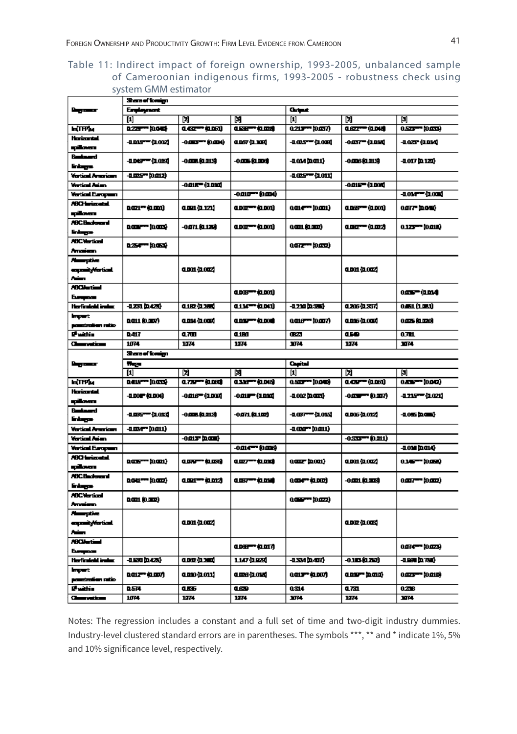Table 11: Indirect impact of foreign ownership, 1993-2005, unbalanced sample of Cameroonian indigenous firms, 1993-2005 - robustness check using system GMM estimator

| Regressor | Share of foreign | | | | | |
|---|---|---|---|---|---|---|
| | Employment | | | Output | | |
| | [1] | [2] | [3] | [1] | [2] | [3] |
| $\ln(TFP)_{it-1}$ | 0.228*** (0.040) | 0.452*** (0.051) | 0.535*** (0.038) | 0.213*** (0.037) | 0.622*** (0.048) | 0.523*** (0.033) |
| Horizontal spillovers | -0.015*** (0.002) | -0.063*** (0.004) | 0.057 (0.103) | -0.023*** (0.008) | -0.037** (0.018) | -0.025* (0.014) |
| Backward linkages | -0.049*** (0.019) | -0.008 (0.013) | -0.005 (0.008) | -0.014 (0.011) | -0.008 (0.013) | -0.017 (0.120) |
| Vertical American | -0.025** (0.012) | | | -0.025** (0.011) | | |
| Vertical Asian | | -0.018** (0.010) | | | -0.015** (0.008) | |
| Vertical European | | | -0.010*** (0.004) | | | -0.014*** (0.005) |
| ABCHorizontal spillovers | 0.021** (0.001) | 0.001 (0.121) | 0.002*** (0.001) | 0.014*** (0.001) | 0.055*** (0.001) | 0.077* (0.045) |
| ABC Backward linkages | 0.008*** (0.003) | -0.071 (0.129) | 0.002*** (0.001) | 0.001 (0.002) | 0.082*** (0.022) | 0.123*** (0.018) |
| ABC Vertical American | 0.254*** (0.053) | | | 0.072*** (0.032) | | |
| Absorptive capacityVertical Asian | | 0.001 (0.002) | | | 0.001 (0.002) | |
| ABCVertical European | | | 0.003*** (0.001) | | | 0.035** (0.014) |
| Herfindahl index | -0.231 (0.428) | 0.182 (0.288) | 0.114*** (0.041) | -0.210 (0.386) | 0.206 (0.337) | 0.851 (1.081) |
| Import penetration ratio | 0.011 (0.007) | 0.014 (0.009) | 0.019*** (0.008) | 0.016*** (0.007) | 0.016 (0.009) | 0.025 (0.020) |
| $R^2$ within | 0.417 | 0.768 | 0.188 | 0.823 | 0.549 | 0.781 |
| Observations | 1074 | 1074 | 1074 | 1074 | 1074 | 1074 |
| | Share of foreign | | | | | |
| | Wage | | | Capital | | |
| | [1] | [2] | [3] | [1] | [2] | [3] |
| $\ln(TFP)_{it-1}$ | 0.415*** (0.033) | 0.729*** (0.050) | 0.316*** (0.045) | 0.503*** (0.040) | 0.429*** (0.051) | 0.856*** (0.042) |
| Horizontal spillovers | -0.008* (0.004) | -0.016** (0.008) | -0.018** (0.010) | -0.002 (0.003) | -0.038*** (0.007) | -0.215*** (0.021) |
| Backward linkages | -0.035*** (0.015) | -0.008 (0.013) | -0.071 (0.182) | -0.037*** (0.015) | 0.005 (0.012) | -0.085 (0.088) |
| Vertical American | -0.024** (0.011) | | | -0.020** (0.011) | | |
| Vertical Asian | | -0.013* (0.008) | | | -0.533*** (0.011) | |
| Vertical European | | | -0.014*** (0.006) | | | -0.018 (0.014) |
| ABCHorizontal spillovers | 0.035*** (0.001) | 0.079*** (0.035) | 0.027*** (0.010) | 0.002* (0.001) | 0.001 (0.002) | 0.145*** (0.058) |
| ABC Backward linkages | 0.041*** (0.002) | 0.031*** (0.012) | 0.037*** (0.018) | 0.004** (0.002) | -0.001 (0.003) | 0.007*** (0.002) |
| ABC Vertical American | 0.001 (0.002) | | | 0.085*** (0.022) | | |
| Absorptive capacityVertical Asian | | 0.001 (0.002) | | | 0.002 (0.005) | |
| ABCVertical European | | | 0.068*** (0.017) | | | 0.074*** (0.023) |
| Herfindahl index | -1.630 (0.425) | 0.082 (0.280) | 1.147 (1.029) | -0.324 (0.407) | -0.183 (0.262) | -1.898 (0.758) |
| Import penetration ratio | 0.012** (0.007) | 0.010 (0.011) | 0.028 (0.018) | 0.013** (0.007) | 0.019** (0.010) | 0.023*** (0.010) |
| $R^2$ within | 0.574 | 0.836 | 0.639 | 0.314 | 0.731 | 0.236 |
| Observations | 1074 | 1074 | 1074 | 1074 | 1074 | 1074 |

Notes: The regression includes a constant and a full set of time and two-digit industry dummies. Industry-level clustered standard errors are in parentheses. The symbols ***, ** and * indicate 1%, 5% and 10% significance level, respectively.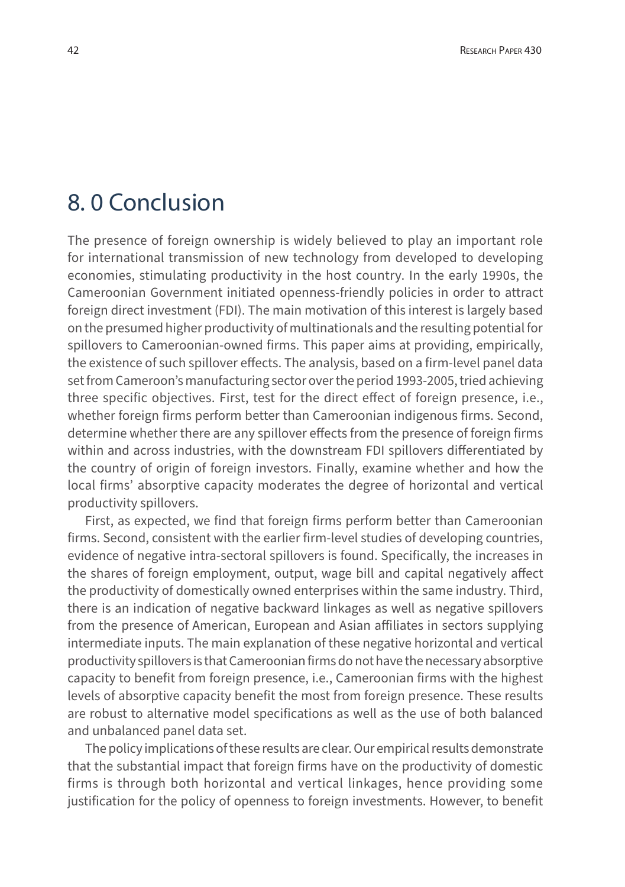# 8. 0 Conclusion

The presence of foreign ownership is widely believed to play an important role for international transmission of new technology from developed to developing economies, stimulating productivity in the host country. In the early 1990s, the Cameroonian Government initiated openness-friendly policies in order to attract foreign direct investment (FDI). The main motivation of this interest is largely based on the presumed higher productivity of multinationals and the resulting potential for spillovers to Cameroonian-owned firms. This paper aims at providing, empirically, the existence of such spillover effects. The analysis, based on a firm-level panel data set from Cameroon's manufacturing sector over the period 1993-2005, tried achieving three specific objectives. First, test for the direct effect of foreign presence, i.e., whether foreign firms perform better than Cameroonian indigenous firms. Second, determine whether there are any spillover effects from the presence of foreign firms within and across industries, with the downstream FDI spillovers differentiated by the country of origin of foreign investors. Finally, examine whether and how the local firms' absorptive capacity moderates the degree of horizontal and vertical productivity spillovers.

First, as expected, we find that foreign firms perform better than Cameroonian firms. Second, consistent with the earlier firm-level studies of developing countries, evidence of negative intra-sectoral spillovers is found. Specifically, the increases in the shares of foreign employment, output, wage bill and capital negatively affect the productivity of domestically owned enterprises within the same industry. Third, there is an indication of negative backward linkages as well as negative spillovers from the presence of American, European and Asian affiliates in sectors supplying intermediate inputs. The main explanation of these negative horizontal and vertical productivity spillovers is that Cameroonian firms do not have the necessary absorptive capacity to benefit from foreign presence, i.e., Cameroonian firms with the highest levels of absorptive capacity benefit the most from foreign presence. These results are robust to alternative model specifications as well as the use of both balanced and unbalanced panel data set.

The policy implications of these results are clear. Our empirical results demonstrate that the substantial impact that foreign firms have on the productivity of domestic firms is through both horizontal and vertical linkages, hence providing some justification for the policy of openness to foreign investments. However, to benefit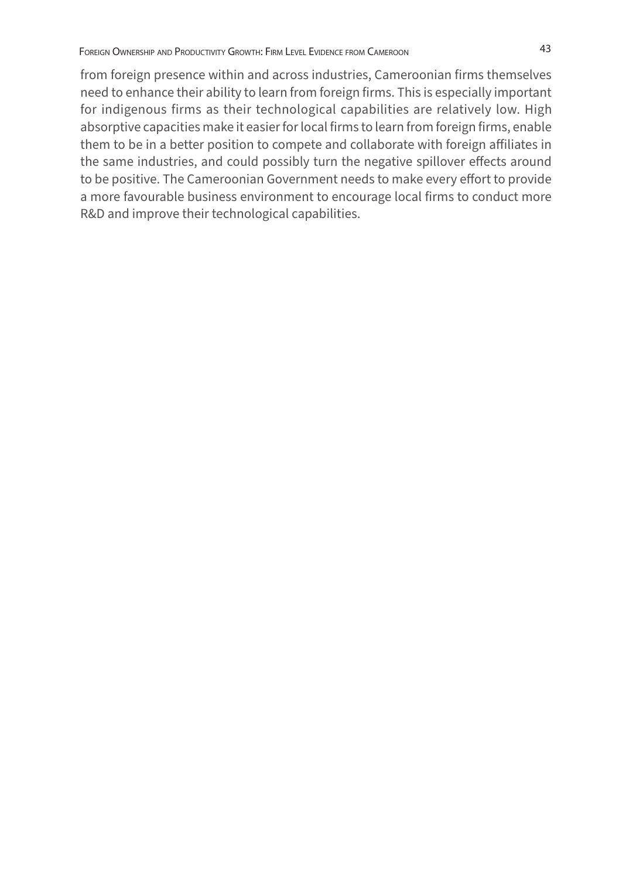from foreign presence within and across industries, Cameroonian firms themselves need to enhance their ability to learn from foreign firms. This is especially important for indigenous firms as their technological capabilities are relatively low. High absorptive capacities make it easier for local firms to learn from foreign firms, enable them to be in a better position to compete and collaborate with foreign affiliates in the same industries, and could possibly turn the negative spillover effects around to be positive. The Cameroonian Government needs to make every effort to provide a more favourable business environment to encourage local firms to conduct more R&D and improve their technological capabilities.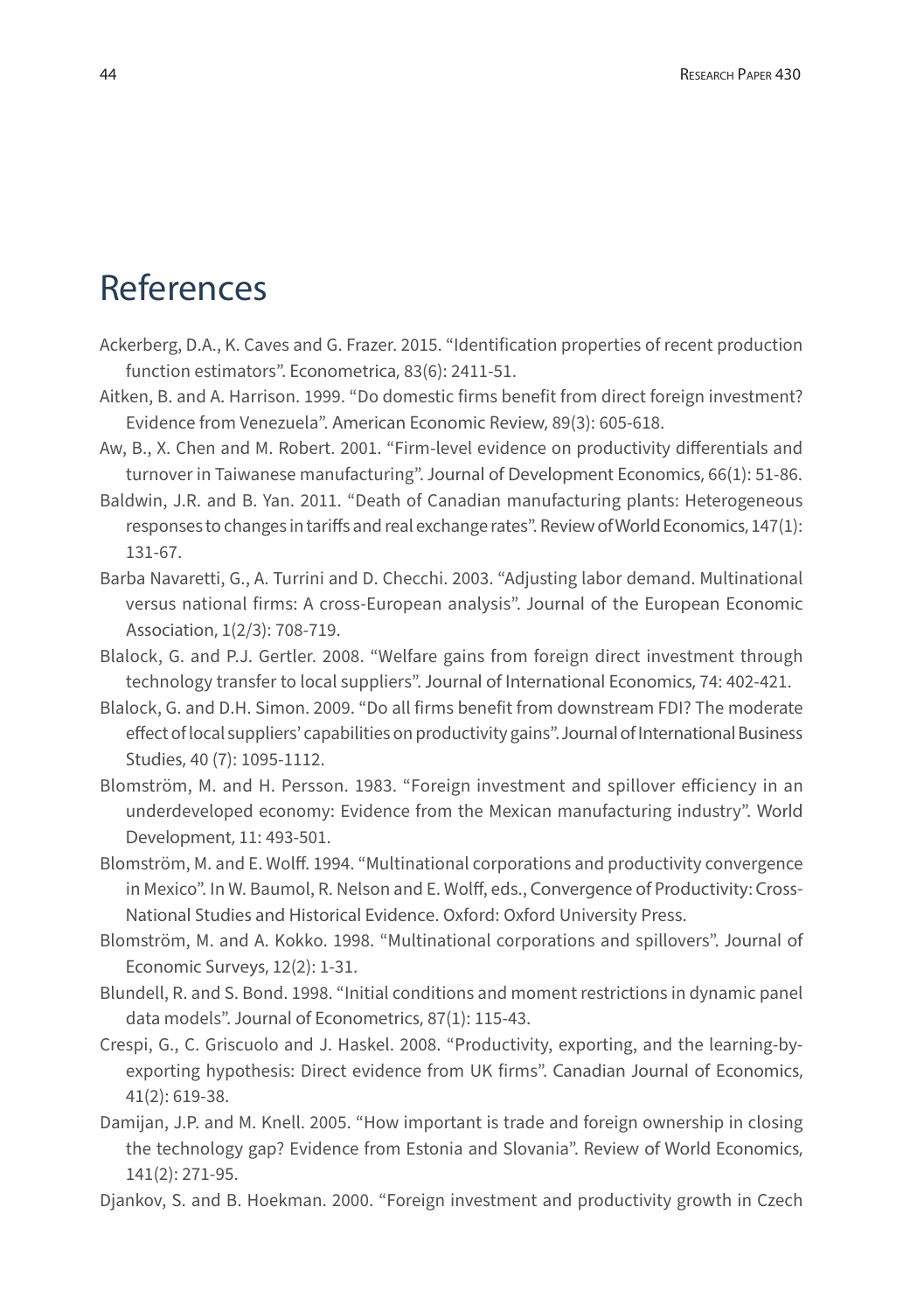# References

Ackerberg, D.A., K. Caves and G. Frazer. 2015. "Identification properties of recent production function estimators". Econometrica, 83(6): 2411-51.

Aitken, B. and A. Harrison. 1999. "Do domestic firms benefit from direct foreign investment? Evidence from Venezuela". American Economic Review, 89(3): 605-618.

Aw, B., X. Chen and M. Robert. 2001. "Firm-level evidence on productivity differentials and turnover in Taiwanese manufacturing". Journal of Development Economics, 66(1): 51-86.

Baldwin, J.R. and B. Yan. 2011. "Death of Canadian manufacturing plants: Heterogeneous responses to changes in tariffs and real exchange rates". Review of World Economics, 147(1): 131-67.

Barba Navaretti, G., A. Turrini and D. Checchi. 2003. "Adjusting labor demand. Multinational versus national firms: A cross-European analysis". Journal of the European Economic Association, 1(2/3): 708-719.

Blalock, G. and P.J. Gertler. 2008. "Welfare gains from foreign direct investment through technology transfer to local suppliers". Journal of International Economics, 74: 402-421.

Blalock, G. and D.H. Simon. 2009. "Do all firms benefit from downstream FDI? The moderate effect of local suppliers' capabilities on productivity gains". Journal of International Business Studies, 40 (7): 1095-1112.

Blomström, M. and H. Persson. 1983. "Foreign investment and spillover efficiency in an underdeveloped economy: Evidence from the Mexican manufacturing industry". World Development, 11: 493-501.

Blomström, M. and E. Wolff. 1994. "Multinational corporations and productivity convergence in Mexico". In W. Baumol, R. Nelson and E. Wolff, eds., Convergence of Productivity: Cross-National Studies and Historical Evidence. Oxford: Oxford University Press.

Blomström, M. and A. Kokko. 1998. "Multinational corporations and spillovers". Journal of Economic Surveys, 12(2): 1-31.

Blundell, R. and S. Bond. 1998. "Initial conditions and moment restrictions in dynamic panel data models". Journal of Econometrics, 87(1): 115-43.

Crespi, G., C. Griscuolo and J. Haskel. 2008. "Productivity, exporting, and the learning-by-exporting hypothesis: Direct evidence from UK firms". Canadian Journal of Economics, 41(2): 619-38.

Damijan, J.P. and M. Knell. 2005. "How important is trade and foreign ownership in closing the technology gap? Evidence from Estonia and Slovania". Review of World Economics, 141(2): 271-95.

Djankov, S. and B. Hoekman. 2000. "Foreign investment and productivity growth in Czech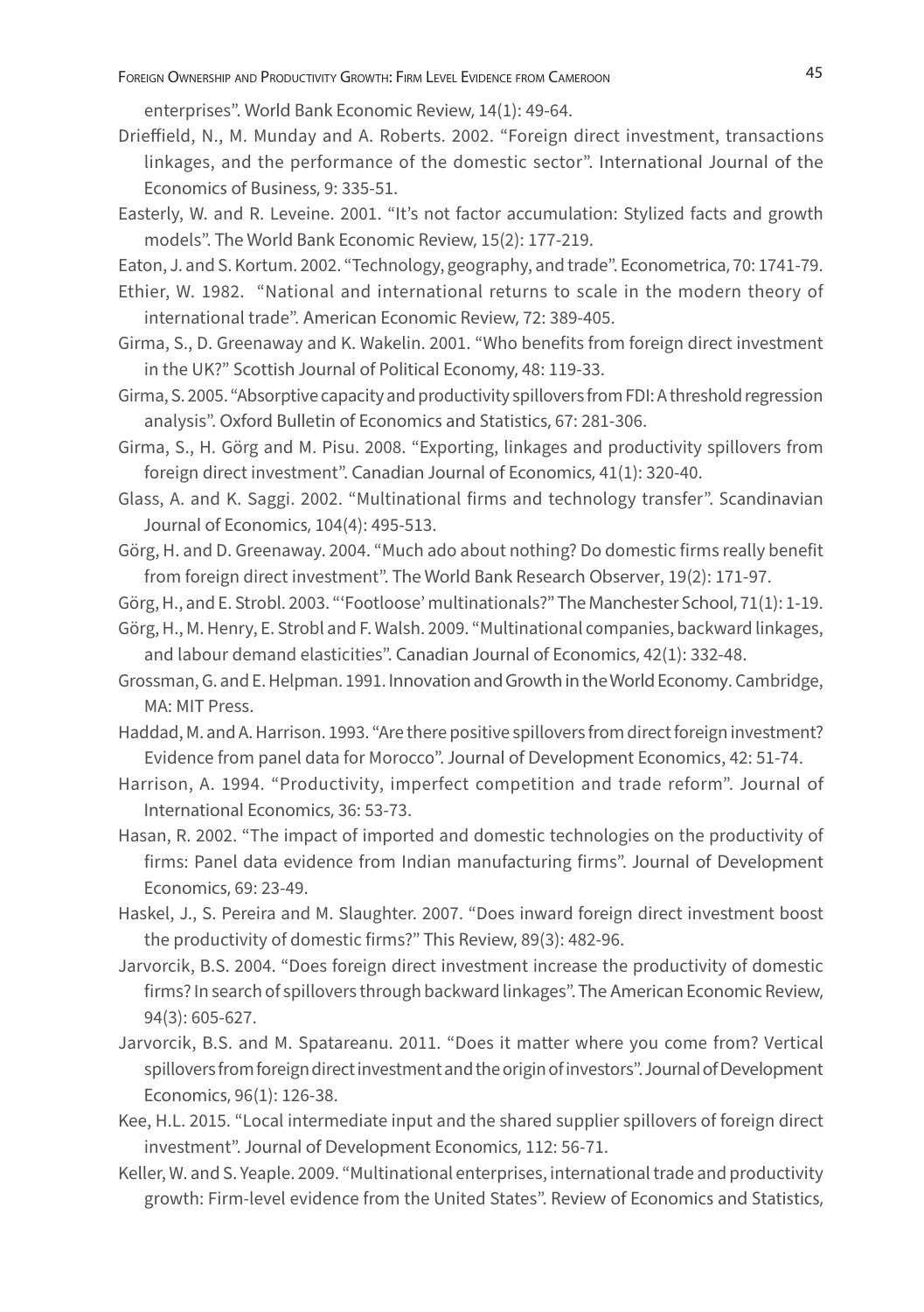enterprises". World Bank Economic Review, 14(1): 49-64.

Drieffield, N., M. Munday and A. Roberts. 2002. "Foreign direct investment, transactions linkages, and the performance of the domestic sector". International Journal of the Economics of Business, 9: 335-51.

Easterly, W. and R. Leveine. 2001. "It's not factor accumulation: Stylized facts and growth models". The World Bank Economic Review, 15(2): 177-219.

Eaton, J. and S. Kortum. 2002. "Technology, geography, and trade". Econometrica, 70: 1741-79.

Ethier, W. 1982. "National and international returns to scale in the modern theory of international trade". American Economic Review, 72: 389-405.

Girma, S., D. Greenaway and K. Wakelin. 2001. "Who benefits from foreign direct investment in the UK?" Scottish Journal of Political Economy, 48: 119-33.

Girma, S. 2005. "Absorptive capacity and productivity spillovers from FDI: A threshold regression analysis". Oxford Bulletin of Economics and Statistics, 67: 281-306.

Girma, S., H. Görg and M. Pisu. 2008. "Exporting, linkages and productivity spillovers from foreign direct investment". Canadian Journal of Economics, 41(1): 320-40.

Glass, A. and K. Saggi. 2002. "Multinational firms and technology transfer". Scandinavian Journal of Economics, 104(4): 495-513.

Görg, H. and D. Greenaway. 2004. "Much ado about nothing? Do domestic firms really benefit from foreign direct investment". The World Bank Research Observer, 19(2): 171-97.

Görg, H., and E. Strobl. 2003. "'Footloose' multinationals?" The Manchester School, 71(1): 1-19.

Görg, H., M. Henry, E. Strobl and F. Walsh. 2009. "Multinational companies, backward linkages, and labour demand elasticities". Canadian Journal of Economics, 42(1): 332-48.

Grossman, G. and E. Helpman. 1991. Innovation and Growth in the World Economy. Cambridge, MA: MIT Press.

Haddad, M. and A. Harrison. 1993. "Are there positive spillovers from direct foreign investment? Evidence from panel data for Morocco". Journal of Development Economics, 42: 51-74.

Harrison, A. 1994. "Productivity, imperfect competition and trade reform". Journal of International Economics, 36: 53-73.

Hasan, R. 2002. "The impact of imported and domestic technologies on the productivity of firms: Panel data evidence from Indian manufacturing firms". Journal of Development Economics, 69: 23-49.

Haskel, J., S. Pereira and M. Slaughter. 2007. "Does inward foreign direct investment boost the productivity of domestic firms?" This Review, 89(3): 482-96.

Jarvorcik, B.S. 2004. "Does foreign direct investment increase the productivity of domestic firms? In search of spillovers through backward linkages". The American Economic Review, 94(3): 605-627.

Jarvorcik, B.S. and M. Spatareanu. 2011. "Does it matter where you come from? Vertical spillovers from foreign direct investment and the origin of investors". Journal of Development Economics, 96(1): 126-38.

Kee, H.L. 2015. "Local intermediate input and the shared supplier spillovers of foreign direct investment". Journal of Development Economics, 112: 56-71.

Keller, W. and S. Yeaple. 2009. "Multinational enterprises, international trade and productivity growth: Firm-level evidence from the United States". Review of Economics and Statistics,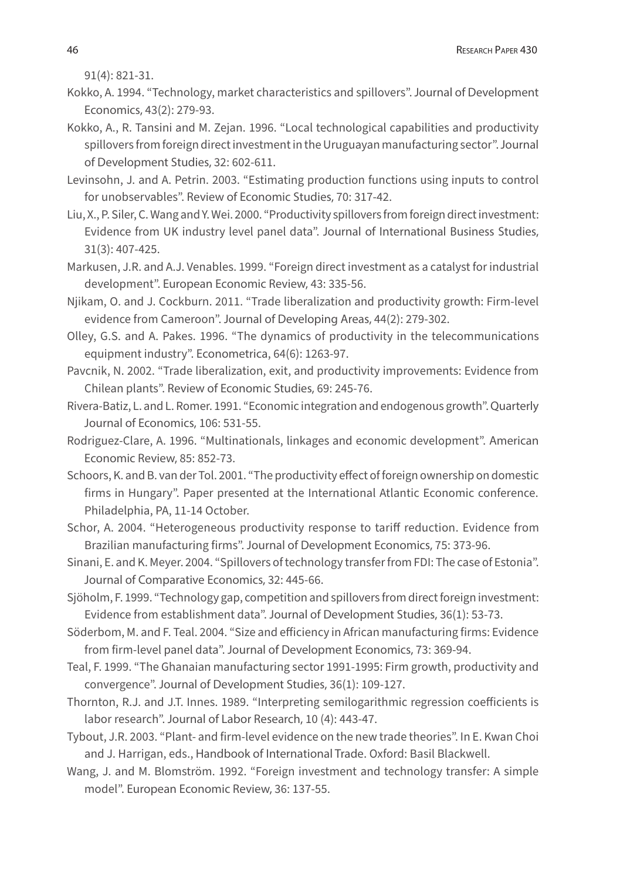91(4): 821-31.

Kokko, A. 1994. "Technology, market characteristics and spillovers". Journal of Development Economics, 43(2): 279-93.

Kokko, A., R. Tansini and M. Zejan. 1996. "Local technological capabilities and productivity spillovers from foreign direct investment in the Uruguayan manufacturing sector". Journal of Development Studies, 32: 602-611.

Levinsohn, J. and A. Petrin. 2003. "Estimating production functions using inputs to control for unobservables". Review of Economic Studies, 70: 317-42.

Liu, X., P. Siler, C. Wang and Y. Wei. 2000. "Productivity spillovers from foreign direct investment: Evidence from UK industry level panel data". Journal of International Business Studies, 31(3): 407-425.

Markusen, J.R. and A.J. Venables. 1999. "Foreign direct investment as a catalyst for industrial development". European Economic Review, 43: 335-56.

Njikam, O. and J. Cockburn. 2011. "Trade liberalization and productivity growth: Firm-level evidence from Cameroon". Journal of Developing Areas, 44(2): 279-302.

Olley, G.S. and A. Pakes. 1996. "The dynamics of productivity in the telecommunications equipment industry". Econometrica, 64(6): 1263-97.

Pavcnik, N. 2002. "Trade liberalization, exit, and productivity improvements: Evidence from Chilean plants". Review of Economic Studies, 69: 245-76.

Rivera-Batiz, L. and L. Romer. 1991. "Economic integration and endogenous growth". Quarterly Journal of Economics, 106: 531-55.

Rodriguez-Clare, A. 1996. "Multinationals, linkages and economic development". American Economic Review, 85: 852-73.

Schoors, K. and B. van der Tol. 2001. "The productivity effect of foreign ownership on domestic firms in Hungary". Paper presented at the International Atlantic Economic conference. Philadelphia, PA, 11-14 October.

Schor, A. 2004. "Heterogeneous productivity response to tariff reduction. Evidence from Brazilian manufacturing firms". Journal of Development Economics, 75: 373-96.

Sinani, E. and K. Meyer. 2004. "Spillovers of technology transfer from FDI: The case of Estonia". Journal of Comparative Economics, 32: 445-66.

Sjöholm, F. 1999. "Technology gap, competition and spillovers from direct foreign investment: Evidence from establishment data". Journal of Development Studies, 36(1): 53-73.

Söderbom, M. and F. Teal. 2004. "Size and efficiency in African manufacturing firms: Evidence from firm-level panel data". Journal of Development Economics, 73: 369-94.

Teal, F. 1999. "The Ghanaian manufacturing sector 1991-1995: Firm growth, productivity and convergence". Journal of Development Studies, 36(1): 109-127.

Thornton, R.J. and J.T. Innes. 1989. "Interpreting semilogarithmic regression coefficients is labor research". Journal of Labor Research, 10 (4): 443-47.

Tybout, J.R. 2003. "Plant- and firm-level evidence on the new trade theories". In E. Kwan Choi and J. Harrigan, eds., Handbook of International Trade. Oxford: Basil Blackwell.

Wang, J. and M. Blomström. 1992. "Foreign investment and technology transfer: A simple model". European Economic Review, 36: 137-55.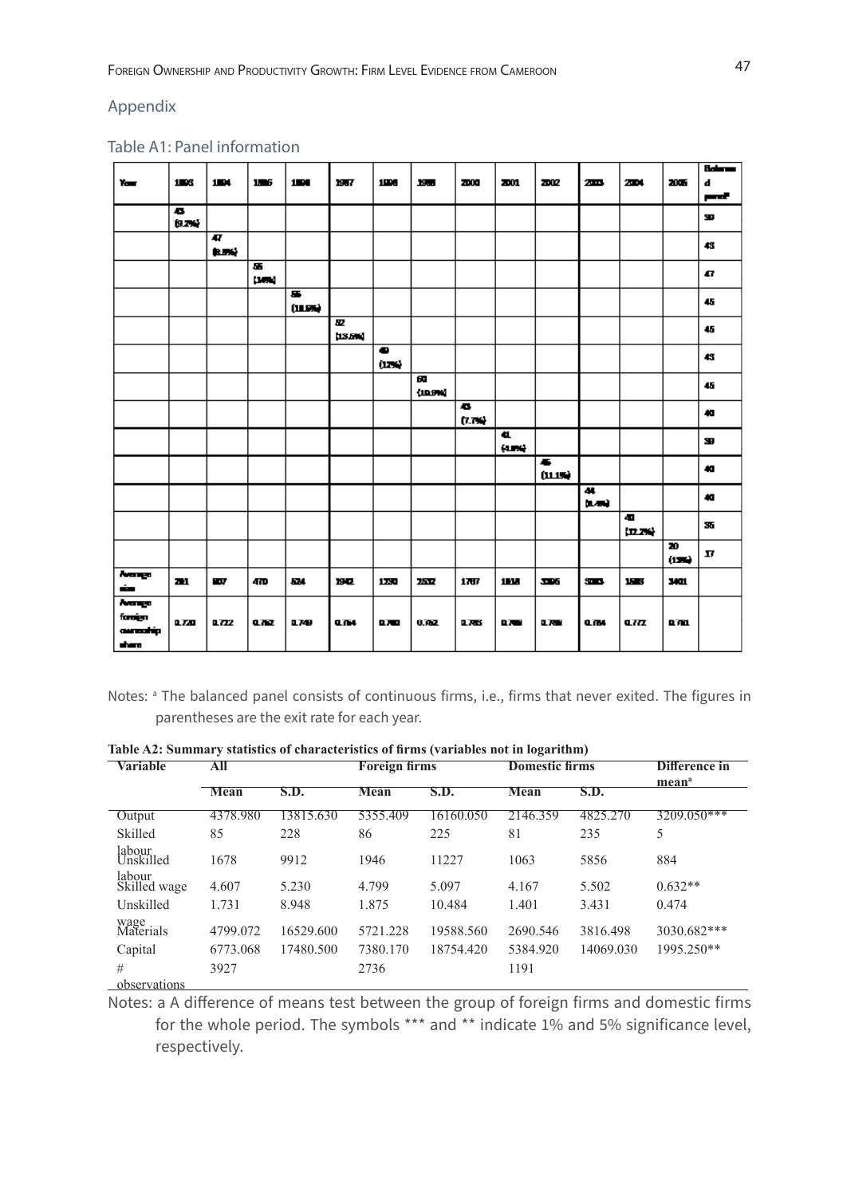## Appendix

Table A1: Panel information

| Year | 1993 | 1994 | 1995 | 1996 | 1997 | 1998 | 1999 | 2000 | 2001 | 2002 | 2003 | 2004 | 2005 | Balanced panel[a] |
|---|---|---|---|---|---|---|---|---|---|---|---|---|---|---|
| | 43 (9.2%) | | | | | | | | | | | | | 39 |
| | | 47 (8.5%) | | | | | | | | | | | | 43 |
| | | | 55 (14%) | | | | | | | | | | | 47 |
| | | | | 55 (11.5%) | | | | | | | | | | 45 |
| | | | | | 52 (13.5%) | | | | | | | | | 45 |
| | | | | | | 49 (12%) | | | | | | | | 43 |
| | | | | | | | 60 (10.9%) | | | | | | | 45 |
| | | | | | | | | 43 (7.7%) | | | | | | 40 |
| | | | | | | | | | 41 (4.8%) | | | | | 39 |
| | | | | | | | | | | 45 (11.1%) | | | | 40 |
| | | | | | | | | | | | 44 (9.4%) | | | 40 |
| | | | | | | | | | | | | 40 (12.2%) | | 35 |
| | | | | | | | | | | | | | 20 (15%) | 17 |
| Average size | 281 | 807 | 470 | 524 | 1942 | 1230 | 2532 | 1767 | 1818 | 3306 | 3383 | 1583 | 3401 | |
| Average foreign ownership share | 0.720 | 0.722 | 0.762 | 0.749 | 0.764 | 0.780 | 0.762 | 0.785 | 0.788 | 0.789 | 0.784 | 0.772 | 0.781 | |

Notes: [a] The balanced panel consists of continuous firms, i.e., firms that never exited. The figures in parentheses are the exit rate for each year.

**Table A2: Summary statistics of characteristics of firms (variables not in logarithm)**

| Variable | All | | Foreign firms | | Domestic firms | | Difference in mean[a] |
|---|---|---|---|---|---|---|---|
| | Mean | S.D. | Mean | S.D. | Mean | S.D. | |
| Output | 4378.980 | 13815.630 | 5355.409 | 16160.050 | 2146.359 | 4825.270 | 3209.050*** |
| Skilled labour | 85 | 228 | 86 | 225 | 81 | 235 | 5 |
| Unskilled labour | 1678 | 9912 | 1946 | 11227 | 1063 | 5856 | 884 |
| Skilled wage | 4.607 | 5.230 | 4.799 | 5.097 | 4.167 | 5.502 | 0.632** |
| Unskilled wage | 1.731 | 8.948 | 1.875 | 10.484 | 1.401 | 3.431 | 0.474 |
| Materials | 4799.072 | 16529.600 | 5721.228 | 19588.560 | 2690.546 | 3816.498 | 3030.682*** |
| Capital | 6773.068 | 17480.500 | 7380.170 | 18754.420 | 5384.920 | 14069.030 | 1995.250** |
| # observations | 3927 | | 2736 | | 1191 | | |

Notes: a A difference of means test between the group of foreign firms and domestic firms for the whole period. The symbols *** and ** indicate 1% and 5% significance level, respectively.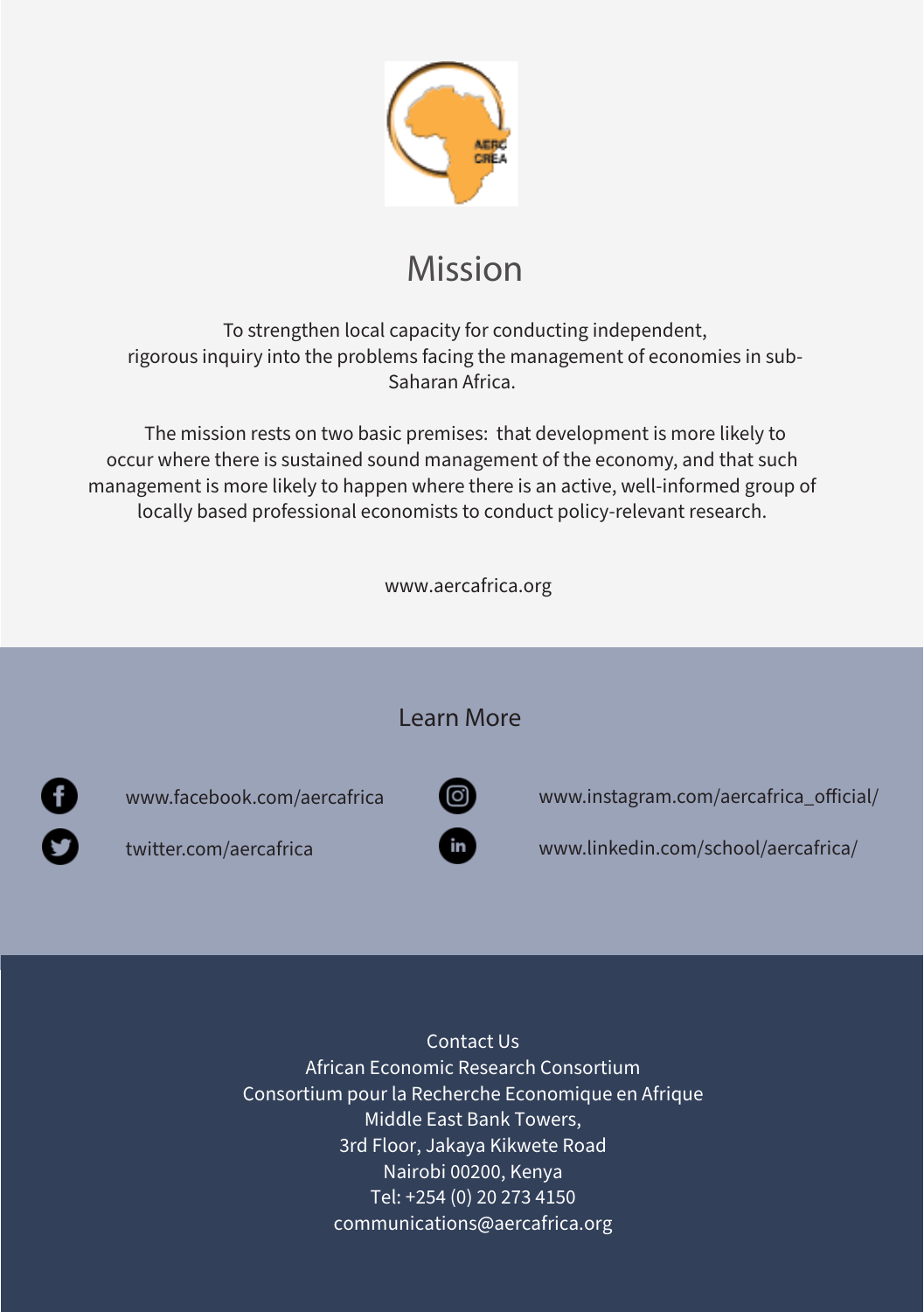## Mission

To strengthen local capacity for conducting independent, rigorous inquiry into the problems facing the management of economies in sub-Saharan Africa.

The mission rests on two basic premises: that development is more likely to occur where there is sustained sound management of the economy, and that such management is more likely to happen where there is an active, well-informed group of locally based professional economists to conduct policy-relevant research.

www.aercafrica.org

## Learn More

www.facebook.com/aercafrica

twitter.com/aercafrica

www.instagram.com/aercafrica_official/

www.linkedin.com/school/aercafrica/

Contact Us
African Economic Research Consortium
Consortium pour la Recherche Economique en Afrique
Middle East Bank Towers,
3rd Floor, Jakaya Kikwete Road
Nairobi 00200, Kenya
Tel: +254 (0) 20 273 4150
communications@aercafrica.org